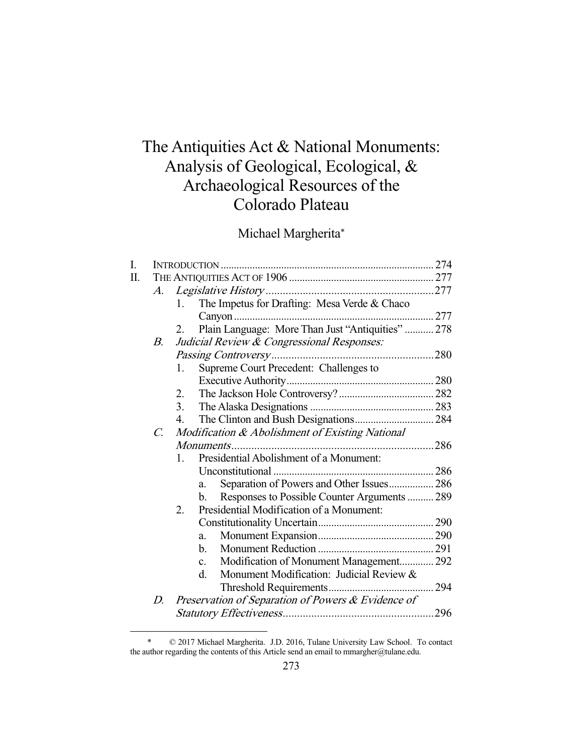# The Antiquities Act & National Monuments: Analysis of Geological, Ecological, & Archaeological Resources of the Colorado Plateau

Michael Margherita*

I. INTRODUCTION ... 274
II. THE ANTIQUITIES ACT OF 1906 ... 277
  A. *Legislative History* ... 277
    1. The Impetus for Drafting: Mesa Verde & Chaco Canyon ... 277
    2. Plain Language: More Than Just "Antiquities" ... 278
  B. *Judicial Review & Congressional Responses: Passing Controversy* ... 280
    1. Supreme Court Precedent: Challenges to Executive Authority ... 280
    2. The Jackson Hole Controversy? ... 282
    3. The Alaska Designations ... 283
    4. The Clinton and Bush Designations ... 284
  C. *Modification & Abolishment of Existing National Monuments* ... 286
    1. Presidential Abolishment of a Monument: Unconstitutional ... 286
      a. Separation of Powers and Other Issues ... 286
      b. Responses to Possible Counter Arguments ... 289
    2. Presidential Modification of a Monument: Constitutionality Uncertain ... 290
      a. Monument Expansion ... 290
      b. Monument Reduction ... 291
      c. Modification of Monument Management ... 292
      d. Monument Modification: Judicial Review & Threshold Requirements ... 294
  D. *Preservation of Separation of Powers & Evidence of Statutory Effectiveness* ... 296

---

\* © 2017 Michael Margherita. J.D. 2016, Tulane University Law School. To contact the author regarding the contents of this Article send an email to mmargher@tulane.edu.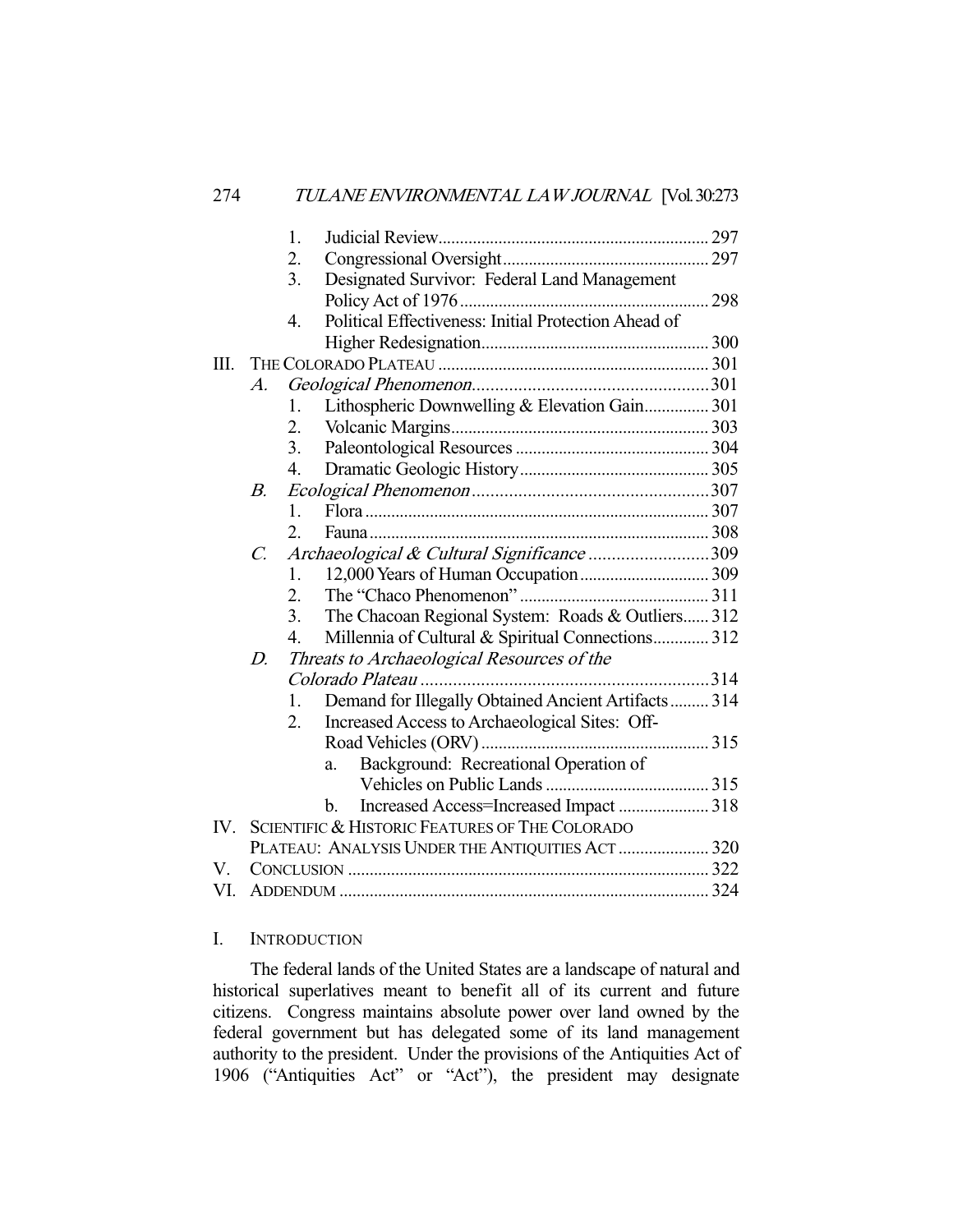1. Judicial Review ... 297
2. Congressional Oversight ... 297
3. Designated Survivor: Federal Land Management Policy Act of 1976 ... 298
4. Political Effectiveness: Initial Protection Ahead of Higher Redesignation ... 300

III. THE COLORADO PLATEAU ... 301

*A. Geological Phenomenon* ... 301

1. Lithospheric Downwelling & Elevation Gain ... 301
2. Volcanic Margins ... 303
3. Paleontological Resources ... 304
4. Dramatic Geologic History ... 305

*B. Ecological Phenomenon* ... 307

1. Flora ... 307
2. Fauna ... 308

*C. Archaeological & Cultural Significance* ... 309

1. 12,000 Years of Human Occupation ... 309
2. The "Chaco Phenomenon" ... 311
3. The Chacoan Regional System: Roads & Outliers ... 312
4. Millennia of Cultural & Spiritual Connections ... 312

*D. Threats to Archaeological Resources of the Colorado Plateau* ... 314

1. Demand for Illegally Obtained Ancient Artifacts ... 314
2. Increased Access to Archaeological Sites: Off-Road Vehicles (ORV) ... 315
   a. Background: Recreational Operation of Vehicles on Public Lands ... 315
   b. Increased Access=Increased Impact ... 318

IV. SCIENTIFIC & HISTORIC FEATURES OF THE COLORADO PLATEAU: ANALYSIS UNDER THE ANTIQUITIES ACT ... 320

V. CONCLUSION ... 322

VI. ADDENDUM ... 324

## I. INTRODUCTION

The federal lands of the United States are a landscape of natural and historical superlatives meant to benefit all of its current and future citizens. Congress maintains absolute power over land owned by the federal government but has delegated some of its land management authority to the president. Under the provisions of the Antiquities Act of 1906 ("Antiquities Act" or "Act"), the president may designate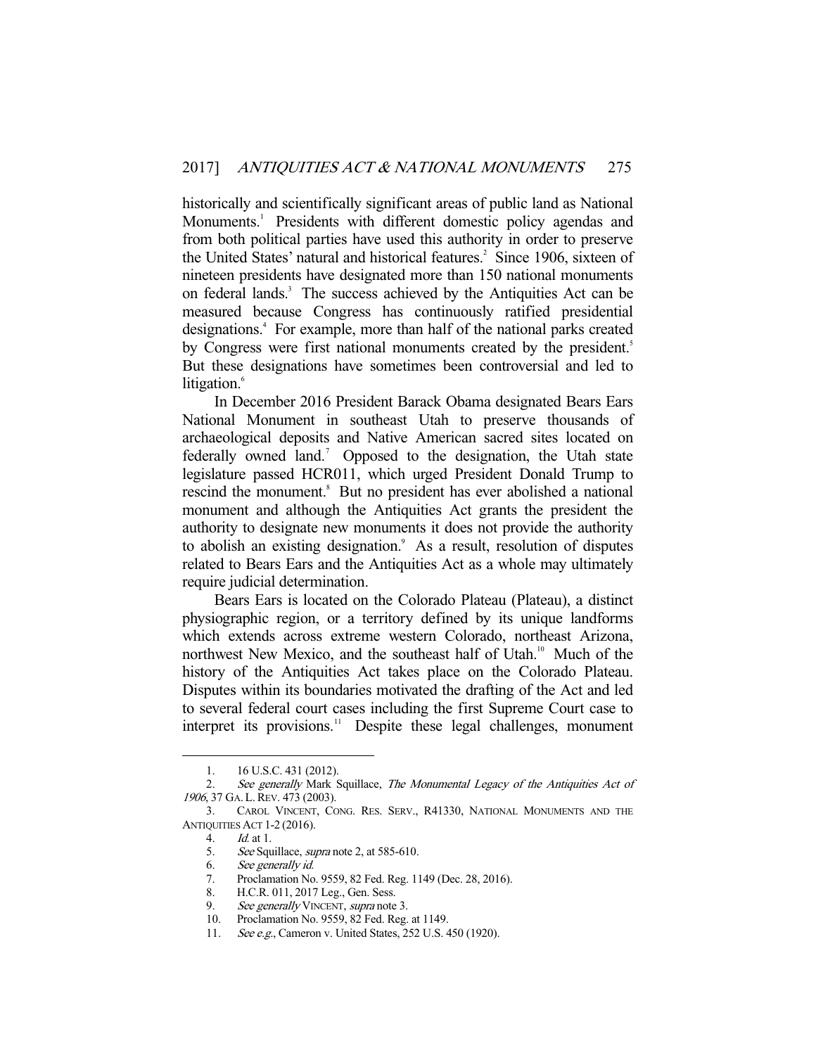historically and scientifically significant areas of public land as National Monuments.[1] Presidents with different domestic policy agendas and from both political parties have used this authority in order to preserve the United States' natural and historical features.[2] Since 1906, sixteen of nineteen presidents have designated more than 150 national monuments on federal lands.[3] The success achieved by the Antiquities Act can be measured because Congress has continuously ratified presidential designations.[4] For example, more than half of the national parks created by Congress were first national monuments created by the president.[5] But these designations have sometimes been controversial and led to litigation.[6]

In December 2016 President Barack Obama designated Bears Ears National Monument in southeast Utah to preserve thousands of archaeological deposits and Native American sacred sites located on federally owned land.[7] Opposed to the designation, the Utah state legislature passed HCR011, which urged President Donald Trump to rescind the monument.[8] But no president has ever abolished a national monument and although the Antiquities Act grants the president the authority to designate new monuments it does not provide the authority to abolish an existing designation.[9] As a result, resolution of disputes related to Bears Ears and the Antiquities Act as a whole may ultimately require judicial determination.

Bears Ears is located on the Colorado Plateau (Plateau), a distinct physiographic region, or a territory defined by its unique landforms which extends across extreme western Colorado, northeast Arizona, northwest New Mexico, and the southeast half of Utah.[10] Much of the history of the Antiquities Act takes place on the Colorado Plateau. Disputes within its boundaries motivated the drafting of the Act and led to several federal court cases including the first Supreme Court case to interpret its provisions.[11] Despite these legal challenges, monument

---

1. 16 U.S.C. 431 (2012).
2. *See generally* Mark Squillace, *The Monumental Legacy of the Antiquities Act of 1906*, 37 GA. L. REV. 473 (2003).
3. CAROL VINCENT, CONG. RES. SERV., R41330, NATIONAL MONUMENTS AND THE ANTIQUITIES ACT 1-2 (2016).
4. *Id.* at 1.
5. *See* Squillace, *supra* note 2, at 585-610.
6. *See generally id.*
7. Proclamation No. 9559, 82 Fed. Reg. 1149 (Dec. 28, 2016).
8. H.C.R. 011, 2017 Leg., Gen. Sess.
9. *See generally* VINCENT, *supra* note 3.
10. Proclamation No. 9559, 82 Fed. Reg. at 1149.
11. *See e.g.*, Cameron v. United States, 252 U.S. 450 (1920).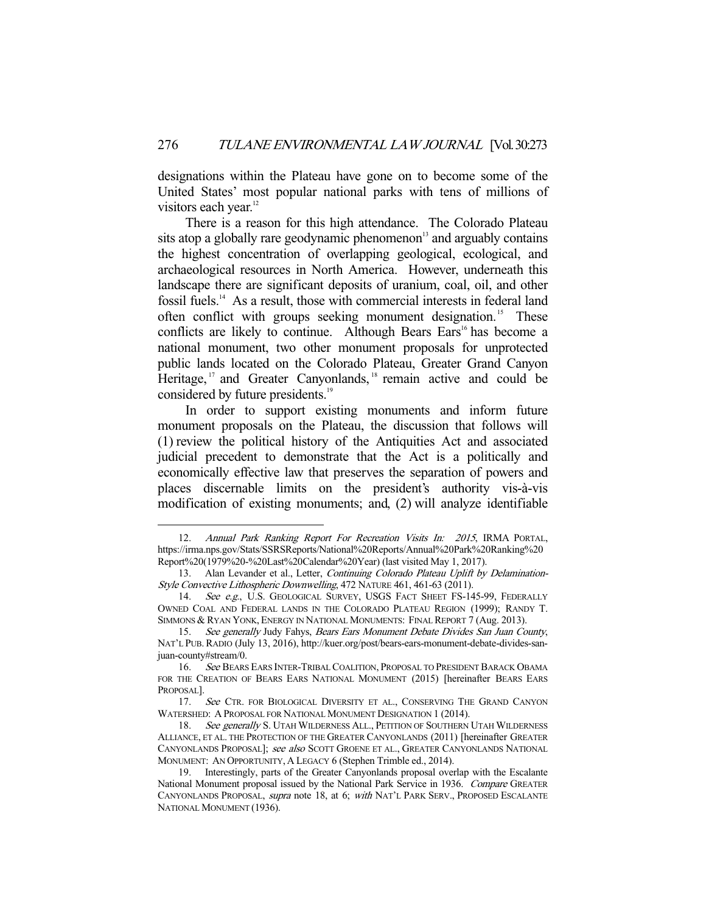designations within the Plateau have gone on to become some of the United States' most popular national parks with tens of millions of visitors each year.[12]

There is a reason for this high attendance. The Colorado Plateau sits atop a globally rare geodynamic phenomenon[13] and arguably contains the highest concentration of overlapping geological, ecological, and archaeological resources in North America. However, underneath this landscape there are significant deposits of uranium, coal, oil, and other fossil fuels.[14] As a result, those with commercial interests in federal land often conflict with groups seeking monument designation.[15] These conflicts are likely to continue. Although Bears Ears[16] has become a national monument, two other monument proposals for unprotected public lands located on the Colorado Plateau, Greater Grand Canyon Heritage,[17] and Greater Canyonlands,[18] remain active and could be considered by future presidents.[19]

In order to support existing monuments and inform future monument proposals on the Plateau, the discussion that follows will (1) review the political history of the Antiquities Act and associated judicial precedent to demonstrate that the Act is a politically and economically effective law that preserves the separation of powers and places discernable limits on the president's authority vis-à-vis modification of existing monuments; and, (2) will analyze identifiable

---

12. *Annual Park Ranking Report For Recreation Visits In: 2015*, IRMA PORTAL, https://irma.nps.gov/Stats/SSRSReports/National%20Reports/Annual%20Park%20Ranking%20Report%20(1979%20-%20Last%20Calendar%20Year) (last visited May 1, 2017).

13. Alan Levander et al., Letter, *Continuing Colorado Plateau Uplift by Delamination-Style Convective Lithospheric Downwelling*, 472 NATURE 461, 461-63 (2011).

14. *See e.g.*, U.S. GEOLOGICAL SURVEY, USGS FACT SHEET FS-145-99, FEDERALLY OWNED COAL AND FEDERAL LANDS IN THE COLORADO PLATEAU REGION (1999); RANDY T. SIMMONS & RYAN YONK, ENERGY IN NATIONAL MONUMENTS: FINAL REPORT 7 (Aug. 2013).

15. *See generally* Judy Fahys, *Bears Ears Monument Debate Divides San Juan County*, NAT'L PUB. RADIO (July 13, 2016), http://kuer.org/post/bears-ears-monument-debate-divides-san-juan-county#stream/0.

16. *See* BEARS EARS INTER-TRIBAL COALITION, PROPOSAL TO PRESIDENT BARACK OBAMA FOR THE CREATION OF BEARS EARS NATIONAL MONUMENT (2015) [hereinafter BEARS EARS PROPOSAL].

17. *See* CTR. FOR BIOLOGICAL DIVERSITY ET AL., CONSERVING THE GRAND CANYON WATERSHED: A PROPOSAL FOR NATIONAL MONUMENT DESIGNATION 1 (2014).

18. *See generally* S. UTAH WILDERNESS ALL., PETITION OF SOUTHERN UTAH WILDERNESS ALLIANCE, ET AL. THE PROTECTION OF THE GREATER CANYONLANDS (2011) [hereinafter GREATER CANYONLANDS PROPOSAL]; *see also* SCOTT GROENE ET AL., GREATER CANYONLANDS NATIONAL MONUMENT: AN OPPORTUNITY, A LEGACY 6 (Stephen Trimble ed., 2014).

19. Interestingly, parts of the Greater Canyonlands proposal overlap with the Escalante National Monument proposal issued by the National Park Service in 1936. *Compare* GREATER CANYONLANDS PROPOSAL, *supra* note 18, at 6; *with* NAT'L PARK SERV., PROPOSED ESCALANTE NATIONAL MONUMENT (1936).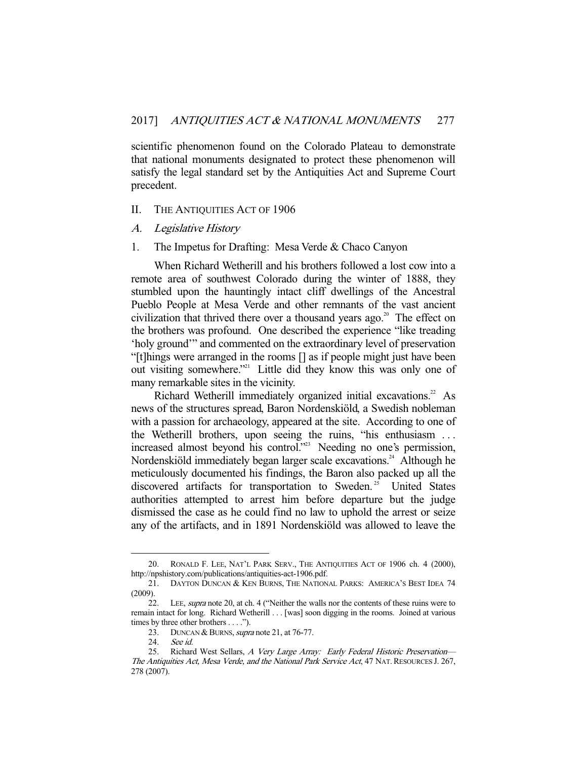scientific phenomenon found on the Colorado Plateau to demonstrate that national monuments designated to protect these phenomenon will satisfy the legal standard set by the Antiquities Act and Supreme Court precedent.

## II. THE ANTIQUITIES ACT OF 1906

### A. *Legislative History*

#### 1. The Impetus for Drafting: Mesa Verde & Chaco Canyon

When Richard Wetherill and his brothers followed a lost cow into a remote area of southwest Colorado during the winter of 1888, they stumbled upon the hauntingly intact cliff dwellings of the Ancestral Pueblo People at Mesa Verde and other remnants of the vast ancient civilization that thrived there over a thousand years ago.[20] The effect on the brothers was profound. One described the experience "like treading 'holy ground'" and commented on the extraordinary level of preservation "[t]hings were arranged in the rooms [] as if people might just have been out visiting somewhere."[21] Little did they know this was only one of many remarkable sites in the vicinity.

Richard Wetherill immediately organized initial excavations.[22] As news of the structures spread, Baron Nordenskiöld, a Swedish nobleman with a passion for archaeology, appeared at the site. According to one of the Wetherill brothers, upon seeing the ruins, "his enthusiasm . . . increased almost beyond his control."[23] Needing no one's permission, Nordenskiöld immediately began larger scale excavations.[24] Although he meticulously documented his findings, the Baron also packed up all the discovered artifacts for transportation to Sweden.[25] United States authorities attempted to arrest him before departure but the judge dismissed the case as he could find no law to uphold the arrest or seize any of the artifacts, and in 1891 Nordenskiöld was allowed to leave the

---

20. RONALD F. LEE, NAT'L PARK SERV., THE ANTIQUITIES ACT OF 1906 ch. 4 (2000), http://npshistory.com/publications/antiquities-act-1906.pdf.

21. DAYTON DUNCAN & KEN BURNS, THE NATIONAL PARKS: AMERICA'S BEST IDEA 74 (2009).

22. LEE, *supra* note 20, at ch. 4 ("Neither the walls nor the contents of these ruins were to remain intact for long. Richard Wetherill . . . [was] soon digging in the rooms. Joined at various times by three other brothers . . . .").

23. DUNCAN & BURNS, *supra* note 21, at 76-77.

24. *See id.*

25. Richard West Sellars, *A Very Large Array: Early Federal Historic Preservation—The Antiquities Act, Mesa Verde, and the National Park Service Act*, 47 NAT. RESOURCES J. 267, 278 (2007).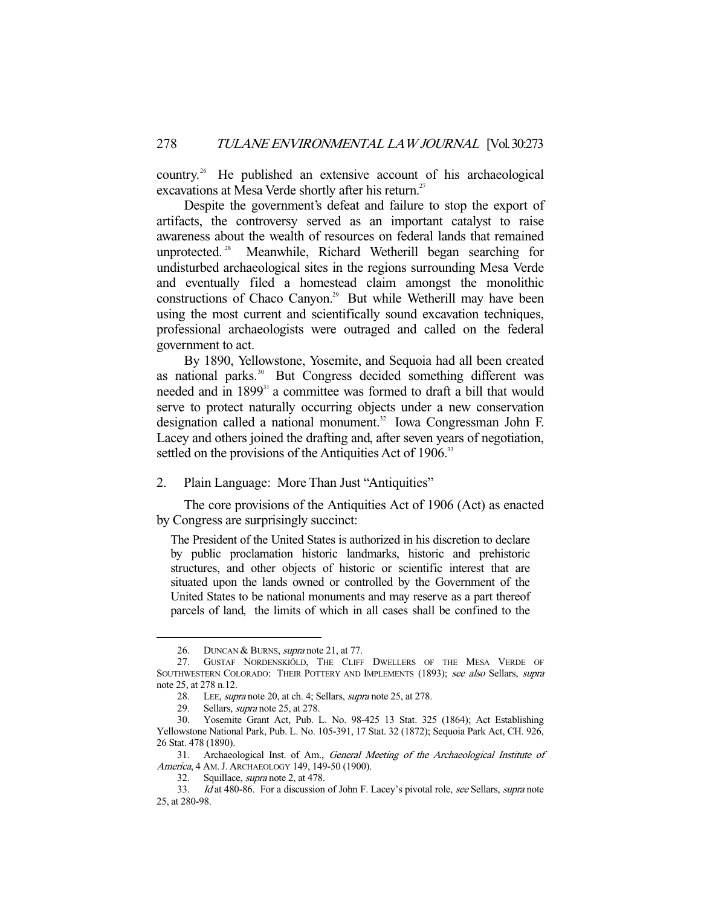country.[26] He published an extensive account of his archaeological excavations at Mesa Verde shortly after his return.[27]

Despite the government's defeat and failure to stop the export of artifacts, the controversy served as an important catalyst to raise awareness about the wealth of resources on federal lands that remained unprotected.[28] Meanwhile, Richard Wetherill began searching for undisturbed archaeological sites in the regions surrounding Mesa Verde and eventually filed a homestead claim amongst the monolithic constructions of Chaco Canyon.[29] But while Wetherill may have been using the most current and scientifically sound excavation techniques, professional archaeologists were outraged and called on the federal government to act.

By 1890, Yellowstone, Yosemite, and Sequoia had all been created as national parks.[30] But Congress decided something different was needed and in 1899[31] a committee was formed to draft a bill that would serve to protect naturally occurring objects under a new conservation designation called a national monument.[32] Iowa Congressman John F. Lacey and others joined the drafting and, after seven years of negotiation, settled on the provisions of the Antiquities Act of 1906.[33]

### 2. Plain Language: More Than Just "Antiquities"

The core provisions of the Antiquities Act of 1906 (Act) as enacted by Congress are surprisingly succinct:

> The President of the United States is authorized in his discretion to declare by public proclamation historic landmarks, historic and prehistoric structures, and other objects of historic or scientific interest that are situated upon the lands owned or controlled by the Government of the United States to be national monuments and may reserve as a part thereof parcels of land, the limits of which in all cases shall be confined to the

---

26. DUNCAN & BURNS, *supra* note 21, at 77.

27. GUSTAF NORDENSKIÖLD, THE CLIFF DWELLERS OF THE MESA VERDE OF SOUTHWESTERN COLORADO: THEIR POTTERY AND IMPLEMENTS (1893); *see also* Sellars, *supra* note 25, at 278 n.12.

28. LEE, *supra* note 20, at ch. 4; Sellars, *supra* note 25, at 278.

29. Sellars, *supra* note 25, at 278.

30. Yosemite Grant Act, Pub. L. No. 98-425 13 Stat. 325 (1864); Act Establishing Yellowstone National Park, Pub. L. No. 105-391, 17 Stat. 32 (1872); Sequoia Park Act, CH. 926, 26 Stat. 478 (1890).

31. Archaeological Inst. of Am., *General Meeting of the Archaeological Institute of America*, 4 AM. J. ARCHAEOLOGY 149, 149-50 (1900).

32. Squillace, *supra* note 2, at 478.

33. *Id* at 480-86. For a discussion of John F. Lacey's pivotal role, *see* Sellars, *supra* note 25, at 280-98.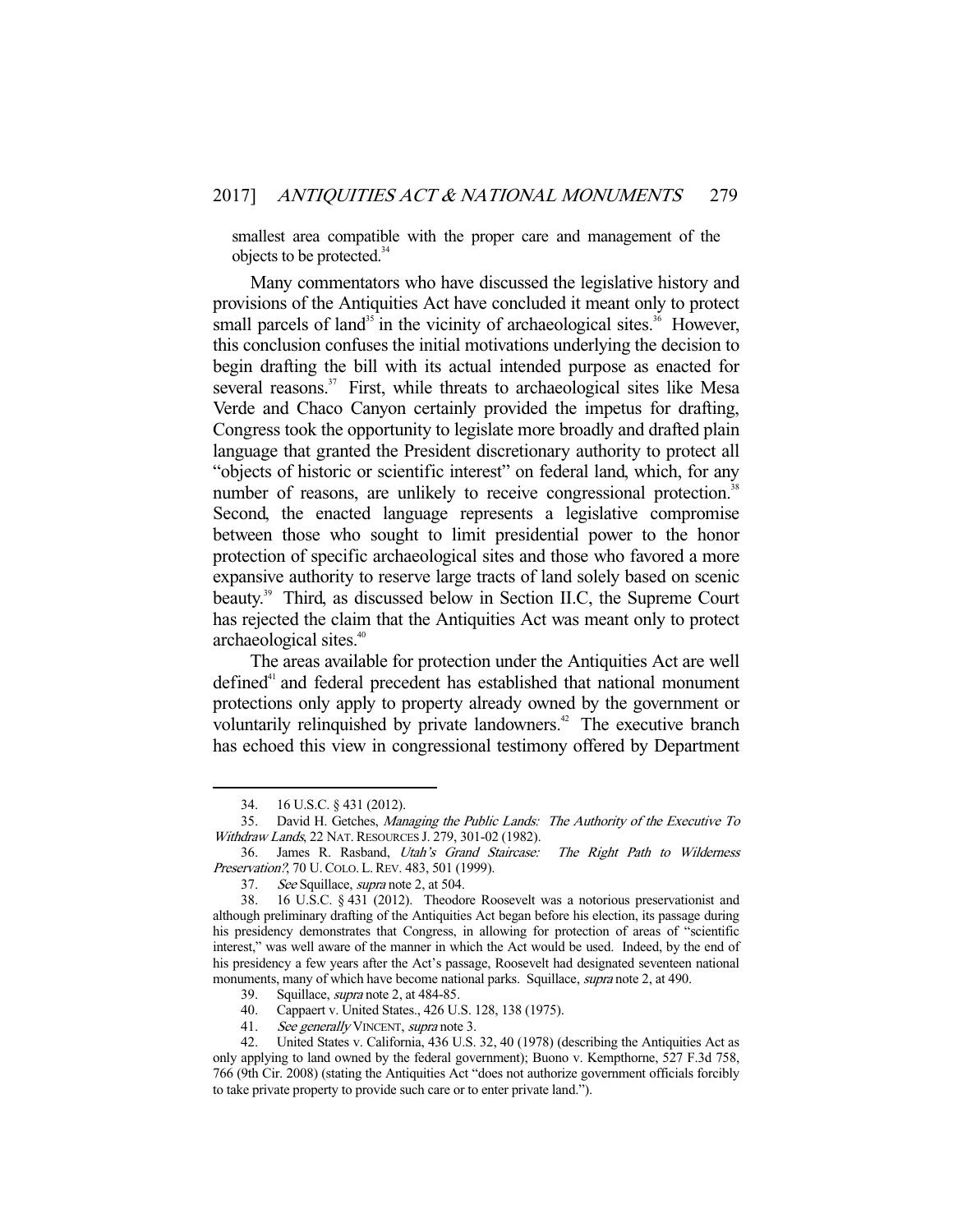smallest area compatible with the proper care and management of the objects to be protected.[34]

Many commentators who have discussed the legislative history and provisions of the Antiquities Act have concluded it meant only to protect small parcels of land[35] in the vicinity of archaeological sites.[36] However, this conclusion confuses the initial motivations underlying the decision to begin drafting the bill with its actual intended purpose as enacted for several reasons.[37] First, while threats to archaeological sites like Mesa Verde and Chaco Canyon certainly provided the impetus for drafting, Congress took the opportunity to legislate more broadly and drafted plain language that granted the President discretionary authority to protect all "objects of historic or scientific interest" on federal land, which, for any number of reasons, are unlikely to receive congressional protection.[38] Second, the enacted language represents a legislative compromise between those who sought to limit presidential power to the honor protection of specific archaeological sites and those who favored a more expansive authority to reserve large tracts of land solely based on scenic beauty.[39] Third, as discussed below in Section II.C, the Supreme Court has rejected the claim that the Antiquities Act was meant only to protect archaeological sites.[40]

The areas available for protection under the Antiquities Act are well defined[41] and federal precedent has established that national monument protections only apply to property already owned by the government or voluntarily relinquished by private landowners.[42] The executive branch has echoed this view in congressional testimony offered by Department

---

34. 16 U.S.C. § 431 (2012).

35. David H. Getches, *Managing the Public Lands: The Authority of the Executive To Withdraw Lands*, 22 NAT. RESOURCES J. 279, 301-02 (1982).

36. James R. Rasband, *Utah's Grand Staircase: The Right Path to Wilderness Preservation?*, 70 U. COLO. L. REV. 483, 501 (1999).

37. *See* Squillace, *supra* note 2, at 504.

38. 16 U.S.C. § 431 (2012). Theodore Roosevelt was a notorious preservationist and although preliminary drafting of the Antiquities Act began before his election, its passage during his presidency demonstrates that Congress, in allowing for protection of areas of "scientific interest," was well aware of the manner in which the Act would be used. Indeed, by the end of his presidency a few years after the Act's passage, Roosevelt had designated seventeen national monuments, many of which have become national parks. Squillace, *supra* note 2, at 490.

39. Squillace, *supra* note 2, at 484-85.

40. Cappaert v. United States., 426 U.S. 128, 138 (1975).

41. *See generally* VINCENT, *supra* note 3.

42. United States v. California, 436 U.S. 32, 40 (1978) (describing the Antiquities Act as only applying to land owned by the federal government); Buono v. Kempthorne, 527 F.3d 758, 766 (9th Cir. 2008) (stating the Antiquities Act "does not authorize government officials forcibly to take private property to provide such care or to enter private land.").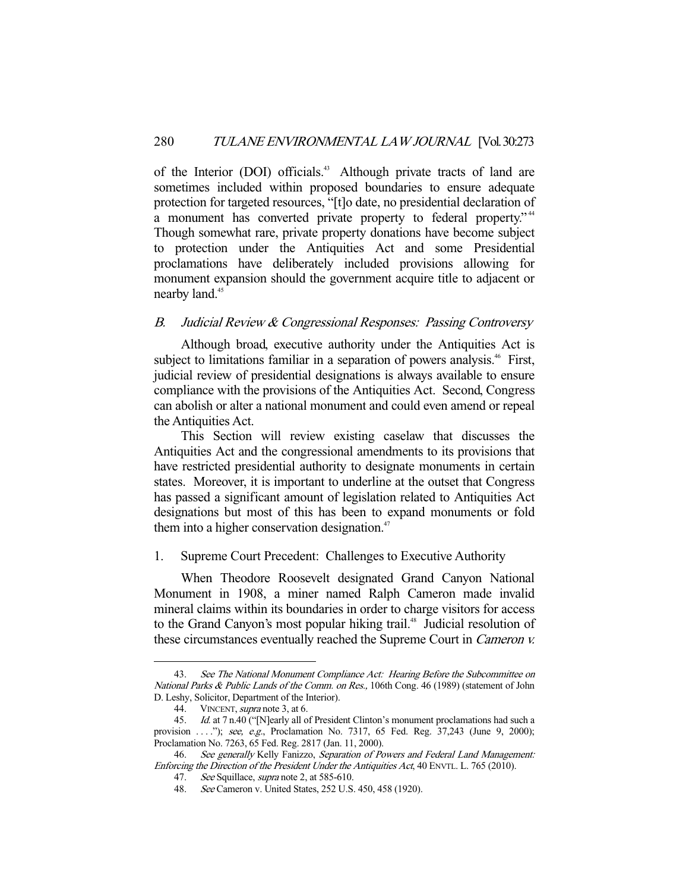of the Interior (DOI) officials.[43] Although private tracts of land are sometimes included within proposed boundaries to ensure adequate protection for targeted resources, "[t]o date, no presidential declaration of a monument has converted private property to federal property."[44] Though somewhat rare, private property donations have become subject to protection under the Antiquities Act and some Presidential proclamations have deliberately included provisions allowing for monument expansion should the government acquire title to adjacent or nearby land.[45]

### B. *Judicial Review & Congressional Responses: Passing Controversy*

Although broad, executive authority under the Antiquities Act is subject to limitations familiar in a separation of powers analysis.[46] First, judicial review of presidential designations is always available to ensure compliance with the provisions of the Antiquities Act. Second, Congress can abolish or alter a national monument and could even amend or repeal the Antiquities Act.

This Section will review existing caselaw that discusses the Antiquities Act and the congressional amendments to its provisions that have restricted presidential authority to designate monuments in certain states. Moreover, it is important to underline at the outset that Congress has passed a significant amount of legislation related to Antiquities Act designations but most of this has been to expand monuments or fold them into a higher conservation designation.[47]

#### 1. Supreme Court Precedent: Challenges to Executive Authority

When Theodore Roosevelt designated Grand Canyon National Monument in 1908, a miner named Ralph Cameron made invalid mineral claims within its boundaries in order to charge visitors for access to the Grand Canyon's most popular hiking trail.[48] Judicial resolution of these circumstances eventually reached the Supreme Court in *Cameron v.*

---

43. *See The National Monument Compliance Act: Hearing Before the Subcommittee on National Parks & Public Lands of the Comm. on Res.*, 106th Cong. 46 (1989) (statement of John D. Leshy, Solicitor, Department of the Interior).

44. VINCENT, *supra* note 3, at 6.

45. *Id.* at 7 n.40 ("[N]early all of President Clinton's monument proclamations had such a provision . . . ."); *see, e.g.*, Proclamation No. 7317, 65 Fed. Reg. 37,243 (June 9, 2000); Proclamation No. 7263, 65 Fed. Reg. 2817 (Jan. 11, 2000).

46. *See generally* Kelly Fanizzo, *Separation of Powers and Federal Land Management: Enforcing the Direction of the President Under the Antiquities Act*, 40 ENVTL. L. 765 (2010).

47. *See* Squillace, *supra* note 2, at 585-610.

48. *See* Cameron v. United States, 252 U.S. 450, 458 (1920).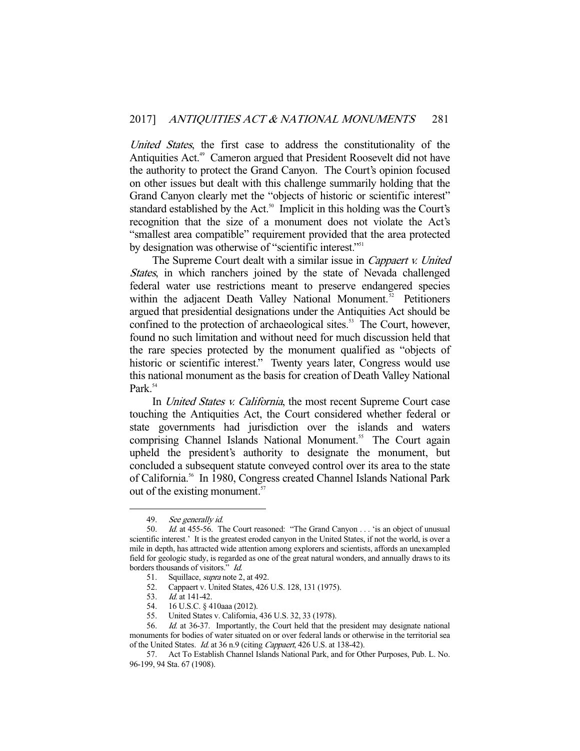*United States*, the first case to address the constitutionality of the Antiquities Act.[49] Cameron argued that President Roosevelt did not have the authority to protect the Grand Canyon. The Court's opinion focused on other issues but dealt with this challenge summarily holding that the Grand Canyon clearly met the "objects of historic or scientific interest" standard established by the Act.[50] Implicit in this holding was the Court's recognition that the size of a monument does not violate the Act's "smallest area compatible" requirement provided that the area protected by designation was otherwise of "scientific interest."[51]

The Supreme Court dealt with a similar issue in *Cappaert v. United States*, in which ranchers joined by the state of Nevada challenged federal water use restrictions meant to preserve endangered species within the adjacent Death Valley National Monument.[52] Petitioners argued that presidential designations under the Antiquities Act should be confined to the protection of archaeological sites.[53] The Court, however, found no such limitation and without need for much discussion held that the rare species protected by the monument qualified as "objects of historic or scientific interest." Twenty years later, Congress would use this national monument as the basis for creation of Death Valley National Park.[54]

In *United States v. California*, the most recent Supreme Court case touching the Antiquities Act, the Court considered whether federal or state governments had jurisdiction over the islands and waters comprising Channel Islands National Monument.[55] The Court again upheld the president's authority to designate the monument, but concluded a subsequent statute conveyed control over its area to the state of California.[56] In 1980, Congress created Channel Islands National Park out of the existing monument.[57]

---

49. *See generally id.*

50. *Id.* at 455-56. The Court reasoned: "The Grand Canyon . . . 'is an object of unusual scientific interest.' It is the greatest eroded canyon in the United States, if not the world, is over a mile in depth, has attracted wide attention among explorers and scientists, affords an unexampled field for geologic study, is regarded as one of the great natural wonders, and annually draws to its borders thousands of visitors." *Id.*

51. Squillace, *supra* note 2, at 492.

52. Cappaert v. United States, 426 U.S. 128, 131 (1975).

53. *Id.* at 141-42.

54. 16 U.S.C. § 410aaa (2012).

55. United States v. California, 436 U.S. 32, 33 (1978).

56. *Id.* at 36-37. Importantly, the Court held that the president may designate national monuments for bodies of water situated on or over federal lands or otherwise in the territorial sea of the United States. *Id.* at 36 n.9 (citing *Cappaert*, 426 U.S. at 138-42).

57. Act To Establish Channel Islands National Park, and for Other Purposes, Pub. L. No. 96-199, 94 Sta. 67 (1908).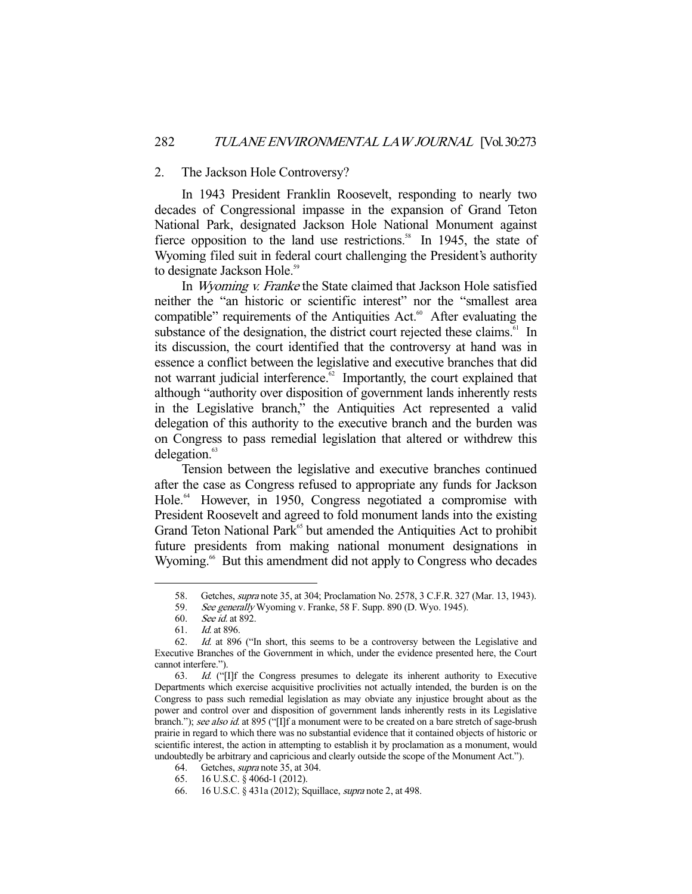### 2. The Jackson Hole Controversy?

In 1943 President Franklin Roosevelt, responding to nearly two decades of Congressional impasse in the expansion of Grand Teton National Park, designated Jackson Hole National Monument against fierce opposition to the land use restrictions.[58] In 1945, the state of Wyoming filed suit in federal court challenging the President's authority to designate Jackson Hole.[59]

In *Wyoming v. Franke* the State claimed that Jackson Hole satisfied neither the "an historic or scientific interest" nor the "smallest area compatible" requirements of the Antiquities Act.[60] After evaluating the substance of the designation, the district court rejected these claims.[61] In its discussion, the court identified that the controversy at hand was in essence a conflict between the legislative and executive branches that did not warrant judicial interference.[62] Importantly, the court explained that although "authority over disposition of government lands inherently rests in the Legislative branch," the Antiquities Act represented a valid delegation of this authority to the executive branch and the burden was on Congress to pass remedial legislation that altered or withdrew this delegation.[63]

Tension between the legislative and executive branches continued after the case as Congress refused to appropriate any funds for Jackson Hole.[64] However, in 1950, Congress negotiated a compromise with President Roosevelt and agreed to fold monument lands into the existing Grand Teton National Park[65] but amended the Antiquities Act to prohibit future presidents from making national monument designations in Wyoming.[66] But this amendment did not apply to Congress who decades

---

58. Getches, *supra* note 35, at 304; Proclamation No. 2578, 3 C.F.R. 327 (Mar. 13, 1943).

59. *See generally* Wyoming v. Franke, 58 F. Supp. 890 (D. Wyo. 1945).

60. *See id.* at 892.

61. *Id.* at 896.

62. *Id.* at 896 ("In short, this seems to be a controversy between the Legislative and Executive Branches of the Government in which, under the evidence presented here, the Court cannot interfere.").

63. *Id.* ("[I]f the Congress presumes to delegate its inherent authority to Executive Departments which exercise acquisitive proclivities not actually intended, the burden is on the Congress to pass such remedial legislation as may obviate any injustice brought about as the power and control over and disposition of government lands inherently rests in its Legislative branch."); *see also id.* at 895 ("[I]f a monument were to be created on a bare stretch of sage-brush prairie in regard to which there was no substantial evidence that it contained objects of historic or scientific interest, the action in attempting to establish it by proclamation as a monument, would undoubtedly be arbitrary and capricious and clearly outside the scope of the Monument Act.").

64. Getches, *supra* note 35, at 304.

65. 16 U.S.C. § 406d-1 (2012).

66. 16 U.S.C. § 431a (2012); Squillace, *supra* note 2, at 498.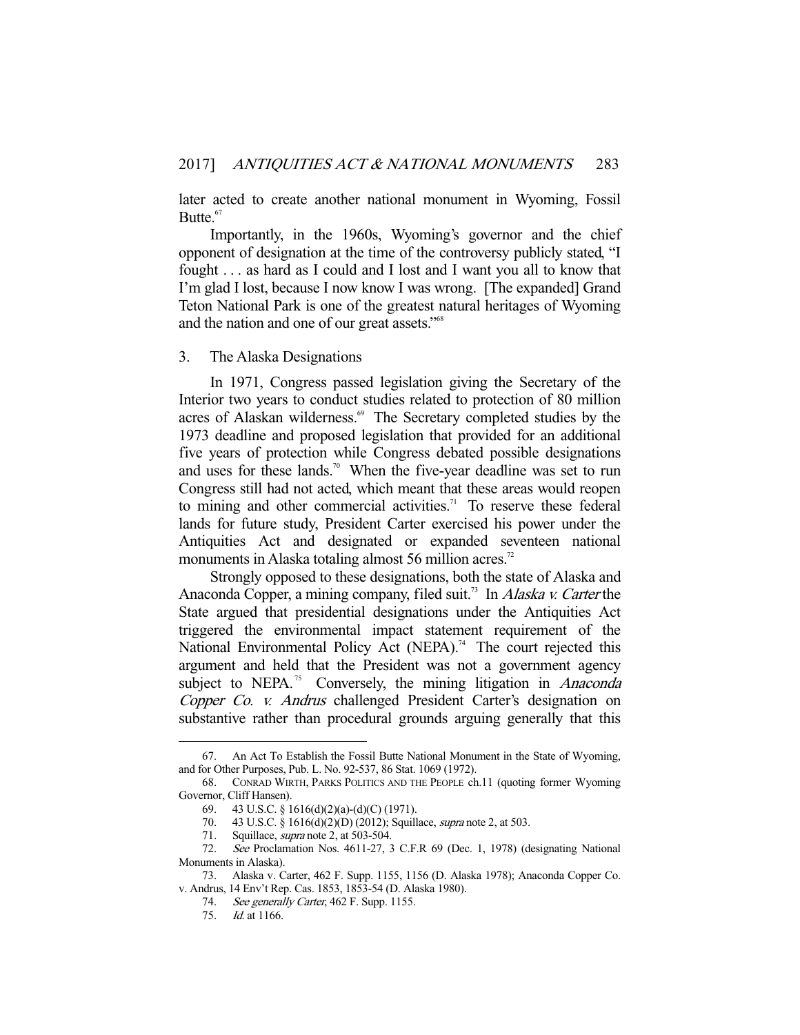later acted to create another national monument in Wyoming, Fossil Butte.[67]

Importantly, in the 1960s, Wyoming's governor and the chief opponent of designation at the time of the controversy publicly stated, "I fought . . . as hard as I could and I lost and I want you all to know that I'm glad I lost, because I now know I was wrong. [The expanded] Grand Teton National Park is one of the greatest natural heritages of Wyoming and the nation and one of our great assets."[68]

### 3. The Alaska Designations

In 1971, Congress passed legislation giving the Secretary of the Interior two years to conduct studies related to protection of 80 million acres of Alaskan wilderness.[69] The Secretary completed studies by the 1973 deadline and proposed legislation that provided for an additional five years of protection while Congress debated possible designations and uses for these lands.[70] When the five-year deadline was set to run Congress still had not acted, which meant that these areas would reopen to mining and other commercial activities.[71] To reserve these federal lands for future study, President Carter exercised his power under the Antiquities Act and designated or expanded seventeen national monuments in Alaska totaling almost 56 million acres.[72]

Strongly opposed to these designations, both the state of Alaska and Anaconda Copper, a mining company, filed suit.[73] In *Alaska v. Carter* the State argued that presidential designations under the Antiquities Act triggered the environmental impact statement requirement of the National Environmental Policy Act (NEPA).[74] The court rejected this argument and held that the President was not a government agency subject to NEPA.[75] Conversely, the mining litigation in *Anaconda Copper Co. v. Andrus* challenged President Carter's designation on substantive rather than procedural grounds arguing generally that this

---

67. An Act To Establish the Fossil Butte National Monument in the State of Wyoming, and for Other Purposes, Pub. L. No. 92-537, 86 Stat. 1069 (1972).

68. CONRAD WIRTH, PARKS POLITICS AND THE PEOPLE ch.11 (quoting former Wyoming Governor, Cliff Hansen).

69. 43 U.S.C. § 1616(d)(2)(a)-(d)(C) (1971).

70. 43 U.S.C. § 1616(d)(2)(D) (2012); Squillace, *supra* note 2, at 503.

71. Squillace, *supra* note 2, at 503-504.

72. *See* Proclamation Nos. 4611-27, 3 C.F.R 69 (Dec. 1, 1978) (designating National Monuments in Alaska).

73. Alaska v. Carter, 462 F. Supp. 1155, 1156 (D. Alaska 1978); Anaconda Copper Co. v. Andrus, 14 Env't Rep. Cas. 1853, 1853-54 (D. Alaska 1980).

74. *See generally Carter*, 462 F. Supp. 1155.

75. *Id.* at 1166.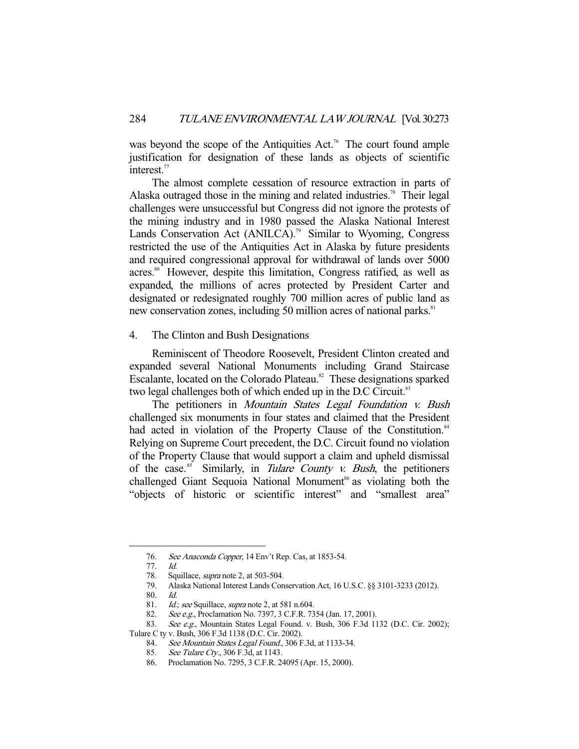was beyond the scope of the Antiquities Act.[76] The court found ample justification for designation of these lands as objects of scientific interest.[77]

The almost complete cessation of resource extraction in parts of Alaska outraged those in the mining and related industries.[78] Their legal challenges were unsuccessful but Congress did not ignore the protests of the mining industry and in 1980 passed the Alaska National Interest Lands Conservation Act (ANILCA).[79] Similar to Wyoming, Congress restricted the use of the Antiquities Act in Alaska by future presidents and required congressional approval for withdrawal of lands over 5000 acres.[80] However, despite this limitation, Congress ratified, as well as expanded, the millions of acres protected by President Carter and designated or redesignated roughly 700 million acres of public land as new conservation zones, including 50 million acres of national parks.[81]

### 4. The Clinton and Bush Designations

Reminiscent of Theodore Roosevelt, President Clinton created and expanded several National Monuments including Grand Staircase Escalante, located on the Colorado Plateau.[82] These designations sparked two legal challenges both of which ended up in the D.C Circuit.[83]

The petitioners in *Mountain States Legal Foundation v. Bush* challenged six monuments in four states and claimed that the President had acted in violation of the Property Clause of the Constitution.[84] Relying on Supreme Court precedent, the D.C. Circuit found no violation of the Property Clause that would support a claim and upheld dismissal of the case.[85] Similarly, in *Tulare County v. Bush*, the petitioners challenged Giant Sequoia National Monument[86] as violating both the "objects of historic or scientific interest" and "smallest area"

---

76. *See Anaconda Copper*, 14 Env't Rep. Cas, at 1853-54.

77. *Id.*

78. Squillace, *supra* note 2, at 503-504.

79. Alaska National Interest Lands Conservation Act, 16 U.S.C. §§ 3101-3233 (2012).

80. *Id.*

81. *Id.*; *see* Squillace, *supra* note 2, at 581 n.604.

82. *See e.g.*, Proclamation No. 7397, 3 C.F.R. 7354 (Jan. 17, 2001).

83. *See e.g.*, Mountain States Legal Found. v. Bush, 306 F.3d 1132 (D.C. Cir. 2002); Tulare C ty v. Bush, 306 F.3d 1138 (D.C. Cir. 2002).

84. *See Mountain States Legal Found.*, 306 F.3d, at 1133-34.

85. *See Tulare Cty.*, 306 F.3d, at 1143.

86. Proclamation No. 7295, 3 C.F.R. 24095 (Apr. 15, 2000).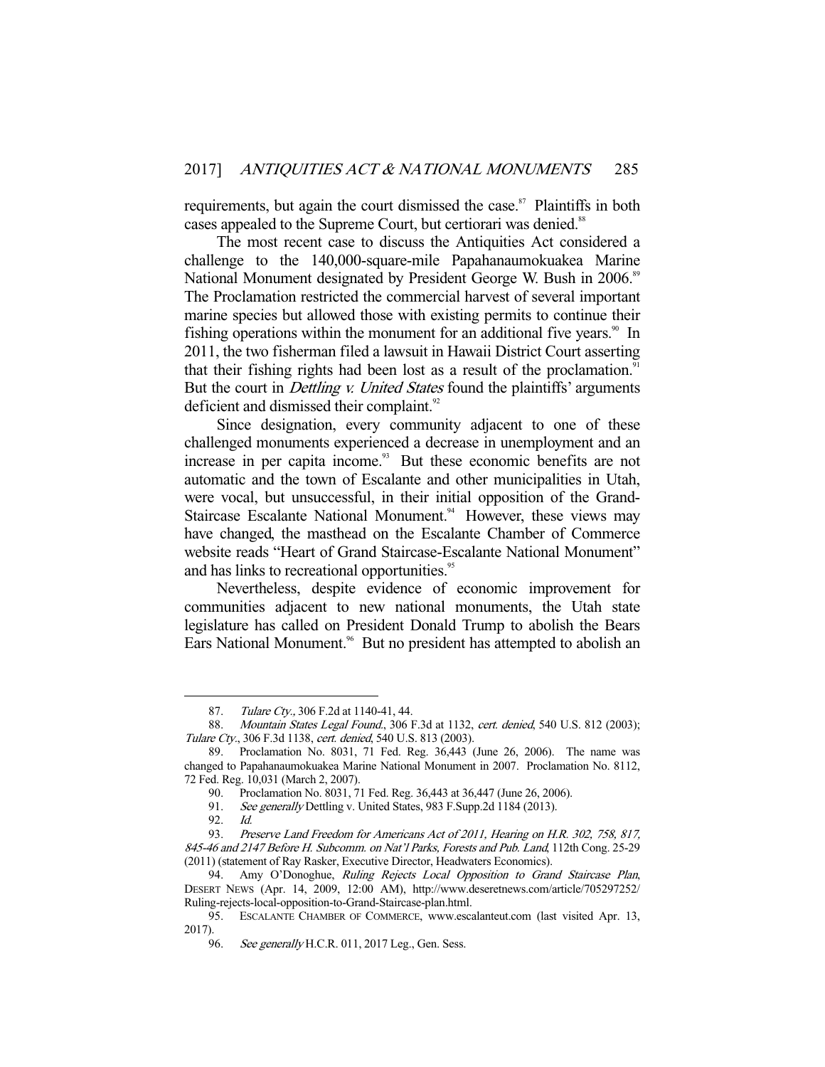requirements, but again the court dismissed the case.[87] Plaintiffs in both cases appealed to the Supreme Court, but certiorari was denied.[88]

The most recent case to discuss the Antiquities Act considered a challenge to the 140,000-square-mile Papahanaumokuakea Marine National Monument designated by President George W. Bush in 2006.[89] The Proclamation restricted the commercial harvest of several important marine species but allowed those with existing permits to continue their fishing operations within the monument for an additional five years.[90] In 2011, the two fisherman filed a lawsuit in Hawaii District Court asserting that their fishing rights had been lost as a result of the proclamation.[91] But the court in *Dettling v. United States* found the plaintiffs' arguments deficient and dismissed their complaint.[92]

Since designation, every community adjacent to one of these challenged monuments experienced a decrease in unemployment and an increase in per capita income.[93] But these economic benefits are not automatic and the town of Escalante and other municipalities in Utah, were vocal, but unsuccessful, in their initial opposition of the Grand-Staircase Escalante National Monument.[94] However, these views may have changed, the masthead on the Escalante Chamber of Commerce website reads "Heart of Grand Staircase-Escalante National Monument" and has links to recreational opportunities.[95]

Nevertheless, despite evidence of economic improvement for communities adjacent to new national monuments, the Utah state legislature has called on President Donald Trump to abolish the Bears Ears National Monument.[96] But no president has attempted to abolish an

---

87. *Tulare Cty.*, 306 F.2d at 1140-41, 44.

88. *Mountain States Legal Found.*, 306 F.3d at 1132, *cert. denied*, 540 U.S. 812 (2003); *Tulare Cty.*, 306 F.3d 1138, *cert. denied*, 540 U.S. 813 (2003).

89. Proclamation No. 8031, 71 Fed. Reg. 36,443 (June 26, 2006). The name was changed to Papahanaumokuakea Marine National Monument in 2007. Proclamation No. 8112, 72 Fed. Reg. 10,031 (March 2, 2007).

90. Proclamation No. 8031, 71 Fed. Reg. 36,443 at 36,447 (June 26, 2006).

91. *See generally* Dettling v. United States, 983 F.Supp.2d 1184 (2013).

92. *Id.*

93. *Preserve Land Freedom for Americans Act of 2011, Hearing on H.R. 302, 758, 817, 845-46 and 2147 Before H. Subcomm. on Nat'l Parks, Forests and Pub. Land*, 112th Cong. 25-29 (2011) (statement of Ray Rasker, Executive Director, Headwaters Economics).

94. Amy O'Donoghue, *Ruling Rejects Local Opposition to Grand Staircase Plan*, DESERT NEWS (Apr. 14, 2009, 12:00 AM), http://www.deseretnews.com/article/705297252/Ruling-rejects-local-opposition-to-Grand-Staircase-plan.html.

95. ESCALANTE CHAMBER OF COMMERCE, www.escalanteut.com (last visited Apr. 13, 2017).

96. *See generally* H.C.R. 011, 2017 Leg., Gen. Sess.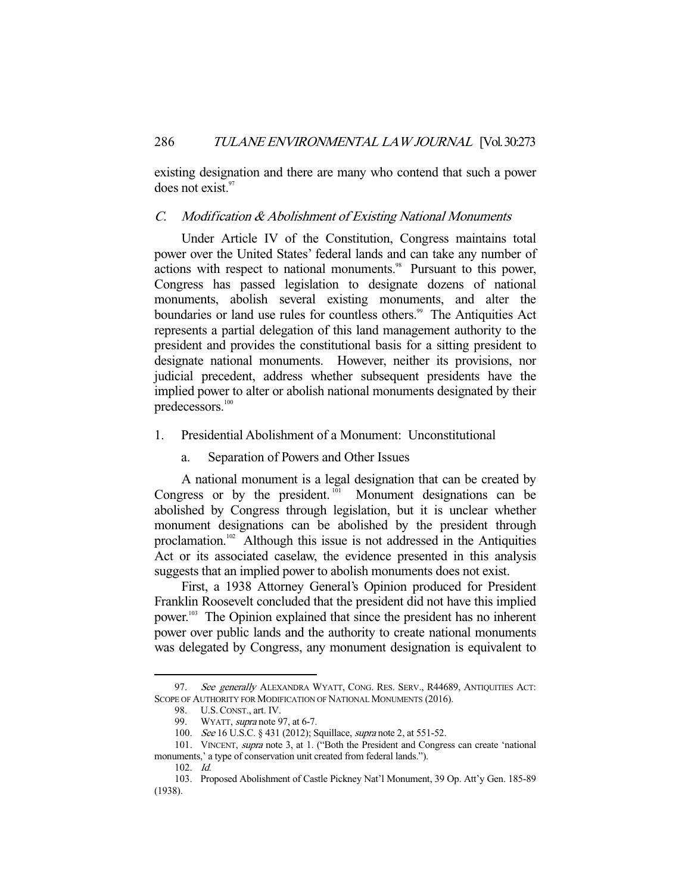existing designation and there are many who contend that such a power does not exist.[97]

### *C. Modification & Abolishment of Existing National Monuments*

Under Article IV of the Constitution, Congress maintains total power over the United States' federal lands and can take any number of actions with respect to national monuments.[98] Pursuant to this power, Congress has passed legislation to designate dozens of national monuments, abolish several existing monuments, and alter the boundaries or land use rules for countless others.[99] The Antiquities Act represents a partial delegation of this land management authority to the president and provides the constitutional basis for a sitting president to designate national monuments. However, neither its provisions, nor judicial precedent, address whether subsequent presidents have the implied power to alter or abolish national monuments designated by their predecessors.[100]

#### 1. Presidential Abolishment of a Monument: Unconstitutional

##### a. Separation of Powers and Other Issues

A national monument is a legal designation that can be created by Congress or by the president.[101] Monument designations can be abolished by Congress through legislation, but it is unclear whether monument designations can be abolished by the president through proclamation.[102] Although this issue is not addressed in the Antiquities Act or its associated caselaw, the evidence presented in this analysis suggests that an implied power to abolish monuments does not exist.

First, a 1938 Attorney General's Opinion produced for President Franklin Roosevelt concluded that the president did not have this implied power.[103] The Opinion explained that since the president has no inherent power over public lands and the authority to create national monuments was delegated by Congress, any monument designation is equivalent to

---

97. *See generally* ALEXANDRA WYATT, CONG. RES. SERV., R44689, ANTIQUITIES ACT: SCOPE OF AUTHORITY FOR MODIFICATION OF NATIONAL MONUMENTS (2016).

98. U.S. CONST., art. IV.

99. WYATT, *supra* note 97, at 6-7.

100. *See* 16 U.S.C. § 431 (2012); Squillace, *supra* note 2, at 551-52.

101. VINCENT, *supra* note 3, at 1. ("Both the President and Congress can create 'national monuments,' a type of conservation unit created from federal lands.").

102. *Id.*

103. Proposed Abolishment of Castle Pickney Nat'l Monument, 39 Op. Att'y Gen. 185-89 (1938).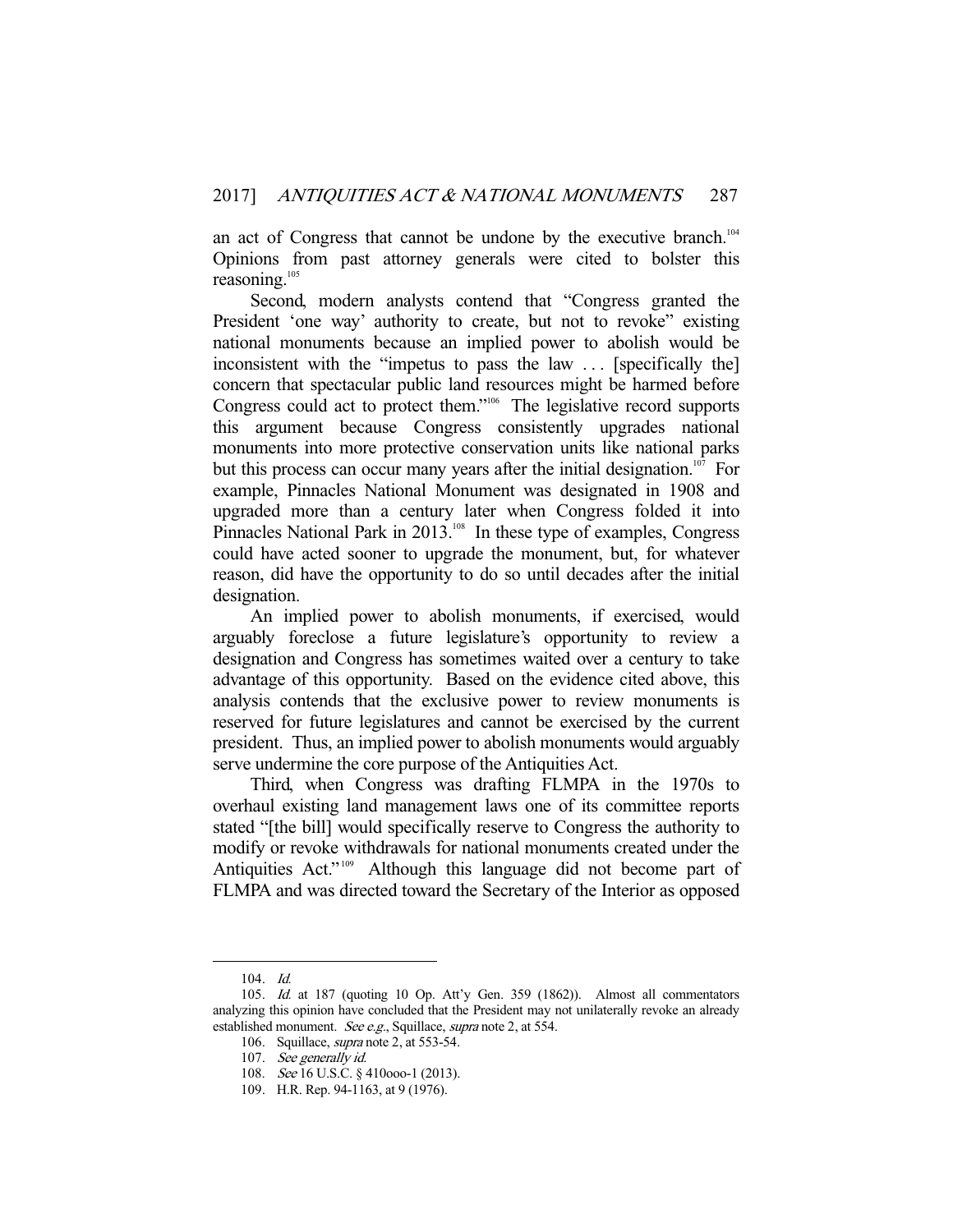an act of Congress that cannot be undone by the executive branch.[104] Opinions from past attorney generals were cited to bolster this reasoning.[105]

Second, modern analysts contend that "Congress granted the President 'one way' authority to create, but not to revoke" existing national monuments because an implied power to abolish would be inconsistent with the "impetus to pass the law . . . [specifically the] concern that spectacular public land resources might be harmed before Congress could act to protect them."[106] The legislative record supports this argument because Congress consistently upgrades national monuments into more protective conservation units like national parks but this process can occur many years after the initial designation.[107] For example, Pinnacles National Monument was designated in 1908 and upgraded more than a century later when Congress folded it into Pinnacles National Park in 2013.[108] In these type of examples, Congress could have acted sooner to upgrade the monument, but, for whatever reason, did have the opportunity to do so until decades after the initial designation.

An implied power to abolish monuments, if exercised, would arguably foreclose a future legislature's opportunity to review a designation and Congress has sometimes waited over a century to take advantage of this opportunity. Based on the evidence cited above, this analysis contends that the exclusive power to review monuments is reserved for future legislatures and cannot be exercised by the current president. Thus, an implied power to abolish monuments would arguably serve undermine the core purpose of the Antiquities Act.

Third, when Congress was drafting FLMPA in the 1970s to overhaul existing land management laws one of its committee reports stated "[the bill] would specifically reserve to Congress the authority to modify or revoke withdrawals for national monuments created under the Antiquities Act."[109] Although this language did not become part of FLMPA and was directed toward the Secretary of the Interior as opposed

---

104. *Id.*

105. *Id.* at 187 (quoting 10 Op. Att'y Gen. 359 (1862)). Almost all commentators analyzing this opinion have concluded that the President may not unilaterally revoke an already established monument. *See e.g.*, Squillace, *supra* note 2, at 554.

106. Squillace, *supra* note 2, at 553-54.

107. *See generally id.*

108. *See* 16 U.S.C. § 410ooo-1 (2013).

109. H.R. Rep. 94-1163, at 9 (1976).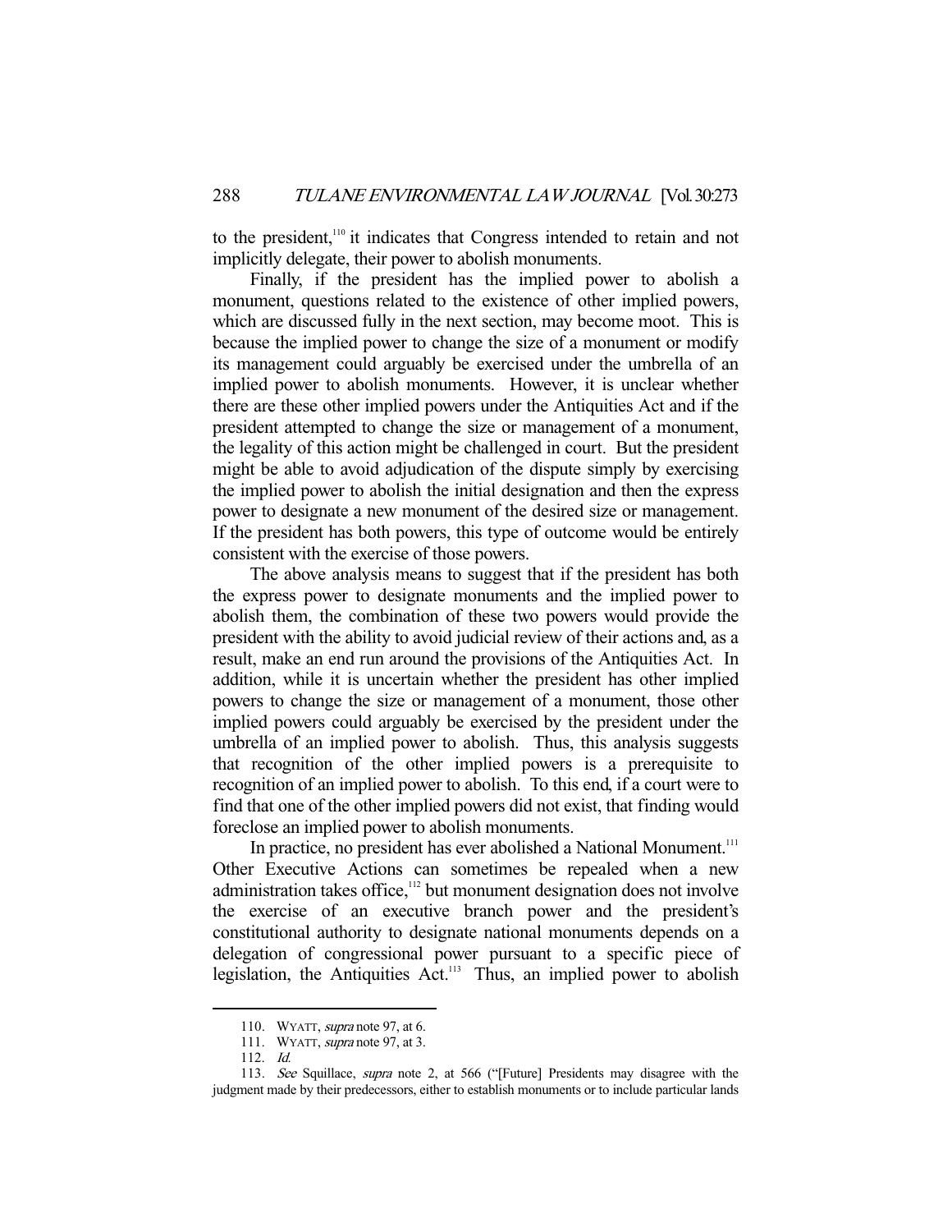to the president,[110] it indicates that Congress intended to retain and not implicitly delegate, their power to abolish monuments.

Finally, if the president has the implied power to abolish a monument, questions related to the existence of other implied powers, which are discussed fully in the next section, may become moot. This is because the implied power to change the size of a monument or modify its management could arguably be exercised under the umbrella of an implied power to abolish monuments. However, it is unclear whether there are these other implied powers under the Antiquities Act and if the president attempted to change the size or management of a monument, the legality of this action might be challenged in court. But the president might be able to avoid adjudication of the dispute simply by exercising the implied power to abolish the initial designation and then the express power to designate a new monument of the desired size or management. If the president has both powers, this type of outcome would be entirely consistent with the exercise of those powers.

The above analysis means to suggest that if the president has both the express power to designate monuments and the implied power to abolish them, the combination of these two powers would provide the president with the ability to avoid judicial review of their actions and, as a result, make an end run around the provisions of the Antiquities Act. In addition, while it is uncertain whether the president has other implied powers to change the size or management of a monument, those other implied powers could arguably be exercised by the president under the umbrella of an implied power to abolish. Thus, this analysis suggests that recognition of the other implied powers is a prerequisite to recognition of an implied power to abolish. To this end, if a court were to find that one of the other implied powers did not exist, that finding would foreclose an implied power to abolish monuments.

In practice, no president has ever abolished a National Monument.[111] Other Executive Actions can sometimes be repealed when a new administration takes office,[112] but monument designation does not involve the exercise of an executive branch power and the president's constitutional authority to designate national monuments depends on a delegation of congressional power pursuant to a specific piece of legislation, the Antiquities Act.[113] Thus, an implied power to abolish

---

110. WYATT, *supra* note 97, at 6.

111. WYATT, *supra* note 97, at 3.

112. *Id.*

113. *See* Squillace, *supra* note 2, at 566 ("[Future] Presidents may disagree with the judgment made by their predecessors, either to establish monuments or to include particular lands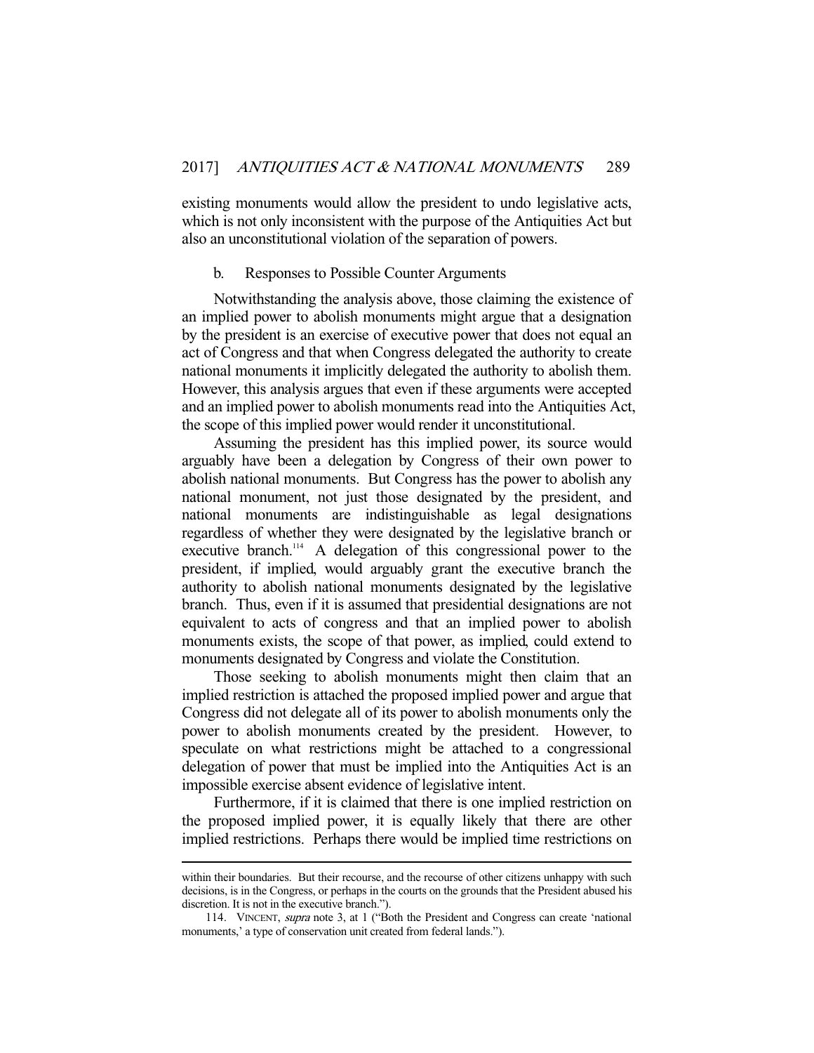existing monuments would allow the president to undo legislative acts, which is not only inconsistent with the purpose of the Antiquities Act but also an unconstitutional violation of the separation of powers.

#### b. Responses to Possible Counter Arguments

Notwithstanding the analysis above, those claiming the existence of an implied power to abolish monuments might argue that a designation by the president is an exercise of executive power that does not equal an act of Congress and that when Congress delegated the authority to create national monuments it implicitly delegated the authority to abolish them. However, this analysis argues that even if these arguments were accepted and an implied power to abolish monuments read into the Antiquities Act, the scope of this implied power would render it unconstitutional.

Assuming the president has this implied power, its source would arguably have been a delegation by Congress of their own power to abolish national monuments. But Congress has the power to abolish any national monument, not just those designated by the president, and national monuments are indistinguishable as legal designations regardless of whether they were designated by the legislative branch or executive branch.[114] A delegation of this congressional power to the president, if implied, would arguably grant the executive branch the authority to abolish national monuments designated by the legislative branch. Thus, even if it is assumed that presidential designations are not equivalent to acts of congress and that an implied power to abolish monuments exists, the scope of that power, as implied, could extend to monuments designated by Congress and violate the Constitution.

Those seeking to abolish monuments might then claim that an implied restriction is attached the proposed implied power and argue that Congress did not delegate all of its power to abolish monuments only the power to abolish monuments created by the president. However, to speculate on what restrictions might be attached to a congressional delegation of power that must be implied into the Antiquities Act is an impossible exercise absent evidence of legislative intent.

Furthermore, if it is claimed that there is one implied restriction on the proposed implied power, it is equally likely that there are other implied restrictions. Perhaps there would be implied time restrictions on

---

within their boundaries. But their recourse, and the recourse of other citizens unhappy with such decisions, is in the Congress, or perhaps in the courts on the grounds that the President abused his discretion. It is not in the executive branch.").

114. VINCENT, *supra* note 3, at 1 ("Both the President and Congress can create 'national monuments,' a type of conservation unit created from federal lands.").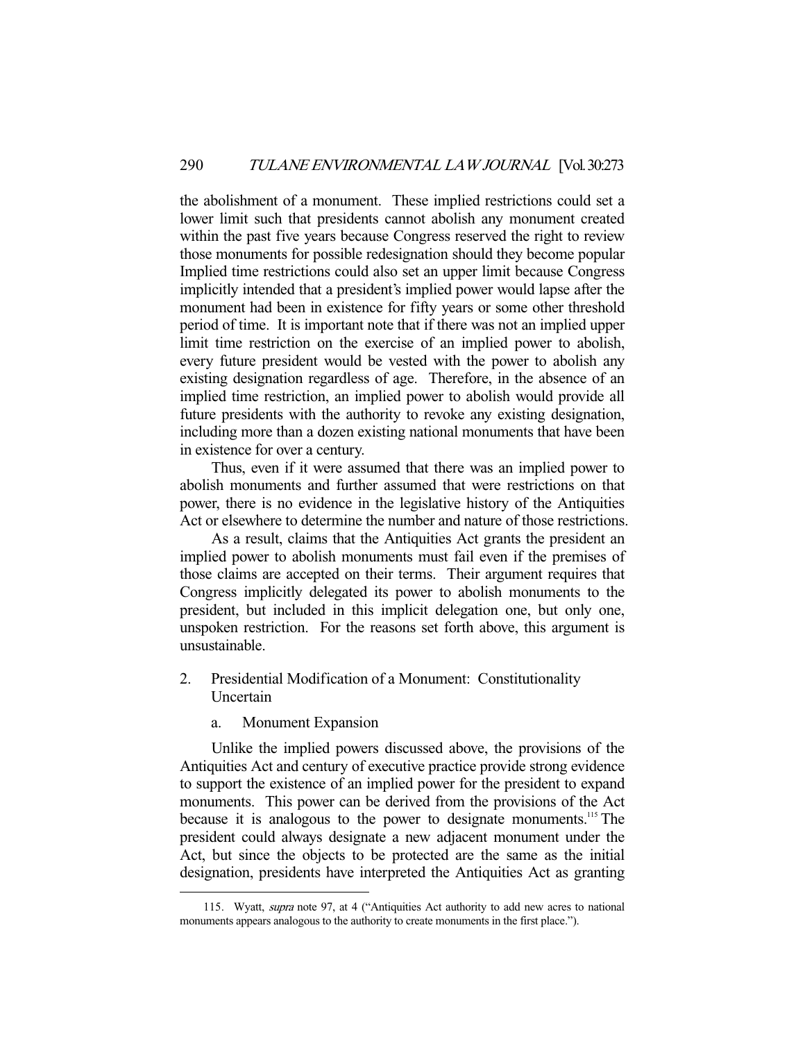the abolishment of a monument. These implied restrictions could set a lower limit such that presidents cannot abolish any monument created within the past five years because Congress reserved the right to review those monuments for possible redesignation should they become popular Implied time restrictions could also set an upper limit because Congress implicitly intended that a president's implied power would lapse after the monument had been in existence for fifty years or some other threshold period of time. It is important note that if there was not an implied upper limit time restriction on the exercise of an implied power to abolish, every future president would be vested with the power to abolish any existing designation regardless of age. Therefore, in the absence of an implied time restriction, an implied power to abolish would provide all future presidents with the authority to revoke any existing designation, including more than a dozen existing national monuments that have been in existence for over a century.

Thus, even if it were assumed that there was an implied power to abolish monuments and further assumed that were restrictions on that power, there is no evidence in the legislative history of the Antiquities Act or elsewhere to determine the number and nature of those restrictions.

As a result, claims that the Antiquities Act grants the president an implied power to abolish monuments must fail even if the premises of those claims are accepted on their terms. Their argument requires that Congress implicitly delegated its power to abolish monuments to the president, but included in this implicit delegation one, but only one, unspoken restriction. For the reasons set forth above, this argument is unsustainable.

2. Presidential Modification of a Monument: Constitutionality Uncertain

a. Monument Expansion

Unlike the implied powers discussed above, the provisions of the Antiquities Act and century of executive practice provide strong evidence to support the existence of an implied power for the president to expand monuments. This power can be derived from the provisions of the Act because it is analogous to the power to designate monuments.[115] The president could always designate a new adjacent monument under the Act, but since the objects to be protected are the same as the initial designation, presidents have interpreted the Antiquities Act as granting

115. Wyatt, *supra* note 97, at 4 ("Antiquities Act authority to add new acres to national monuments appears analogous to the authority to create monuments in the first place.").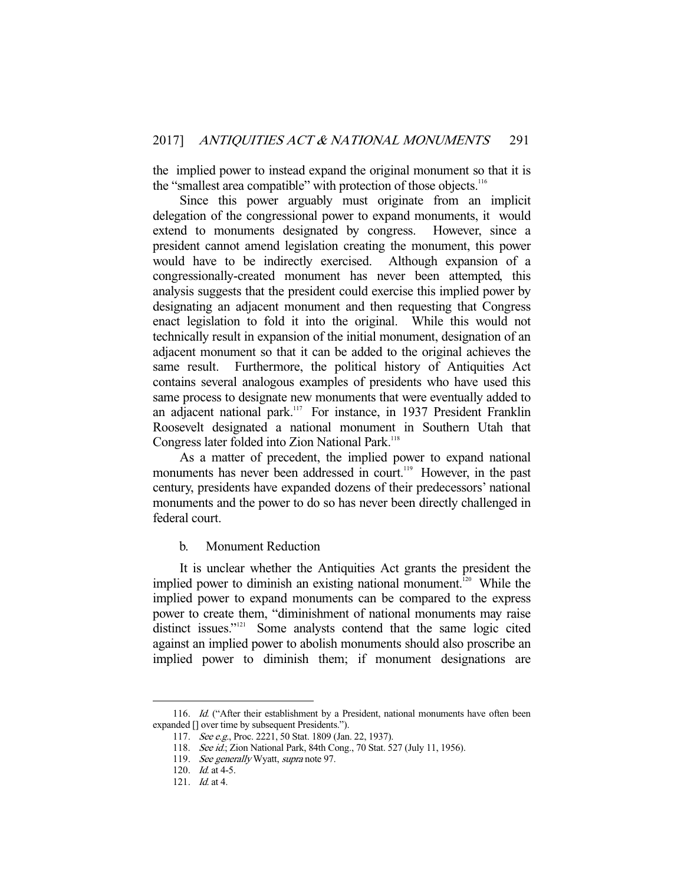the implied power to instead expand the original monument so that it is the "smallest area compatible" with protection of those objects.[116]

Since this power arguably must originate from an implicit delegation of the congressional power to expand monuments, it would extend to monuments designated by congress. However, since a president cannot amend legislation creating the monument, this power would have to be indirectly exercised. Although expansion of a congressionally-created monument has never been attempted, this analysis suggests that the president could exercise this implied power by designating an adjacent monument and then requesting that Congress enact legislation to fold it into the original. While this would not technically result in expansion of the initial monument, designation of an adjacent monument so that it can be added to the original achieves the same result. Furthermore, the political history of Antiquities Act contains several analogous examples of presidents who have used this same process to designate new monuments that were eventually added to an adjacent national park.[117] For instance, in 1937 President Franklin Roosevelt designated a national monument in Southern Utah that Congress later folded into Zion National Park.[118]

As a matter of precedent, the implied power to expand national monuments has never been addressed in court.[119] However, in the past century, presidents have expanded dozens of their predecessors' national monuments and the power to do so has never been directly challenged in federal court.

b. Monument Reduction

It is unclear whether the Antiquities Act grants the president the implied power to diminish an existing national monument.[120] While the implied power to expand monuments can be compared to the express power to create them, "diminishment of national monuments may raise distinct issues."[121] Some analysts contend that the same logic cited against an implied power to abolish monuments should also proscribe an implied power to diminish them; if monument designations are

---

116. *Id.* ("After their establishment by a President, national monuments have often been expanded [] over time by subsequent Presidents.").

117. *See e.g.*, Proc. 2221, 50 Stat. 1809 (Jan. 22, 1937).

118. *See id.*; Zion National Park, 84th Cong., 70 Stat. 527 (July 11, 1956).

119. *See generally* Wyatt, *supra* note 97.

120. *Id.* at 4-5.

121. *Id.* at 4.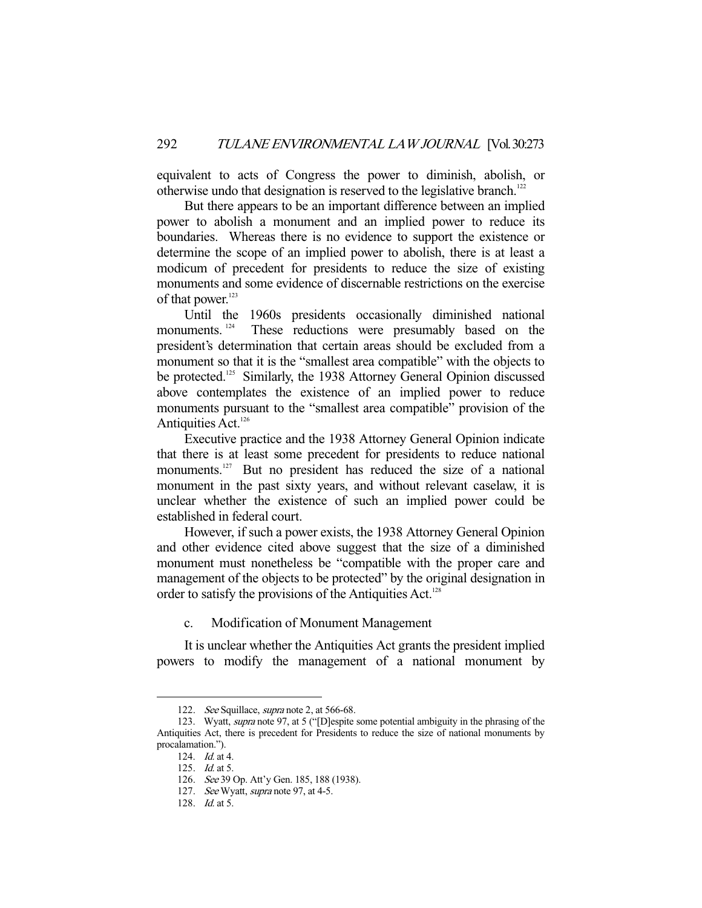equivalent to acts of Congress the power to diminish, abolish, or otherwise undo that designation is reserved to the legislative branch.[122]

But there appears to be an important difference between an implied power to abolish a monument and an implied power to reduce its boundaries. Whereas there is no evidence to support the existence or determine the scope of an implied power to abolish, there is at least a modicum of precedent for presidents to reduce the size of existing monuments and some evidence of discernable restrictions on the exercise of that power.[123]

Until the 1960s presidents occasionally diminished national monuments.[124] These reductions were presumably based on the president's determination that certain areas should be excluded from a monument so that it is the "smallest area compatible" with the objects to be protected.[125] Similarly, the 1938 Attorney General Opinion discussed above contemplates the existence of an implied power to reduce monuments pursuant to the "smallest area compatible" provision of the Antiquities Act.[126]

Executive practice and the 1938 Attorney General Opinion indicate that there is at least some precedent for presidents to reduce national monuments.[127] But no president has reduced the size of a national monument in the past sixty years, and without relevant caselaw, it is unclear whether the existence of such an implied power could be established in federal court.

However, if such a power exists, the 1938 Attorney General Opinion and other evidence cited above suggest that the size of a diminished monument must nonetheless be "compatible with the proper care and management of the objects to be protected" by the original designation in order to satisfy the provisions of the Antiquities Act.[128]

c. Modification of Monument Management

It is unclear whether the Antiquities Act grants the president implied powers to modify the management of a national monument by

---

122. *See* Squillace, *supra* note 2, at 566-68.

123. Wyatt, *supra* note 97, at 5 ("[D]espite some potential ambiguity in the phrasing of the Antiquities Act, there is precedent for Presidents to reduce the size of national monuments by procalamation.").

124. *Id.* at 4.

125. *Id.* at 5.

126. *See* 39 Op. Att'y Gen. 185, 188 (1938).

127. *See* Wyatt, *supra* note 97, at 4-5.

128. *Id.* at 5.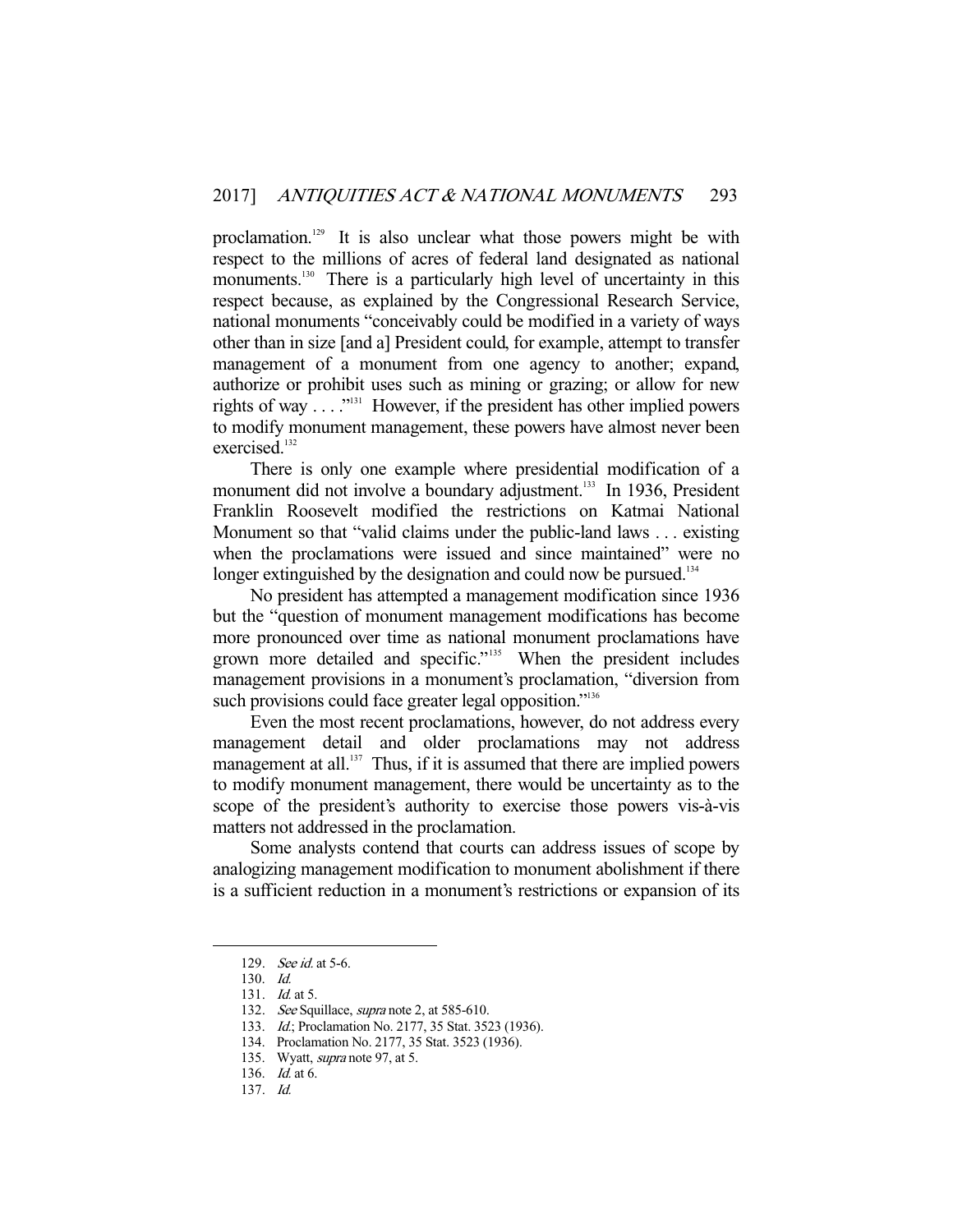proclamation.[129] It is also unclear what those powers might be with respect to the millions of acres of federal land designated as national monuments.[130] There is a particularly high level of uncertainty in this respect because, as explained by the Congressional Research Service, national monuments "conceivably could be modified in a variety of ways other than in size [and a] President could, for example, attempt to transfer management of a monument from one agency to another; expand, authorize or prohibit uses such as mining or grazing; or allow for new rights of way . . . ."[131] However, if the president has other implied powers to modify monument management, these powers have almost never been exercised.[132]

There is only one example where presidential modification of a monument did not involve a boundary adjustment.[133] In 1936, President Franklin Roosevelt modified the restrictions on Katmai National Monument so that "valid claims under the public-land laws . . . existing when the proclamations were issued and since maintained" were no longer extinguished by the designation and could now be pursued.[134]

No president has attempted a management modification since 1936 but the "question of monument management modifications has become more pronounced over time as national monument proclamations have grown more detailed and specific."[135] When the president includes management provisions in a monument's proclamation, "diversion from such provisions could face greater legal opposition."[136]

Even the most recent proclamations, however, do not address every management detail and older proclamations may not address management at all.[137] Thus, if it is assumed that there are implied powers to modify monument management, there would be uncertainty as to the scope of the president's authority to exercise those powers vis-à-vis matters not addressed in the proclamation.

Some analysts contend that courts can address issues of scope by analogizing management modification to monument abolishment if there is a sufficient reduction in a monument's restrictions or expansion of its

---

129. *See id.* at 5-6.
130. *Id.*
131. *Id.* at 5.
132. *See* Squillace, *supra* note 2, at 585-610.
133. *Id.*; Proclamation No. 2177, 35 Stat. 3523 (1936).
134. Proclamation No. 2177, 35 Stat. 3523 (1936).
135. Wyatt, *supra* note 97, at 5.
136. *Id.* at 6.
137. *Id.*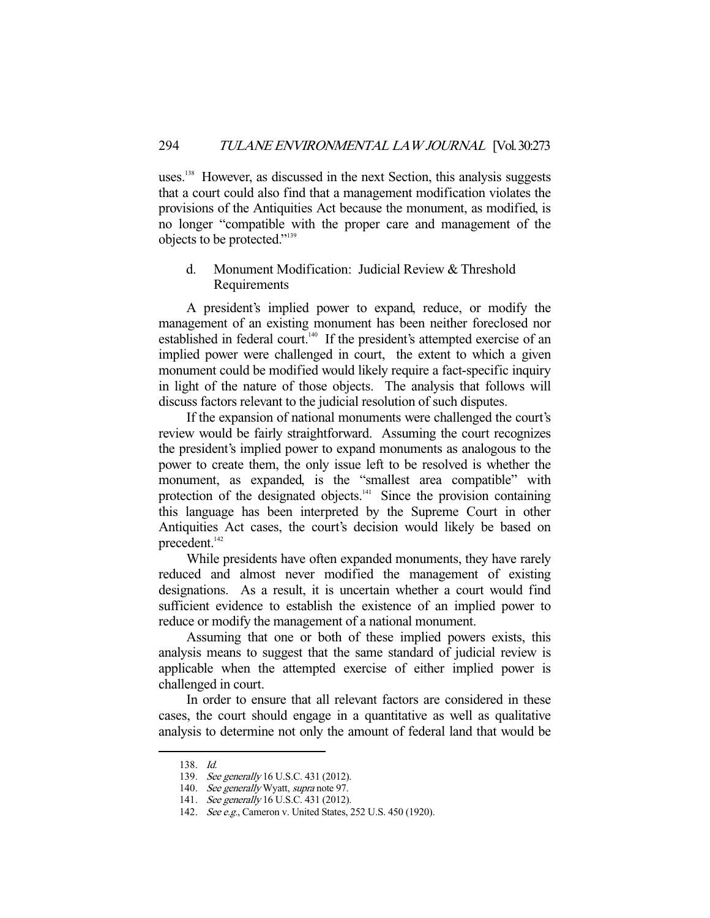uses.[138] However, as discussed in the next Section, this analysis suggests that a court could also find that a management modification violates the provisions of the Antiquities Act because the monument, as modified, is no longer "compatible with the proper care and management of the objects to be protected."[139]

#### d. Monument Modification: Judicial Review & Threshold Requirements

A president's implied power to expand, reduce, or modify the management of an existing monument has been neither foreclosed nor established in federal court.[140] If the president's attempted exercise of an implied power were challenged in court, the extent to which a given monument could be modified would likely require a fact-specific inquiry in light of the nature of those objects. The analysis that follows will discuss factors relevant to the judicial resolution of such disputes.

If the expansion of national monuments were challenged the court's review would be fairly straightforward. Assuming the court recognizes the president's implied power to expand monuments as analogous to the power to create them, the only issue left to be resolved is whether the monument, as expanded, is the "smallest area compatible" with protection of the designated objects.[141] Since the provision containing this language has been interpreted by the Supreme Court in other Antiquities Act cases, the court's decision would likely be based on precedent.[142]

While presidents have often expanded monuments, they have rarely reduced and almost never modified the management of existing designations. As a result, it is uncertain whether a court would find sufficient evidence to establish the existence of an implied power to reduce or modify the management of a national monument.

Assuming that one or both of these implied powers exists, this analysis means to suggest that the same standard of judicial review is applicable when the attempted exercise of either implied power is challenged in court.

In order to ensure that all relevant factors are considered in these cases, the court should engage in a quantitative as well as qualitative analysis to determine not only the amount of federal land that would be

---

138. *Id.*

139. *See generally* 16 U.S.C. 431 (2012).

140. *See generally* Wyatt, *supra* note 97.

141. *See generally* 16 U.S.C. 431 (2012).

142. *See e.g.*, Cameron v. United States, 252 U.S. 450 (1920).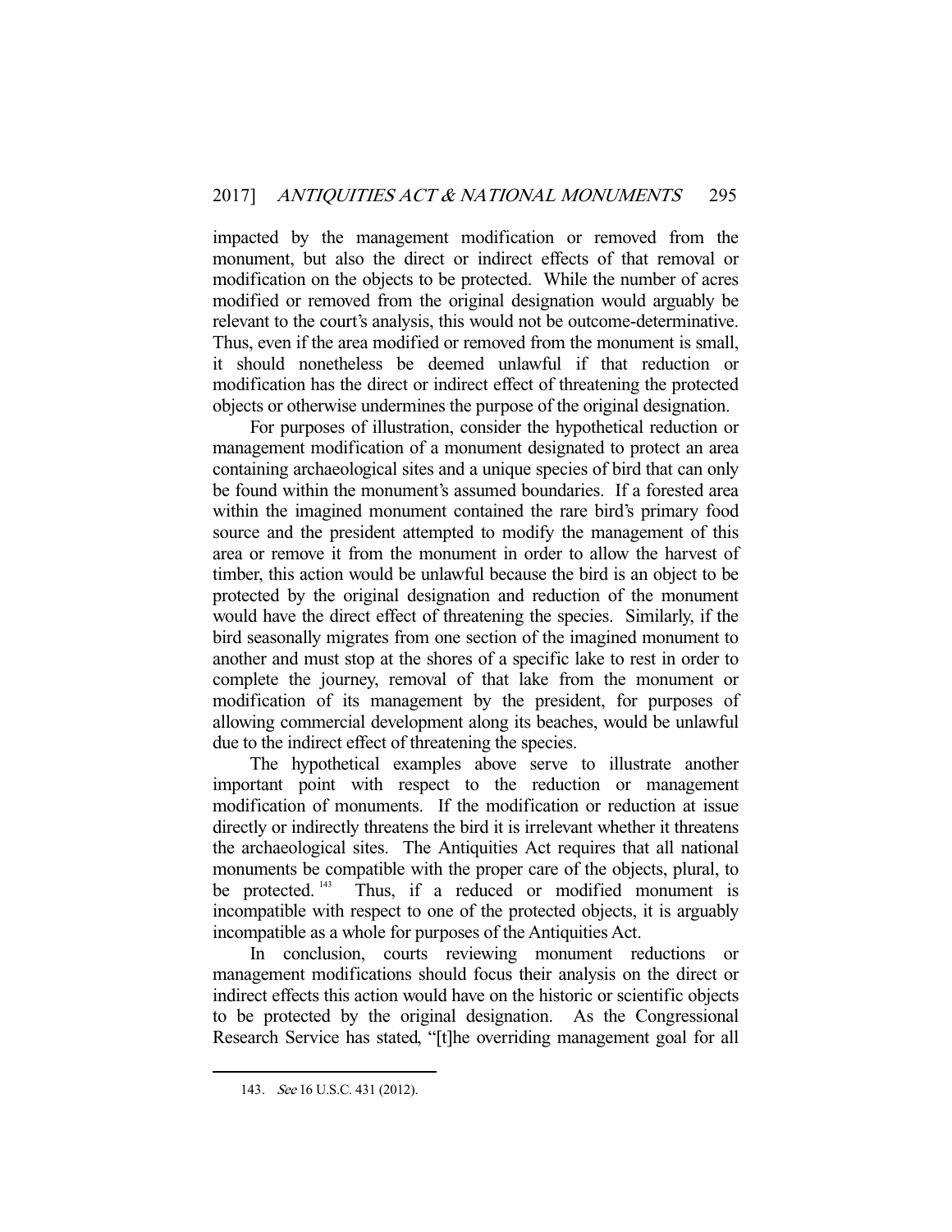impacted by the management modification or removed from the monument, but also the direct or indirect effects of that removal or modification on the objects to be protected. While the number of acres modified or removed from the original designation would arguably be relevant to the court's analysis, this would not be outcome-determinative. Thus, even if the area modified or removed from the monument is small, it should nonetheless be deemed unlawful if that reduction or modification has the direct or indirect effect of threatening the protected objects or otherwise undermines the purpose of the original designation.

For purposes of illustration, consider the hypothetical reduction or management modification of a monument designated to protect an area containing archaeological sites and a unique species of bird that can only be found within the monument's assumed boundaries. If a forested area within the imagined monument contained the rare bird's primary food source and the president attempted to modify the management of this area or remove it from the monument in order to allow the harvest of timber, this action would be unlawful because the bird is an object to be protected by the original designation and reduction of the monument would have the direct effect of threatening the species. Similarly, if the bird seasonally migrates from one section of the imagined monument to another and must stop at the shores of a specific lake to rest in order to complete the journey, removal of that lake from the monument or modification of its management by the president, for purposes of allowing commercial development along its beaches, would be unlawful due to the indirect effect of threatening the species.

The hypothetical examples above serve to illustrate another important point with respect to the reduction or management modification of monuments. If the modification or reduction at issue directly or indirectly threatens the bird it is irrelevant whether it threatens the archaeological sites. The Antiquities Act requires that all national monuments be compatible with the proper care of the objects, plural, to be protected.[143] Thus, if a reduced or modified monument is incompatible with respect to one of the protected objects, it is arguably incompatible as a whole for purposes of the Antiquities Act.

In conclusion, courts reviewing monument reductions or management modifications should focus their analysis on the direct or indirect effects this action would have on the historic or scientific objects to be protected by the original designation. As the Congressional Research Service has stated, "[t]he overriding management goal for all

---

143. *See* 16 U.S.C. 431 (2012).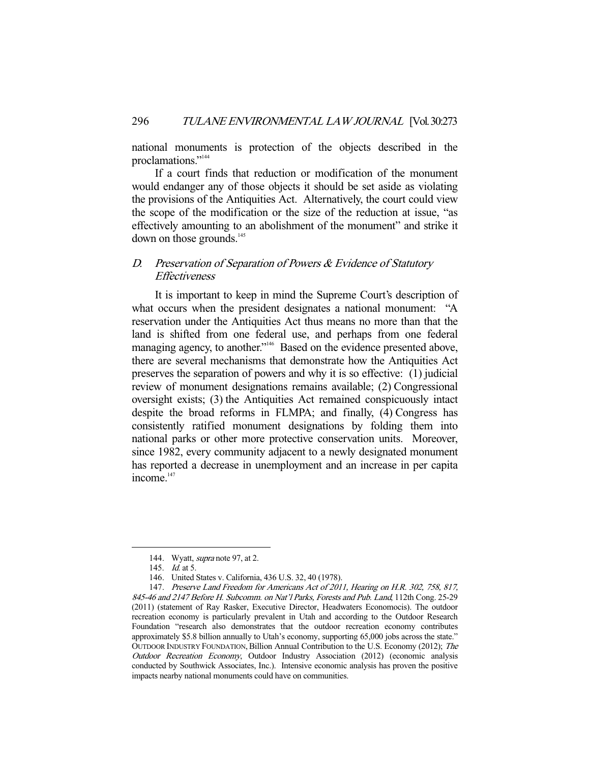national monuments is protection of the objects described in the proclamations."[144]

If a court finds that reduction or modification of the monument would endanger any of those objects it should be set aside as violating the provisions of the Antiquities Act. Alternatively, the court could view the scope of the modification or the size of the reduction at issue, "as effectively amounting to an abolishment of the monument" and strike it down on those grounds.[145]

### D. *Preservation of Separation of Powers & Evidence of Statutory Effectiveness*

It is important to keep in mind the Supreme Court's description of what occurs when the president designates a national monument: "A reservation under the Antiquities Act thus means no more than that the land is shifted from one federal use, and perhaps from one federal managing agency, to another."[146] Based on the evidence presented above, there are several mechanisms that demonstrate how the Antiquities Act preserves the separation of powers and why it is so effective: (1) judicial review of monument designations remains available; (2) Congressional oversight exists; (3) the Antiquities Act remained conspicuously intact despite the broad reforms in FLMPA; and finally, (4) Congress has consistently ratified monument designations by folding them into national parks or other more protective conservation units. Moreover, since 1982, every community adjacent to a newly designated monument has reported a decrease in unemployment and an increase in per capita income.[147]

---

144. Wyatt, *supra* note 97, at 2.

145. *Id.* at 5.

146. United States v. California, 436 U.S. 32, 40 (1978).

147. *Preserve Land Freedom for Americans Act of 2011, Hearing on H.R. 302, 758, 817, 845-46 and 2147 Before H. Subcomm. on Nat'l Parks, Forests and Pub. Land*, 112th Cong. 25-29 (2011) (statement of Ray Rasker, Executive Director, Headwaters Economocis). The outdoor recreation economy is particularly prevalent in Utah and according to the Outdoor Research Foundation "research also demonstrates that the outdoor recreation economy contributes approximately \$5.8 billion annually to Utah's economy, supporting 65,000 jobs across the state." OUTDOOR INDUSTRY FOUNDATION, Billion Annual Contribution to the U.S. Economy (2012); *The Outdoor Recreation Economy*, Outdoor Industry Association (2012) (economic analysis conducted by Southwick Associates, Inc.). Intensive economic analysis has proven the positive impacts nearby national monuments could have on communities.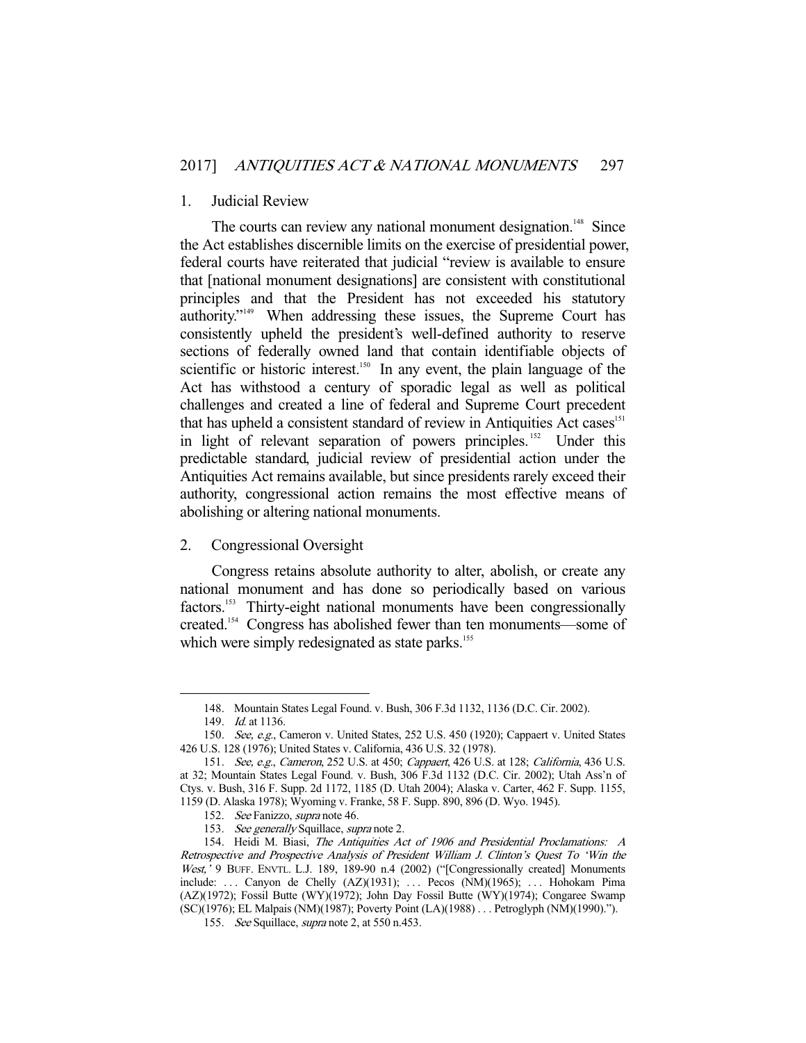### 1. Judicial Review

The courts can review any national monument designation.[148] Since the Act establishes discernible limits on the exercise of presidential power, federal courts have reiterated that judicial "review is available to ensure that [national monument designations] are consistent with constitutional principles and that the President has not exceeded his statutory authority."[149] When addressing these issues, the Supreme Court has consistently upheld the president's well-defined authority to reserve sections of federally owned land that contain identifiable objects of scientific or historic interest.[150] In any event, the plain language of the Act has withstood a century of sporadic legal as well as political challenges and created a line of federal and Supreme Court precedent that has upheld a consistent standard of review in Antiquities Act cases[151] in light of relevant separation of powers principles.[152] Under this predictable standard, judicial review of presidential action under the Antiquities Act remains available, but since presidents rarely exceed their authority, congressional action remains the most effective means of abolishing or altering national monuments.

### 2. Congressional Oversight

Congress retains absolute authority to alter, abolish, or create any national monument and has done so periodically based on various factors.[153] Thirty-eight national monuments have been congressionally created.[154] Congress has abolished fewer than ten monuments—some of which were simply redesignated as state parks.[155]

---

148. Mountain States Legal Found. v. Bush, 306 F.3d 1132, 1136 (D.C. Cir. 2002).

149. *Id.* at 1136.

150. *See, e.g.*, Cameron v. United States, 252 U.S. 450 (1920); Cappaert v. United States 426 U.S. 128 (1976); United States v. California, 436 U.S. 32 (1978).

151. *See, e.g.*, *Cameron*, 252 U.S. at 450; *Cappaert*, 426 U.S. at 128; *California*, 436 U.S. at 32; Mountain States Legal Found. v. Bush, 306 F.3d 1132 (D.C. Cir. 2002); Utah Ass'n of Ctys. v. Bush, 316 F. Supp. 2d 1172, 1185 (D. Utah 2004); Alaska v. Carter, 462 F. Supp. 1155, 1159 (D. Alaska 1978); Wyoming v. Franke, 58 F. Supp. 890, 896 (D. Wyo. 1945).

152. *See* Fanizzo, *supra* note 46.

153. *See generally* Squillace, *supra* note 2.

154. Heidi M. Biasi, *The Antiquities Act of 1906 and Presidential Proclamations: A Retrospective and Prospective Analysis of President William J. Clinton's Quest To 'Win the West,'* 9 BUFF. ENVTL. L.J. 189, 189-90 n.4 (2002) ("[Congressionally created] Monuments include: . . . Canyon de Chelly (AZ)(1931); . . . Pecos (NM)(1965); . . . Hohokam Pima (AZ)(1972); Fossil Butte (WY)(1972); John Day Fossil Butte (WY)(1974); Congaree Swamp (SC)(1976); EL Malpais (NM)(1987); Poverty Point (LA)(1988) . . . Petroglyph (NM)(1990).").

155. *See* Squillace, *supra* note 2, at 550 n.453.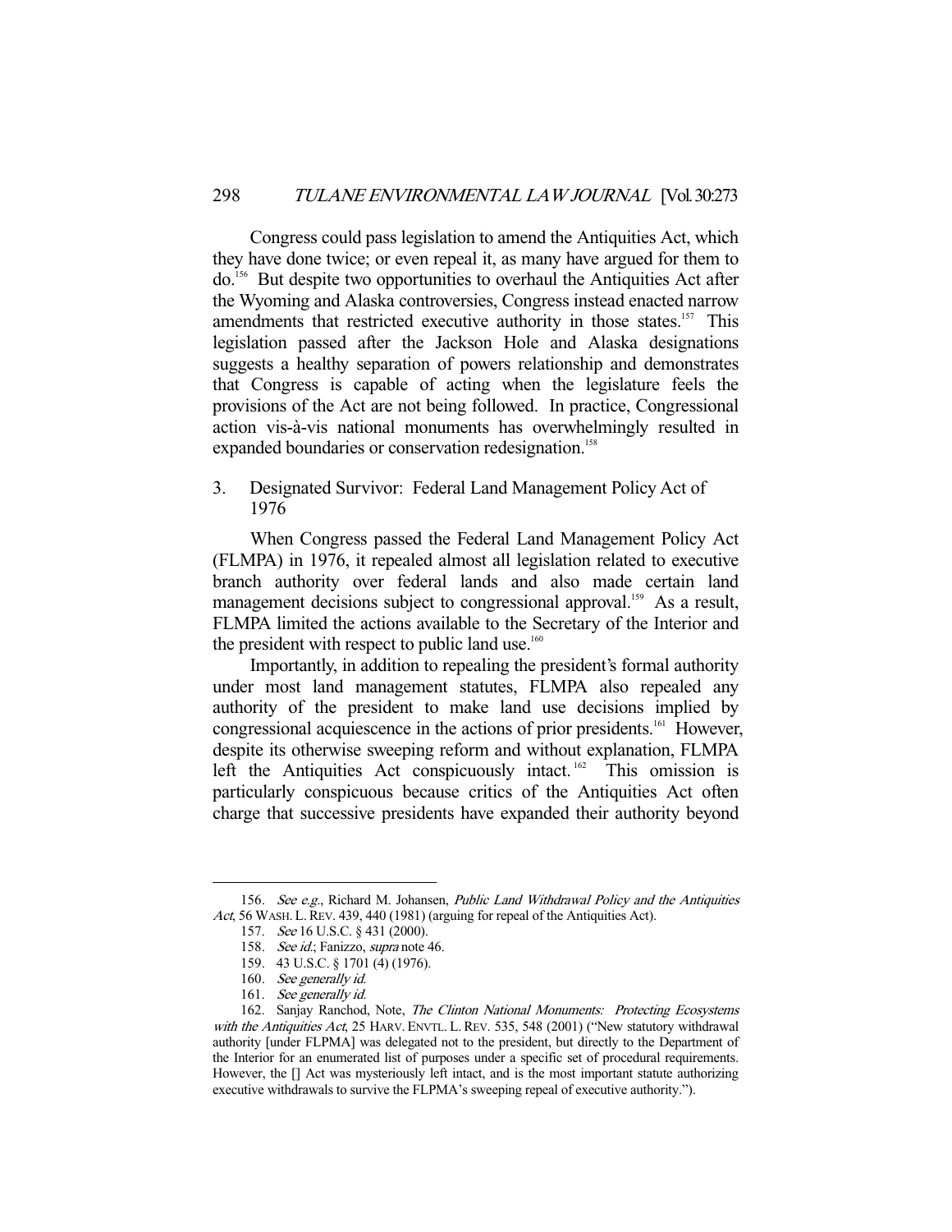Congress could pass legislation to amend the Antiquities Act, which they have done twice; or even repeal it, as many have argued for them to do.[156] But despite two opportunities to overhaul the Antiquities Act after the Wyoming and Alaska controversies, Congress instead enacted narrow amendments that restricted executive authority in those states.[157] This legislation passed after the Jackson Hole and Alaska designations suggests a healthy separation of powers relationship and demonstrates that Congress is capable of acting when the legislature feels the provisions of the Act are not being followed. In practice, Congressional action vis-à-vis national monuments has overwhelmingly resulted in expanded boundaries or conservation redesignation.[158]

### 3. Designated Survivor: Federal Land Management Policy Act of 1976

When Congress passed the Federal Land Management Policy Act (FLMPA) in 1976, it repealed almost all legislation related to executive branch authority over federal lands and also made certain land management decisions subject to congressional approval.[159] As a result, FLMPA limited the actions available to the Secretary of the Interior and the president with respect to public land use.[160]

Importantly, in addition to repealing the president's formal authority under most land management statutes, FLMPA also repealed any authority of the president to make land use decisions implied by congressional acquiescence in the actions of prior presidents.[161] However, despite its otherwise sweeping reform and without explanation, FLMPA left the Antiquities Act conspicuously intact.[162] This omission is particularly conspicuous because critics of the Antiquities Act often charge that successive presidents have expanded their authority beyond

---

156. *See e.g.*, Richard M. Johansen, *Public Land Withdrawal Policy and the Antiquities Act*, 56 WASH. L. REV. 439, 440 (1981) (arguing for repeal of the Antiquities Act).

157. *See* 16 U.S.C. § 431 (2000).

158. *See id.*; Fanizzo, *supra* note 46.

159. 43 U.S.C. § 1701 (4) (1976).

160. *See generally id.*

161. *See generally id.*

162. Sanjay Ranchod, Note, *The Clinton National Monuments: Protecting Ecosystems with the Antiquities Act*, 25 HARV. ENVTL. L. REV. 535, 548 (2001) ("New statutory withdrawal authority [under FLPMA] was delegated not to the president, but directly to the Department of the Interior for an enumerated list of purposes under a specific set of procedural requirements. However, the [] Act was mysteriously left intact, and is the most important statute authorizing executive withdrawals to survive the FLPMA's sweeping repeal of executive authority.").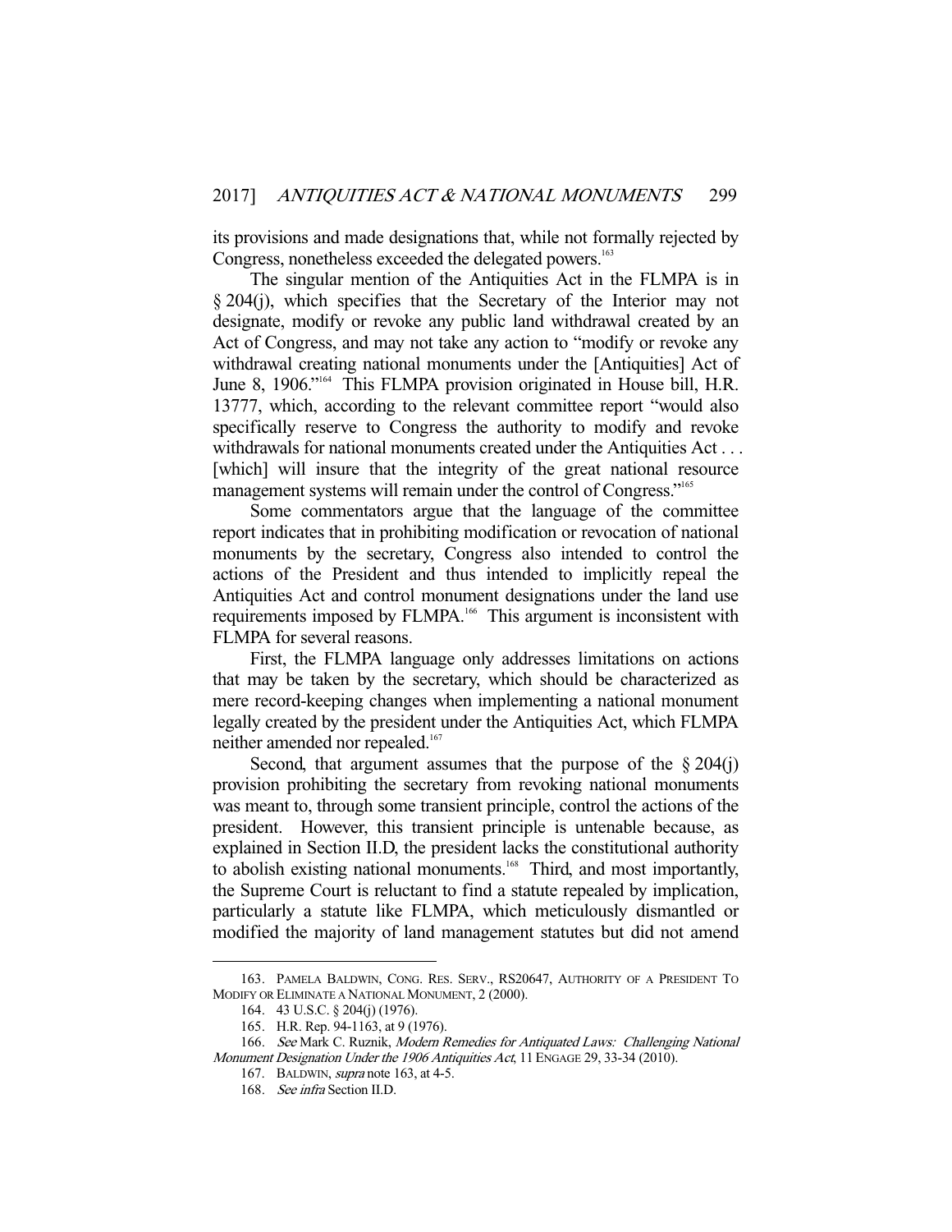its provisions and made designations that, while not formally rejected by Congress, nonetheless exceeded the delegated powers.[163]

The singular mention of the Antiquities Act in the FLMPA is in § 204(j), which specifies that the Secretary of the Interior may not designate, modify or revoke any public land withdrawal created by an Act of Congress, and may not take any action to "modify or revoke any withdrawal creating national monuments under the [Antiquities] Act of June 8, 1906."[164] This FLMPA provision originated in House bill, H.R. 13777, which, according to the relevant committee report "would also specifically reserve to Congress the authority to modify and revoke withdrawals for national monuments created under the Antiquities Act . . . [which] will insure that the integrity of the great national resource management systems will remain under the control of Congress."[165]

Some commentators argue that the language of the committee report indicates that in prohibiting modification or revocation of national monuments by the secretary, Congress also intended to control the actions of the President and thus intended to implicitly repeal the Antiquities Act and control monument designations under the land use requirements imposed by FLMPA.[166] This argument is inconsistent with FLMPA for several reasons.

First, the FLMPA language only addresses limitations on actions that may be taken by the secretary, which should be characterized as mere record-keeping changes when implementing a national monument legally created by the president under the Antiquities Act, which FLMPA neither amended nor repealed.[167]

Second, that argument assumes that the purpose of the § 204(j) provision prohibiting the secretary from revoking national monuments was meant to, through some transient principle, control the actions of the president. However, this transient principle is untenable because, as explained in Section II.D, the president lacks the constitutional authority to abolish existing national monuments.[168] Third, and most importantly, the Supreme Court is reluctant to find a statute repealed by implication, particularly a statute like FLMPA, which meticulously dismantled or modified the majority of land management statutes but did not amend

---

163. PAMELA BALDWIN, CONG. RES. SERV., RS20647, AUTHORITY OF A PRESIDENT TO MODIFY OR ELIMINATE A NATIONAL MONUMENT, 2 (2000).

164. 43 U.S.C. § 204(j) (1976).

165. H.R. Rep. 94-1163, at 9 (1976).

166. *See* Mark C. Ruznik, *Modern Remedies for Antiquated Laws: Challenging National Monument Designation Under the 1906 Antiquities Act*, 11 ENGAGE 29, 33-34 (2010).

167. BALDWIN, *supra* note 163, at 4-5.

168. *See infra* Section II.D.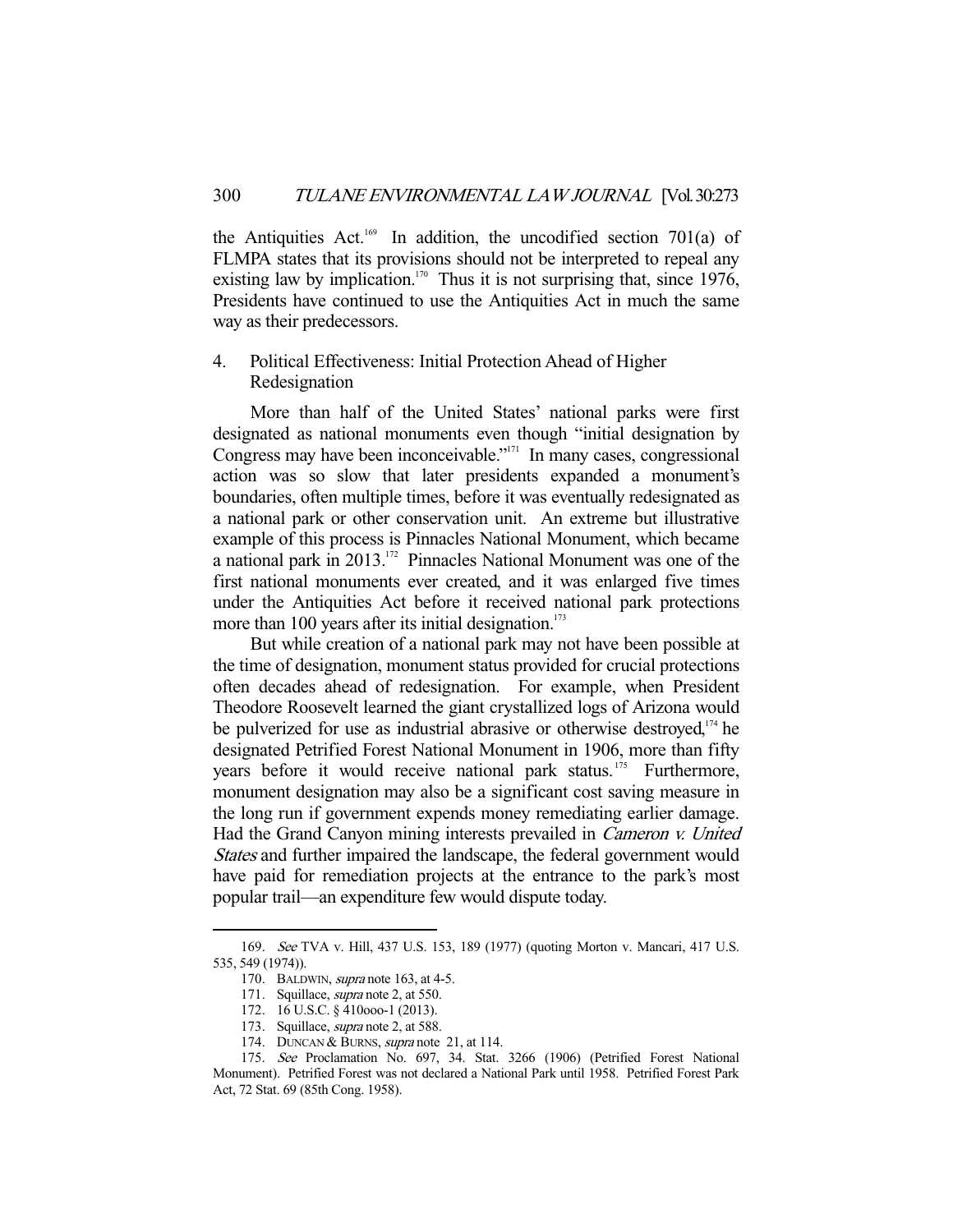the Antiquities Act.[169] In addition, the uncodified section 701(a) of FLMPA states that its provisions should not be interpreted to repeal any existing law by implication.[170] Thus it is not surprising that, since 1976, Presidents have continued to use the Antiquities Act in much the same way as their predecessors.

### 4. Political Effectiveness: Initial Protection Ahead of Higher Redesignation

More than half of the United States' national parks were first designated as national monuments even though "initial designation by Congress may have been inconceivable."[171] In many cases, congressional action was so slow that later presidents expanded a monument's boundaries, often multiple times, before it was eventually redesignated as a national park or other conservation unit. An extreme but illustrative example of this process is Pinnacles National Monument, which became a national park in 2013.[172] Pinnacles National Monument was one of the first national monuments ever created, and it was enlarged five times under the Antiquities Act before it received national park protections more than 100 years after its initial designation.[173]

But while creation of a national park may not have been possible at the time of designation, monument status provided for crucial protections often decades ahead of redesignation. For example, when President Theodore Roosevelt learned the giant crystallized logs of Arizona would be pulverized for use as industrial abrasive or otherwise destroyed,[174] he designated Petrified Forest National Monument in 1906, more than fifty years before it would receive national park status.[175] Furthermore, monument designation may also be a significant cost saving measure in the long run if government expends money remediating earlier damage. Had the Grand Canyon mining interests prevailed in *Cameron v. United States* and further impaired the landscape, the federal government would have paid for remediation projects at the entrance to the park's most popular trail—an expenditure few would dispute today.

---

169. *See* TVA v. Hill, 437 U.S. 153, 189 (1977) (quoting Morton v. Mancari, 417 U.S. 535, 549 (1974)).

170. BALDWIN, *supra* note 163, at 4-5.

171. Squillace, *supra* note 2, at 550.

172. 16 U.S.C. § 410ooo-1 (2013).

173. Squillace, *supra* note 2, at 588.

174. DUNCAN & BURNS, *supra* note 21, at 114.

175. *See* Proclamation No. 697, 34. Stat. 3266 (1906) (Petrified Forest National Monument). Petrified Forest was not declared a National Park until 1958. Petrified Forest Park Act, 72 Stat. 69 (85th Cong. 1958).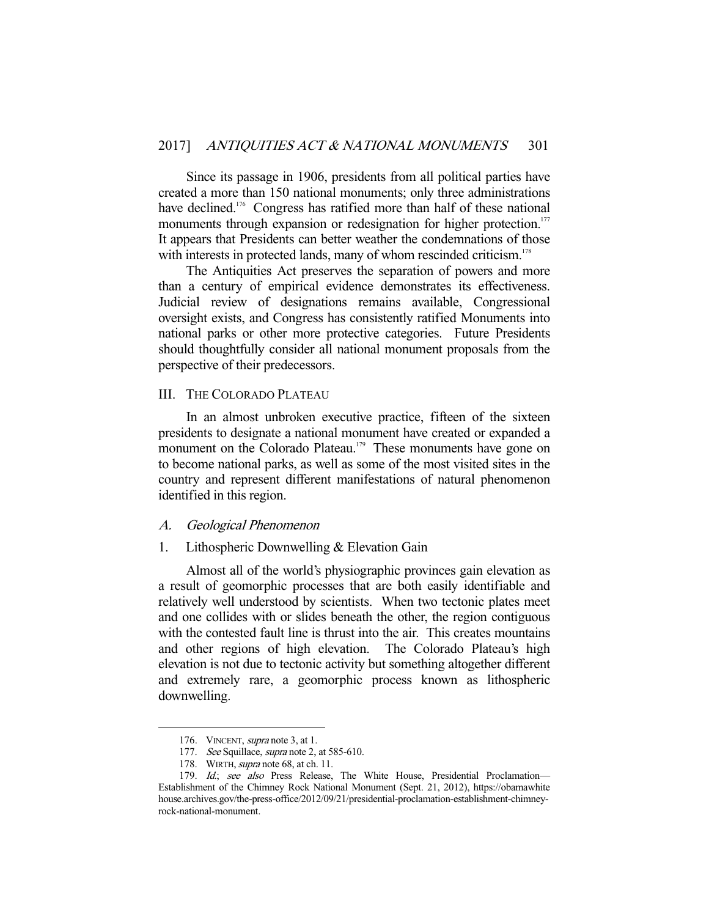Since its passage in 1906, presidents from all political parties have created a more than 150 national monuments; only three administrations have declined.[176] Congress has ratified more than half of these national monuments through expansion or redesignation for higher protection.[177] It appears that Presidents can better weather the condemnations of those with interests in protected lands, many of whom rescinded criticism.[178]

The Antiquities Act preserves the separation of powers and more than a century of empirical evidence demonstrates its effectiveness. Judicial review of designations remains available, Congressional oversight exists, and Congress has consistently ratified Monuments into national parks or other more protective categories. Future Presidents should thoughtfully consider all national monument proposals from the perspective of their predecessors.

## III. The Colorado Plateau

In an almost unbroken executive practice, fifteen of the sixteen presidents to designate a national monument have created or expanded a monument on the Colorado Plateau.[179] These monuments have gone on to become national parks, as well as some of the most visited sites in the country and represent different manifestations of natural phenomenon identified in this region.

### *A. Geological Phenomenon*

#### 1. Lithospheric Downwelling & Elevation Gain

Almost all of the world's physiographic provinces gain elevation as a result of geomorphic processes that are both easily identifiable and relatively well understood by scientists. When two tectonic plates meet and one collides with or slides beneath the other, the region contiguous with the contested fault line is thrust into the air. This creates mountains and other regions of high elevation. The Colorado Plateau's high elevation is not due to tectonic activity but something altogether different and extremely rare, a geomorphic process known as lithospheric downwelling.

---

176. VINCENT, *supra* note 3, at 1.

177. *See* Squillace, *supra* note 2, at 585-610.

178. WIRTH, *supra* note 68, at ch. 11.

179. *Id.*; *see also* Press Release, The White House, Presidential Proclamation—Establishment of the Chimney Rock National Monument (Sept. 21, 2012), https://obamawhitehouse.archives.gov/the-press-office/2012/09/21/presidential-proclamation-establishment-chimney-rock-national-monument.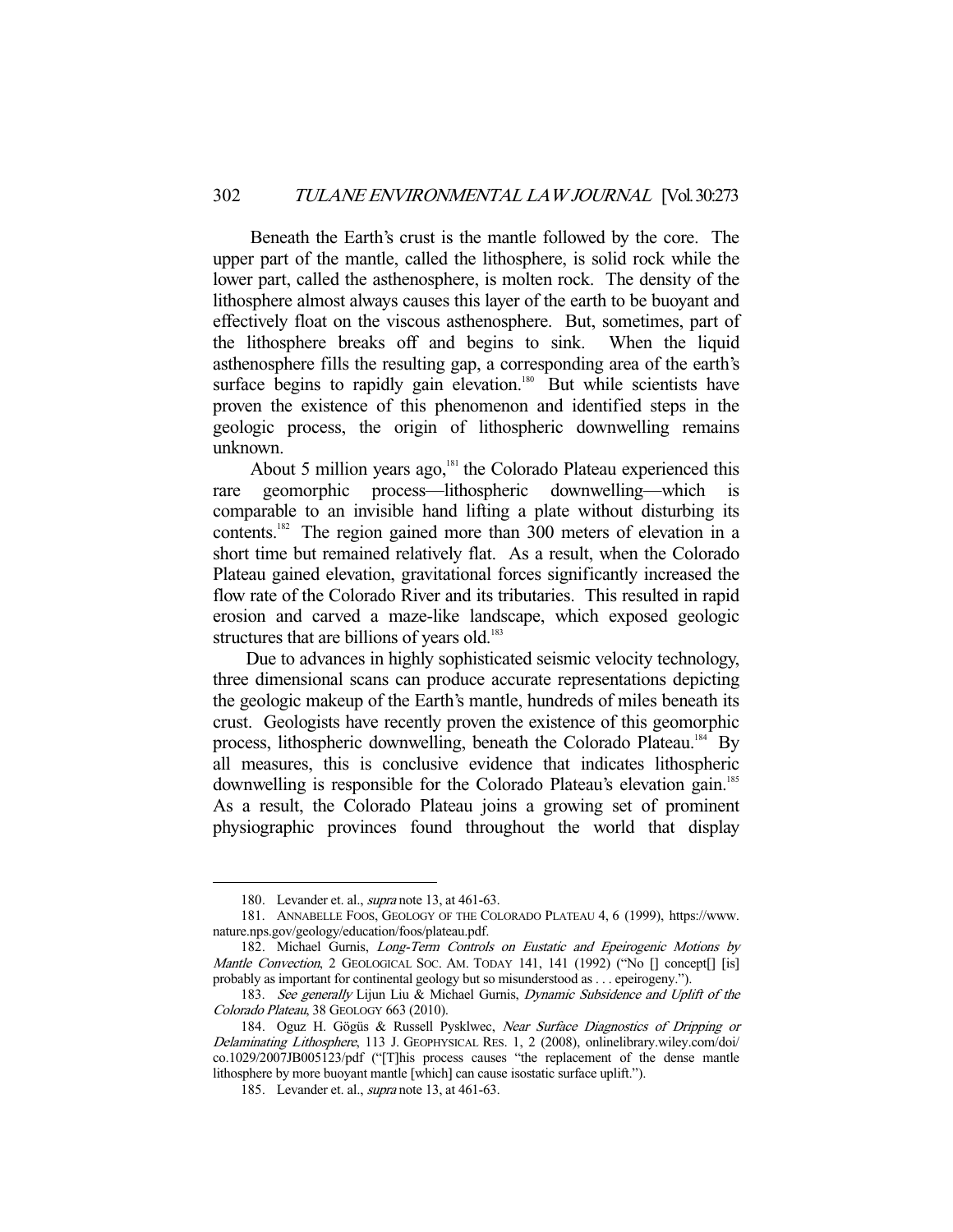Beneath the Earth's crust is the mantle followed by the core. The upper part of the mantle, called the lithosphere, is solid rock while the lower part, called the asthenosphere, is molten rock. The density of the lithosphere almost always causes this layer of the earth to be buoyant and effectively float on the viscous asthenosphere. But, sometimes, part of the lithosphere breaks off and begins to sink. When the liquid asthenosphere fills the resulting gap, a corresponding area of the earth's surface begins to rapidly gain elevation.[180] But while scientists have proven the existence of this phenomenon and identified steps in the geologic process, the origin of lithospheric downwelling remains unknown.

About 5 million years ago,[181] the Colorado Plateau experienced this rare geomorphic process—lithospheric downwelling—which is comparable to an invisible hand lifting a plate without disturbing its contents.[182] The region gained more than 300 meters of elevation in a short time but remained relatively flat. As a result, when the Colorado Plateau gained elevation, gravitational forces significantly increased the flow rate of the Colorado River and its tributaries. This resulted in rapid erosion and carved a maze-like landscape, which exposed geologic structures that are billions of years old.[183]

Due to advances in highly sophisticated seismic velocity technology, three dimensional scans can produce accurate representations depicting the geologic makeup of the Earth's mantle, hundreds of miles beneath its crust. Geologists have recently proven the existence of this geomorphic process, lithospheric downwelling, beneath the Colorado Plateau.[184] By all measures, this is conclusive evidence that indicates lithospheric downwelling is responsible for the Colorado Plateau's elevation gain.[185] As a result, the Colorado Plateau joins a growing set of prominent physiographic provinces found throughout the world that display

---

180. Levander et. al., *supra* note 13, at 461-63.

181. ANNABELLE FOOS, GEOLOGY OF THE COLORADO PLATEAU 4, 6 (1999), https://www.nature.nps.gov/geology/education/foos/plateau.pdf.

182. Michael Gurnis, *Long-Term Controls on Eustatic and Epeirogenic Motions by Mantle Convection*, 2 GEOLOGICAL SOC. AM. TODAY 141, 141 (1992) ("No [] concept[] [is] probably as important for continental geology but so misunderstood as . . . epeirogeny.").

183. *See generally* Lijun Liu & Michael Gurnis, *Dynamic Subsidence and Uplift of the Colorado Plateau*, 38 GEOLOGY 663 (2010).

184. Oguz H. Gögüs & Russell Pysklwec, *Near Surface Diagnostics of Dripping or Delaminating Lithosphere*, 113 J. GEOPHYSICAL RES. 1, 2 (2008), onlinelibrary.wiley.com/doi/co.1029/2007JB005123/pdf ("[T]his process causes "the replacement of the dense mantle lithosphere by more buoyant mantle [which] can cause isostatic surface uplift.").

185. Levander et. al., *supra* note 13, at 461-63.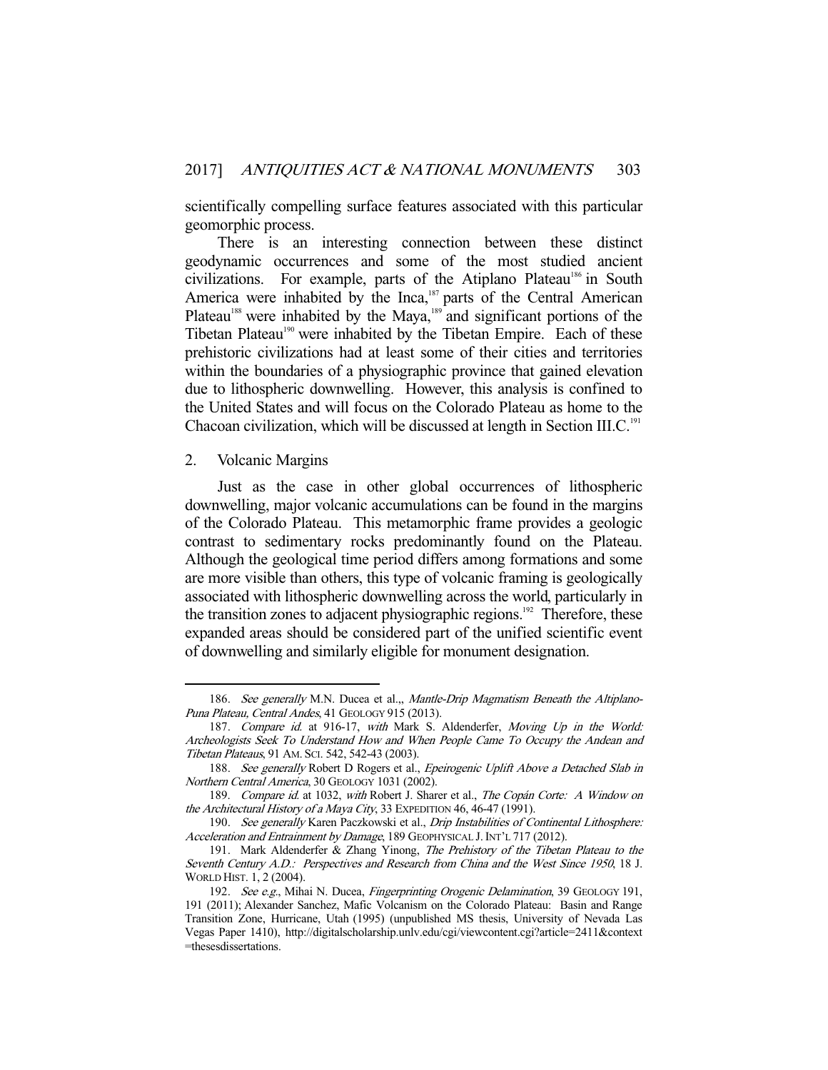scientifically compelling surface features associated with this particular geomorphic process.

There is an interesting connection between these distinct geodynamic occurrences and some of the most studied ancient civilizations. For example, parts of the Atiplano Plateau[186] in South America were inhabited by the Inca,[187] parts of the Central American Plateau[188] were inhabited by the Maya,[189] and significant portions of the Tibetan Plateau[190] were inhabited by the Tibetan Empire. Each of these prehistoric civilizations had at least some of their cities and territories within the boundaries of a physiographic province that gained elevation due to lithospheric downwelling. However, this analysis is confined to the United States and will focus on the Colorado Plateau as home to the Chacoan civilization, which will be discussed at length in Section III.C.[191]

2. Volcanic Margins

Just as the case in other global occurrences of lithospheric downwelling, major volcanic accumulations can be found in the margins of the Colorado Plateau. This metamorphic frame provides a geologic contrast to sedimentary rocks predominantly found on the Plateau. Although the geological time period differs among formations and some are more visible than others, this type of volcanic framing is geologically associated with lithospheric downwelling across the world, particularly in the transition zones to adjacent physiographic regions.[192] Therefore, these expanded areas should be considered part of the unified scientific event of downwelling and similarly eligible for monument designation.

---

186. *See generally* M.N. Ducea et al.,, *Mantle-Drip Magmatism Beneath the Altiplano-Puna Plateau, Central Andes*, 41 GEOLOGY 915 (2013).

187. *Compare id.* at 916-17, *with* Mark S. Aldenderfer, *Moving Up in the World: Archeologists Seek To Understand How and When People Came To Occupy the Andean and Tibetan Plateaus*, 91 AM. SCI. 542, 542-43 (2003).

188. *See generally* Robert D Rogers et al., *Epeirogenic Uplift Above a Detached Slab in Northern Central America*, 30 GEOLOGY 1031 (2002).

189. *Compare id.* at 1032, *with* Robert J. Sharer et al., *The Copán Corte: A Window on the Architectural History of a Maya City*, 33 EXPEDITION 46, 46-47 (1991).

190. *See generally* Karen Paczkowski et al., *Drip Instabilities of Continental Lithosphere: Acceleration and Entrainment by Damage*, 189 GEOPHYSICAL J. INT'L 717 (2012).

191. Mark Aldenderfer & Zhang Yinong, *The Prehistory of the Tibetan Plateau to the Seventh Century A.D.: Perspectives and Research from China and the West Since 1950*, 18 J. WORLD HIST. 1, 2 (2004).

192. *See e.g.*, Mihai N. Ducea, *Fingerprinting Orogenic Delamination*, 39 GEOLOGY 191, 191 (2011); Alexander Sanchez, Mafic Volcanism on the Colorado Plateau: Basin and Range Transition Zone, Hurricane, Utah (1995) (unpublished MS thesis, University of Nevada Las Vegas Paper 1410), http://digitalscholarship.unlv.edu/cgi/viewcontent.cgi?article=2411&context=thesesdissertations.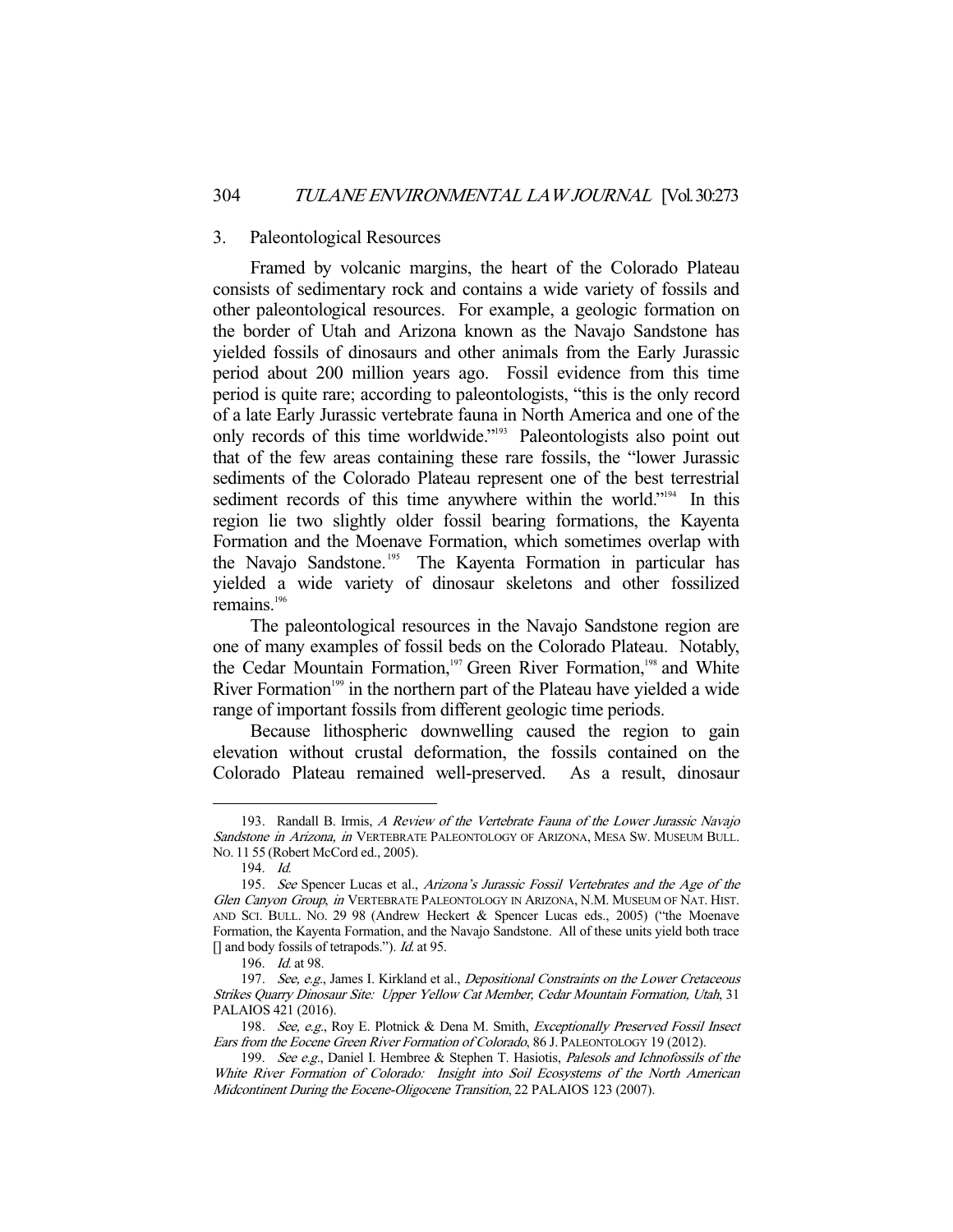### 3. Paleontological Resources

Framed by volcanic margins, the heart of the Colorado Plateau consists of sedimentary rock and contains a wide variety of fossils and other paleontological resources. For example, a geologic formation on the border of Utah and Arizona known as the Navajo Sandstone has yielded fossils of dinosaurs and other animals from the Early Jurassic period about 200 million years ago. Fossil evidence from this time period is quite rare; according to paleontologists, "this is the only record of a late Early Jurassic vertebrate fauna in North America and one of the only records of this time worldwide."[193] Paleontologists also point out that of the few areas containing these rare fossils, the "lower Jurassic sediments of the Colorado Plateau represent one of the best terrestrial sediment records of this time anywhere within the world."[194] In this region lie two slightly older fossil bearing formations, the Kayenta Formation and the Moenave Formation, which sometimes overlap with the Navajo Sandstone.[195] The Kayenta Formation in particular has yielded a wide variety of dinosaur skeletons and other fossilized remains.[196]

The paleontological resources in the Navajo Sandstone region are one of many examples of fossil beds on the Colorado Plateau. Notably, the Cedar Mountain Formation,[197] Green River Formation,[198] and White River Formation[199] in the northern part of the Plateau have yielded a wide range of important fossils from different geologic time periods.

Because lithospheric downwelling caused the region to gain elevation without crustal deformation, the fossils contained on the Colorado Plateau remained well-preserved. As a result, dinosaur

---

193. Randall B. Irmis, *A Review of the Vertebrate Fauna of the Lower Jurassic Navajo Sandstone in Arizona*, *in* VERTEBRATE PALEONTOLOGY OF ARIZONA, MESA SW. MUSEUM BULL. NO. 11 55 (Robert McCord ed., 2005).

194. *Id.*

195. *See* Spencer Lucas et al., *Arizona's Jurassic Fossil Vertebrates and the Age of the Glen Canyon Group*, *in* VERTEBRATE PALEONTOLOGY IN ARIZONA, N.M. MUSEUM OF NAT. HIST. AND SCI. BULL. NO. 29 98 (Andrew Heckert & Spencer Lucas eds., 2005) ("the Moenave Formation, the Kayenta Formation, and the Navajo Sandstone. All of these units yield both trace [] and body fossils of tetrapods."). *Id.* at 95.

196. *Id.* at 98.

197. *See, e.g.*, James I. Kirkland et al., *Depositional Constraints on the Lower Cretaceous Strikes Quarry Dinosaur Site: Upper Yellow Cat Member, Cedar Mountain Formation, Utah*, 31 PALAIOS 421 (2016).

198. *See, e.g.*, Roy E. Plotnick & Dena M. Smith, *Exceptionally Preserved Fossil Insect Ears from the Eocene Green River Formation of Colorado*, 86 J. PALEONTOLOGY 19 (2012).

199. *See e.g.*, Daniel I. Hembree & Stephen T. Hasiotis, *Palesols and Ichnofossils of the White River Formation of Colorado: Insight into Soil Ecosystems of the North American Midcontinent During the Eocene-Oligocene Transition*, 22 PALAIOS 123 (2007).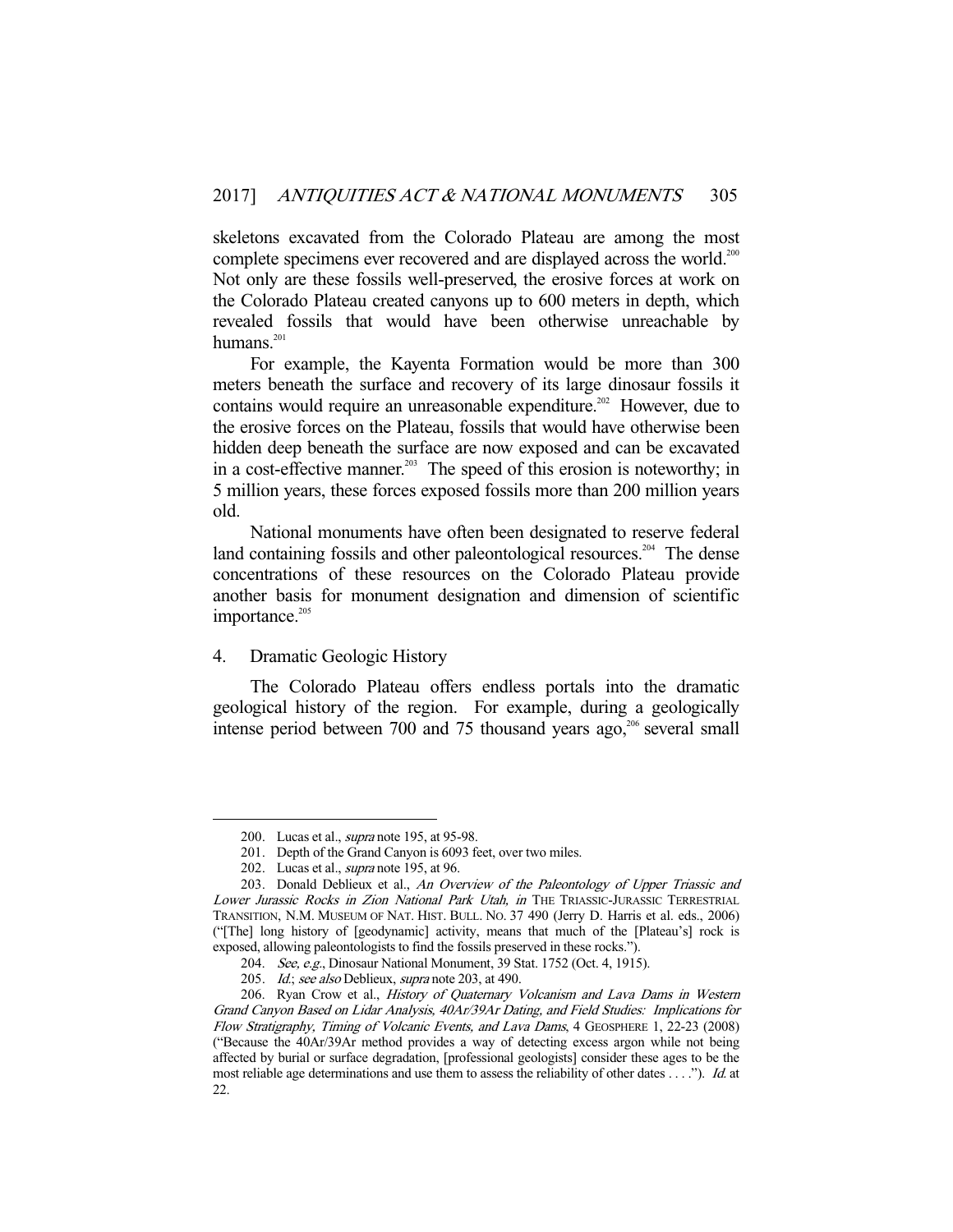skeletons excavated from the Colorado Plateau are among the most complete specimens ever recovered and are displayed across the world.[200] Not only are these fossils well-preserved, the erosive forces at work on the Colorado Plateau created canyons up to 600 meters in depth, which revealed fossils that would have been otherwise unreachable by humans.[201]

For example, the Kayenta Formation would be more than 300 meters beneath the surface and recovery of its large dinosaur fossils it contains would require an unreasonable expenditure.[202] However, due to the erosive forces on the Plateau, fossils that would have otherwise been hidden deep beneath the surface are now exposed and can be excavated in a cost-effective manner.[203] The speed of this erosion is noteworthy; in 5 million years, these forces exposed fossils more than 200 million years old.

National monuments have often been designated to reserve federal land containing fossils and other paleontological resources.[204] The dense concentrations of these resources on the Colorado Plateau provide another basis for monument designation and dimension of scientific importance.[205]

## 4. Dramatic Geologic History

The Colorado Plateau offers endless portals into the dramatic geological history of the region. For example, during a geologically intense period between 700 and 75 thousand years ago,[206] several small

---

200. Lucas et al., *supra* note 195, at 95-98.

201. Depth of the Grand Canyon is 6093 feet, over two miles.

202. Lucas et al., *supra* note 195, at 96.

203. Donald Deblieux et al., *An Overview of the Paleontology of Upper Triassic and Lower Jurassic Rocks in Zion National Park Utah, in* THE TRIASSIC-JURASSIC TERRESTRIAL TRANSITION, N.M. MUSEUM OF NAT. HIST. BULL. NO. 37 490 (Jerry D. Harris et al. eds., 2006) ("[The] long history of [geodynamic] activity, means that much of the [Plateau's] rock is exposed, allowing paleontologists to find the fossils preserved in these rocks.").

204. *See, e.g.*, Dinosaur National Monument, 39 Stat. 1752 (Oct. 4, 1915).

205. *Id.*; *see also* Deblieux, *supra* note 203, at 490.

206. Ryan Crow et al., *History of Quaternary Volcanism and Lava Dams in Western Grand Canyon Based on Lidar Analysis, 40Ar/39Ar Dating, and Field Studies: Implications for Flow Stratigraphy, Timing of Volcanic Events, and Lava Dams*, 4 GEOSPHERE 1, 22-23 (2008) ("Because the 40Ar/39Ar method provides a way of detecting excess argon while not being affected by burial or surface degradation, [professional geologists] consider these ages to be the most reliable age determinations and use them to assess the reliability of other dates . . . ."). *Id.* at 22.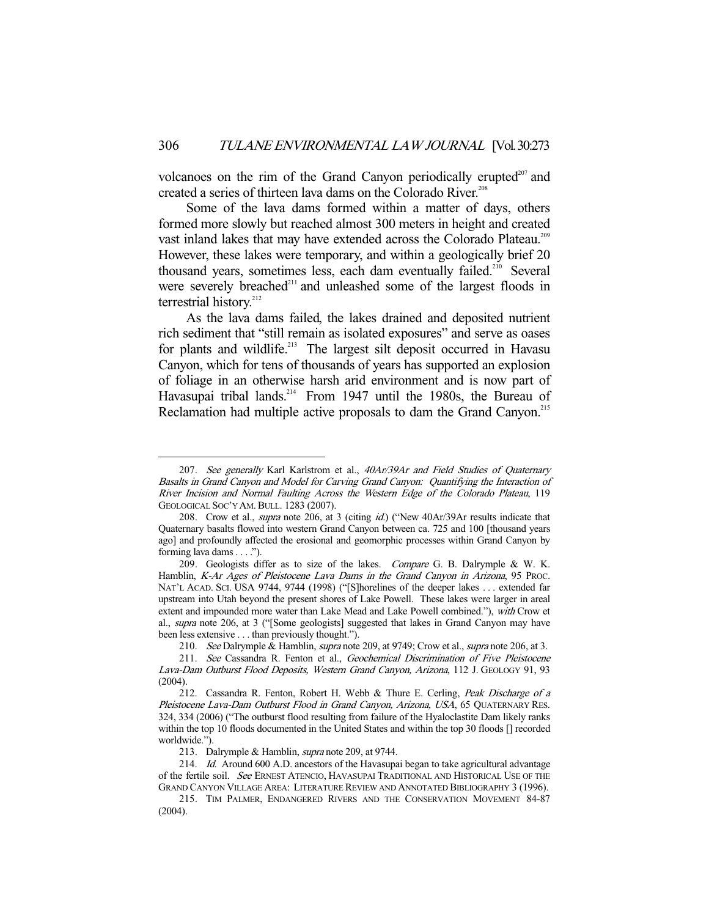volcanoes on the rim of the Grand Canyon periodically erupted[207] and created a series of thirteen lava dams on the Colorado River.[208]

Some of the lava dams formed within a matter of days, others formed more slowly but reached almost 300 meters in height and created vast inland lakes that may have extended across the Colorado Plateau.[209] However, these lakes were temporary, and within a geologically brief 20 thousand years, sometimes less, each dam eventually failed.[210] Several were severely breached[211] and unleashed some of the largest floods in terrestrial history.[212]

As the lava dams failed, the lakes drained and deposited nutrient rich sediment that "still remain as isolated exposures" and serve as oases for plants and wildlife.[213] The largest silt deposit occurred in Havasu Canyon, which for tens of thousands of years has supported an explosion of foliage in an otherwise harsh arid environment and is now part of Havasupai tribal lands.[214] From 1947 until the 1980s, the Bureau of Reclamation had multiple active proposals to dam the Grand Canyon.[215]

---

207. *See generally* Karl Karlstrom et al., *40Ar/39Ar and Field Studies of Quaternary Basalts in Grand Canyon and Model for Carving Grand Canyon: Quantifying the Interaction of River Incision and Normal Faulting Across the Western Edge of the Colorado Plateau*, 119 GEOLOGICAL SOC'Y AM. BULL. 1283 (2007).

208. Crow et al., *supra* note 206, at 3 (citing *id.*) ("New 40Ar/39Ar results indicate that Quaternary basalts flowed into western Grand Canyon between ca. 725 and 100 [thousand years ago] and profoundly affected the erosional and geomorphic processes within Grand Canyon by forming lava dams . . . .").

209. Geologists differ as to size of the lakes. *Compare* G. B. Dalrymple & W. K. Hamblin, *K-Ar Ages of Pleistocene Lava Dams in the Grand Canyon in Arizona*, 95 PROC. NAT'L ACAD. SCI. USA 9744, 9744 (1998) ("[S]horelines of the deeper lakes . . . extended far upstream into Utah beyond the present shores of Lake Powell. These lakes were larger in areal extent and impounded more water than Lake Mead and Lake Powell combined."), *with* Crow et al., *supra* note 206, at 3 ("[Some geologists] suggested that lakes in Grand Canyon may have been less extensive . . . than previously thought.").

210. *See* Dalrymple & Hamblin, *supra* note 209, at 9749; Crow et al., *supra* note 206, at 3.

211. *See* Cassandra R. Fenton et al., *Geochemical Discrimination of Five Pleistocene Lava-Dam Outburst Flood Deposits, Western Grand Canyon, Arizona*, 112 J. GEOLOGY 91, 93 (2004).

212. Cassandra R. Fenton, Robert H. Webb & Thure E. Cerling, *Peak Discharge of a Pleistocene Lava-Dam Outburst Flood in Grand Canyon, Arizona, USA*, 65 QUATERNARY RES. 324, 334 (2006) ("The outburst flood resulting from failure of the Hyaloclastite Dam likely ranks within the top 10 floods documented in the United States and within the top 30 floods [] recorded worldwide.").

213. Dalrymple & Hamblin, *supra* note 209, at 9744.

214. *Id.* Around 600 A.D. ancestors of the Havasupai began to take agricultural advantage of the fertile soil. *See* ERNEST ATENCIO, HAVASUPAI TRADITIONAL AND HISTORICAL USE OF THE GRAND CANYON VILLAGE AREA: LITERATURE REVIEW AND ANNOTATED BIBLIOGRAPHY 3 (1996).

215. TIM PALMER, ENDANGERED RIVERS AND THE CONSERVATION MOVEMENT 84-87 (2004).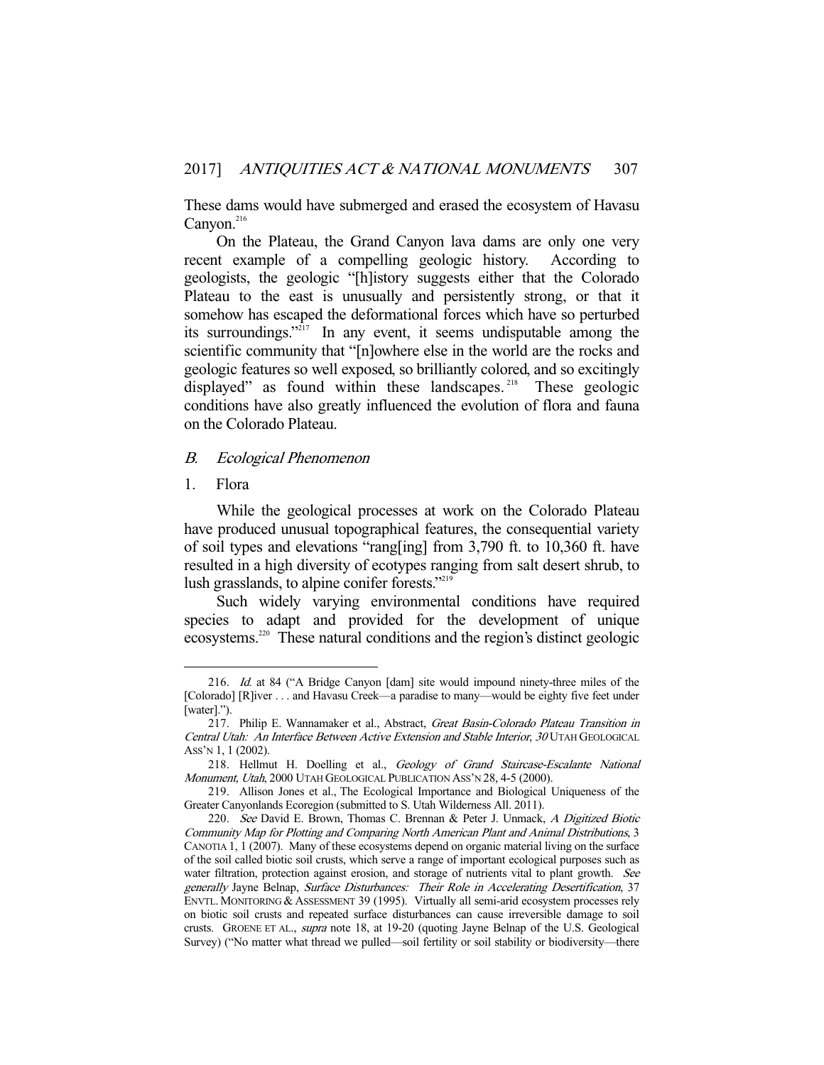These dams would have submerged and erased the ecosystem of Havasu Canyon.[216]

On the Plateau, the Grand Canyon lava dams are only one very recent example of a compelling geologic history. According to geologists, the geologic "[h]istory suggests either that the Colorado Plateau to the east is unusually and persistently strong, or that it somehow has escaped the deformational forces which have so perturbed its surroundings."[217] In any event, it seems undisputable among the scientific community that "[n]owhere else in the world are the rocks and geologic features so well exposed, so brilliantly colored, and so excitingly displayed" as found within these landscapes.[218] These geologic conditions have also greatly influenced the evolution of flora and fauna on the Colorado Plateau.

## *B. Ecological Phenomenon*

### 1. Flora

While the geological processes at work on the Colorado Plateau have produced unusual topographical features, the consequential variety of soil types and elevations "rang[ing] from 3,790 ft. to 10,360 ft. have resulted in a high diversity of ecotypes ranging from salt desert shrub, to lush grasslands, to alpine conifer forests."[219]

Such widely varying environmental conditions have required species to adapt and provided for the development of unique ecosystems.[220] These natural conditions and the region's distinct geologic

---

216. *Id.* at 84 ("A Bridge Canyon [dam] site would impound ninety-three miles of the [Colorado] [R]iver . . . and Havasu Creek—a paradise to many—would be eighty five feet under [water].").

217. Philip E. Wannamaker et al., Abstract, *Great Basin-Colorado Plateau Transition in Central Utah: An Interface Between Active Extension and Stable Interior*, *30* UTAH GEOLOGICAL ASS'N 1, 1 (2002).

218. Hellmut H. Doelling et al., *Geology of Grand Staircase-Escalante National Monument, Utah*, 2000 UTAH GEOLOGICAL PUBLICATION ASS'N 28, 4-5 (2000).

219. Allison Jones et al., The Ecological Importance and Biological Uniqueness of the Greater Canyonlands Ecoregion (submitted to S. Utah Wilderness All. 2011).

220. *See* David E. Brown, Thomas C. Brennan & Peter J. Unmack, *A Digitized Biotic Community Map for Plotting and Comparing North American Plant and Animal Distributions*, 3 CANOTIA 1, 1 (2007). Many of these ecosystems depend on organic material living on the surface of the soil called biotic soil crusts, which serve a range of important ecological purposes such as water filtration, protection against erosion, and storage of nutrients vital to plant growth. *See generally* Jayne Belnap, *Surface Disturbances: Their Role in Accelerating Desertification*, 37 ENVTL. MONITORING & ASSESSMENT 39 (1995). Virtually all semi-arid ecosystem processes rely on biotic soil crusts and repeated surface disturbances can cause irreversible damage to soil crusts. GROENE ET AL., *supra* note 18, at 19-20 (quoting Jayne Belnap of the U.S. Geological Survey) ("No matter what thread we pulled—soil fertility or soil stability or biodiversity—there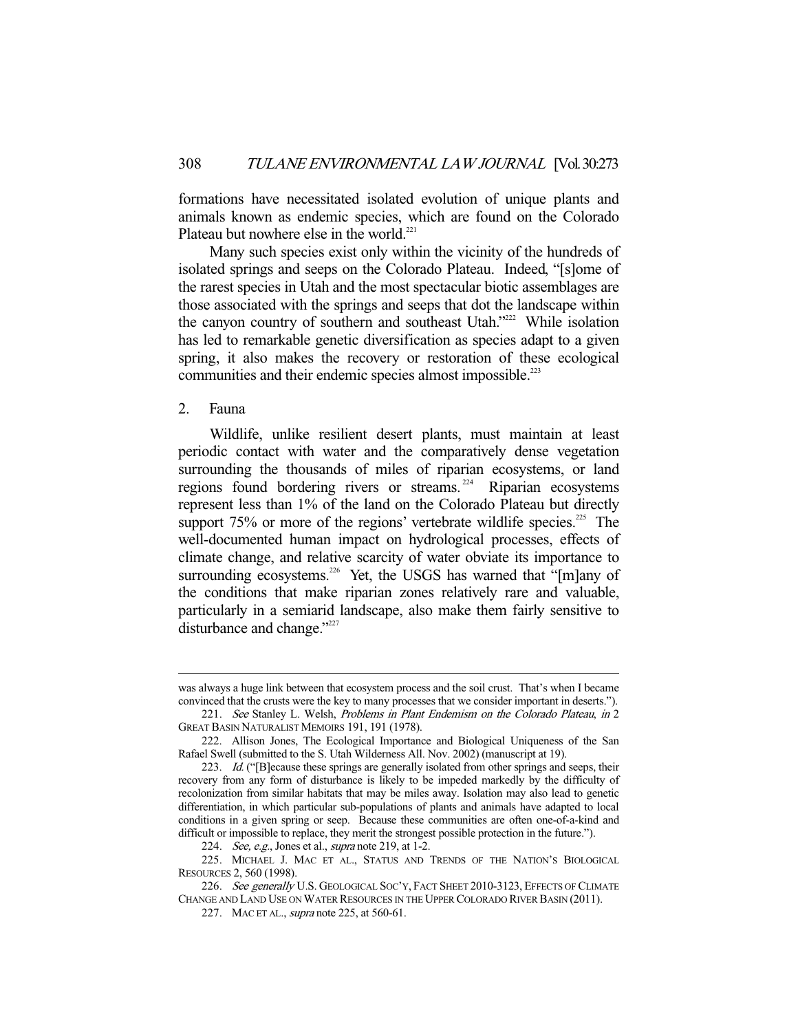formations have necessitated isolated evolution of unique plants and animals known as endemic species, which are found on the Colorado Plateau but nowhere else in the world.[221]

Many such species exist only within the vicinity of the hundreds of isolated springs and seeps on the Colorado Plateau. Indeed, "[s]ome of the rarest species in Utah and the most spectacular biotic assemblages are those associated with the springs and seeps that dot the landscape within the canyon country of southern and southeast Utah."[222] While isolation has led to remarkable genetic diversification as species adapt to a given spring, it also makes the recovery or restoration of these ecological communities and their endemic species almost impossible.[223]

### 2. Fauna

Wildlife, unlike resilient desert plants, must maintain at least periodic contact with water and the comparatively dense vegetation surrounding the thousands of miles of riparian ecosystems, or land regions found bordering rivers or streams.[224] Riparian ecosystems represent less than 1% of the land on the Colorado Plateau but directly support 75% or more of the regions' vertebrate wildlife species.[225] The well-documented human impact on hydrological processes, effects of climate change, and relative scarcity of water obviate its importance to surrounding ecosystems.[226] Yet, the USGS has warned that "[m]any of the conditions that make riparian zones relatively rare and valuable, particularly in a semiarid landscape, also make them fairly sensitive to disturbance and change."[227]

---

was always a huge link between that ecosystem process and the soil crust. That's when I became convinced that the crusts were the key to many processes that we consider important in deserts.").

221. *See* Stanley L. Welsh, *Problems in Plant Endemism on the Colorado Plateau*, *in* 2 GREAT BASIN NATURALIST MEMOIRS 191, 191 (1978).

222. Allison Jones, The Ecological Importance and Biological Uniqueness of the San Rafael Swell (submitted to the S. Utah Wilderness All. Nov. 2002) (manuscript at 19).

223. *Id.* ("[B]ecause these springs are generally isolated from other springs and seeps, their recovery from any form of disturbance is likely to be impeded markedly by the difficulty of recolonization from similar habitats that may be miles away. Isolation may also lead to genetic differentiation, in which particular sub-populations of plants and animals have adapted to local conditions in a given spring or seep. Because these communities are often one-of-a-kind and difficult or impossible to replace, they merit the strongest possible protection in the future.").

224. *See, e.g.*, Jones et al., *supra* note 219, at 1-2.

225. MICHAEL J. MAC ET AL., STATUS AND TRENDS OF THE NATION'S BIOLOGICAL RESOURCES 2, 560 (1998).

226. *See generally* U.S. GEOLOGICAL SOC'Y, FACT SHEET 2010-3123, EFFECTS OF CLIMATE CHANGE AND LAND USE ON WATER RESOURCES IN THE UPPER COLORADO RIVER BASIN (2011).

227. MAC ET AL., *supra* note 225, at 560-61.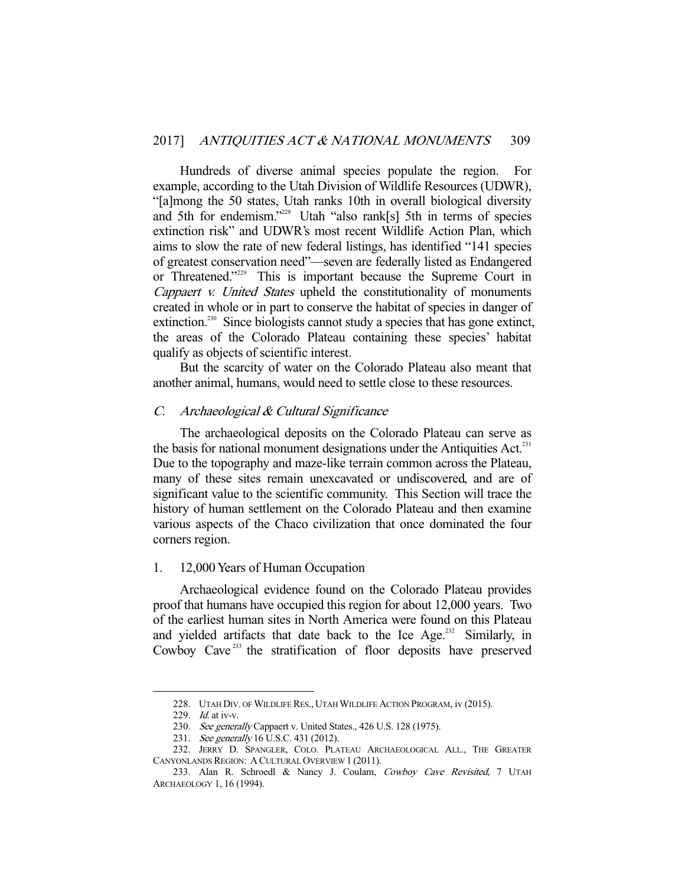Hundreds of diverse animal species populate the region. For example, according to the Utah Division of Wildlife Resources (UDWR), "[a]mong the 50 states, Utah ranks 10th in overall biological diversity and 5th for endemism."[228] Utah "also rank[s] 5th in terms of species extinction risk" and UDWR's most recent Wildlife Action Plan, which aims to slow the rate of new federal listings, has identified "141 species of greatest conservation need"—seven are federally listed as Endangered or Threatened."[229] This is important because the Supreme Court in *Cappaert v. United States* upheld the constitutionality of monuments created in whole or in part to conserve the habitat of species in danger of extinction.[230] Since biologists cannot study a species that has gone extinct, the areas of the Colorado Plateau containing these species' habitat qualify as objects of scientific interest.

But the scarcity of water on the Colorado Plateau also meant that another animal, humans, would need to settle close to these resources.

### *C. Archaeological & Cultural Significance*

The archaeological deposits on the Colorado Plateau can serve as the basis for national monument designations under the Antiquities Act.[231] Due to the topography and maze-like terrain common across the Plateau, many of these sites remain unexcavated or undiscovered, and are of significant value to the scientific community. This Section will trace the history of human settlement on the Colorado Plateau and then examine various aspects of the Chaco civilization that once dominated the four corners region.

#### 1. 12,000 Years of Human Occupation

Archaeological evidence found on the Colorado Plateau provides proof that humans have occupied this region for about 12,000 years. Two of the earliest human sites in North America were found on this Plateau and yielded artifacts that date back to the Ice Age.[232] Similarly, in Cowboy Cave[233] the stratification of floor deposits have preserved

---

228. UTAH DIV. OF WILDLIFE RES., UTAH WILDLIFE ACTION PROGRAM, iv (2015).

229. *Id.* at iv-v.

230. *See generally* Cappaert v. United States., 426 U.S. 128 (1975).

231. *See generally* 16 U.S.C. 431 (2012).

232. JERRY D. SPANGLER, COLO. PLATEAU ARCHAEOLOGICAL ALL., THE GREATER CANYONLANDS REGION: A CULTURAL OVERVIEW 1 (2011).

233. Alan R. Schroedl & Nancy J. Coulam, *Cowboy Cave Revisited*, 7 UTAH ARCHAEOLOGY 1, 16 (1994).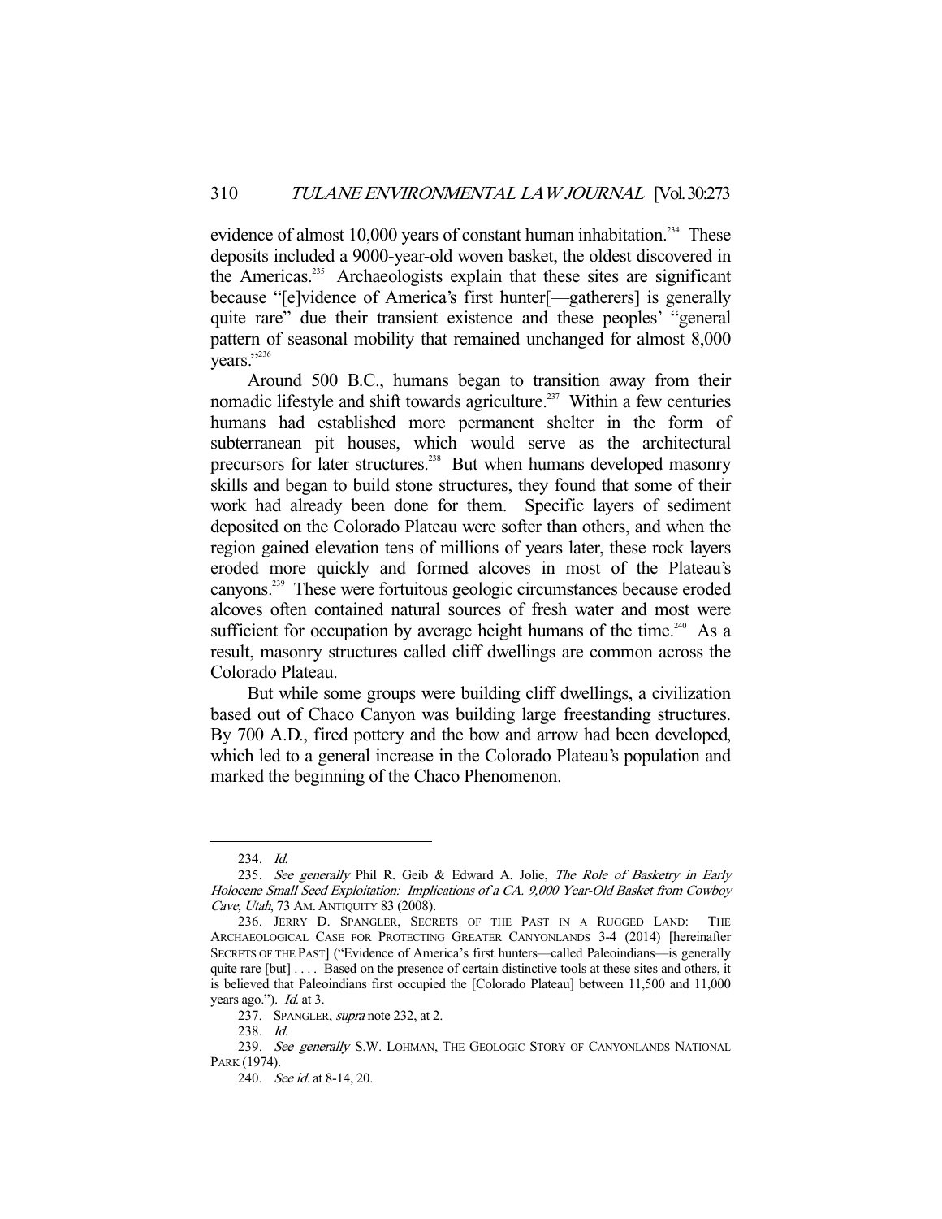evidence of almost 10,000 years of constant human inhabitation.[234] These deposits included a 9000-year-old woven basket, the oldest discovered in the Americas.[235] Archaeologists explain that these sites are significant because "[e]vidence of America's first hunter[—gatherers] is generally quite rare" due their transient existence and these peoples' "general pattern of seasonal mobility that remained unchanged for almost 8,000 years."[236]

Around 500 B.C., humans began to transition away from their nomadic lifestyle and shift towards agriculture.[237] Within a few centuries humans had established more permanent shelter in the form of subterranean pit houses, which would serve as the architectural precursors for later structures.[238] But when humans developed masonry skills and began to build stone structures, they found that some of their work had already been done for them. Specific layers of sediment deposited on the Colorado Plateau were softer than others, and when the region gained elevation tens of millions of years later, these rock layers eroded more quickly and formed alcoves in most of the Plateau's canyons.[239] These were fortuitous geologic circumstances because eroded alcoves often contained natural sources of fresh water and most were sufficient for occupation by average height humans of the time.[240] As a result, masonry structures called cliff dwellings are common across the Colorado Plateau.

But while some groups were building cliff dwellings, a civilization based out of Chaco Canyon was building large freestanding structures. By 700 A.D., fired pottery and the bow and arrow had been developed, which led to a general increase in the Colorado Plateau's population and marked the beginning of the Chaco Phenomenon.

---

234. *Id.*

235. *See generally* Phil R. Geib & Edward A. Jolie, *The Role of Basketry in Early Holocene Small Seed Exploitation: Implications of a CA. 9,000 Year-Old Basket from Cowboy Cave, Utah*, 73 AM. ANTIQUITY 83 (2008).

236. JERRY D. SPANGLER, SECRETS OF THE PAST IN A RUGGED LAND: THE ARCHAEOLOGICAL CASE FOR PROTECTING GREATER CANYONLANDS 3-4 (2014) [hereinafter SECRETS OF THE PAST] ("Evidence of America's first hunters—called Paleoindians—is generally quite rare [but] . . . . Based on the presence of certain distinctive tools at these sites and others, it is believed that Paleoindians first occupied the [Colorado Plateau] between 11,500 and 11,000 years ago."). *Id.* at 3.

237. SPANGLER, *supra* note 232, at 2.

238. *Id.*

239. *See generally* S.W. LOHMAN, THE GEOLOGIC STORY OF CANYONLANDS NATIONAL PARK (1974).

240. *See id.* at 8-14, 20.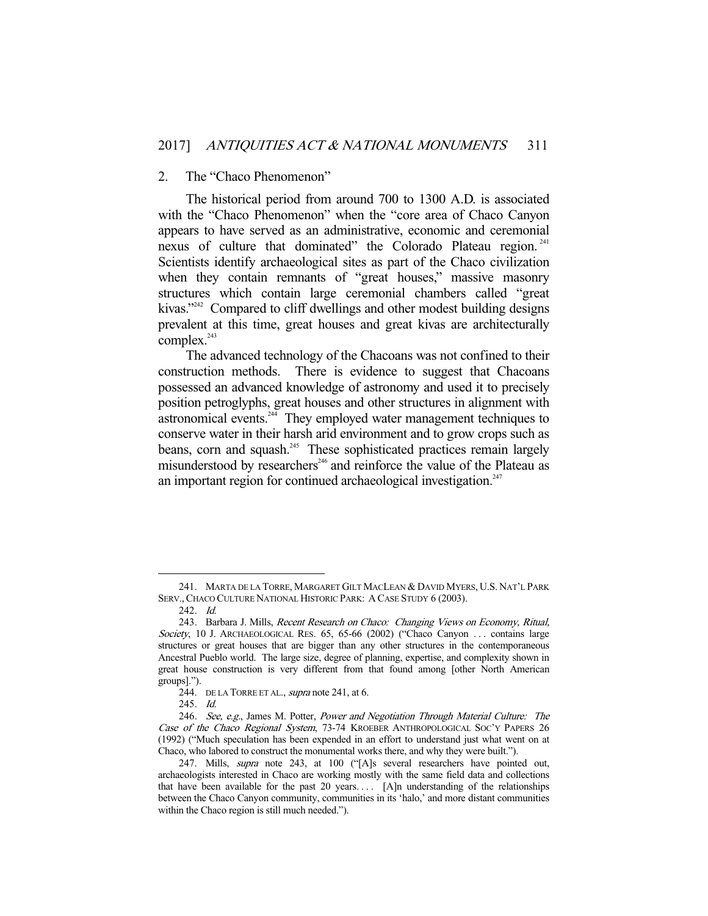### 2. The "Chaco Phenomenon"

The historical period from around 700 to 1300 A.D. is associated with the "Chaco Phenomenon" when the "core area of Chaco Canyon appears to have served as an administrative, economic and ceremonial nexus of culture that dominated" the Colorado Plateau region.[241] Scientists identify archaeological sites as part of the Chaco civilization when they contain remnants of "great houses," massive masonry structures which contain large ceremonial chambers called "great kivas."[242] Compared to cliff dwellings and other modest building designs prevalent at this time, great houses and great kivas are architecturally complex.[243]

The advanced technology of the Chacoans was not confined to their construction methods. There is evidence to suggest that Chacoans possessed an advanced knowledge of astronomy and used it to precisely position petroglyphs, great houses and other structures in alignment with astronomical events.[244] They employed water management techniques to conserve water in their harsh arid environment and to grow crops such as beans, corn and squash.[245] These sophisticated practices remain largely misunderstood by researchers[246] and reinforce the value of the Plateau as an important region for continued archaeological investigation.[247]

---

241. MARTA DE LA TORRE, MARGARET GILT MACLEAN & DAVID MYERS, U.S. NAT'L PARK SERV., CHACO CULTURE NATIONAL HISTORIC PARK: A CASE STUDY 6 (2003).

242. *Id.*

243. Barbara J. Mills, *Recent Research on Chaco: Changing Views on Economy, Ritual, Society*, 10 J. ARCHAEOLOGICAL RES. 65, 65-66 (2002) ("Chaco Canyon . . . contains large structures or great houses that are bigger than any other structures in the contemporaneous Ancestral Pueblo world. The large size, degree of planning, expertise, and complexity shown in great house construction is very different from that found among [other North American groups].").

244. DE LA TORRE ET AL., *supra* note 241, at 6.

245. *Id.*

246. *See, e.g.*, James M. Potter, *Power and Negotiation Through Material Culture: The Case of the Chaco Regional System*, 73-74 KROEBER ANTHROPOLOGICAL SOC'Y PAPERS 26 (1992) ("Much speculation has been expended in an effort to understand just what went on at Chaco, who labored to construct the monumental works there, and why they were built.").

247. Mills, *supra* note 243, at 100 ("[A]s several researchers have pointed out, archaeologists interested in Chaco are working mostly with the same field data and collections that have been available for the past 20 years. . . . [A]n understanding of the relationships between the Chaco Canyon community, communities in its 'halo,' and more distant communities within the Chaco region is still much needed.").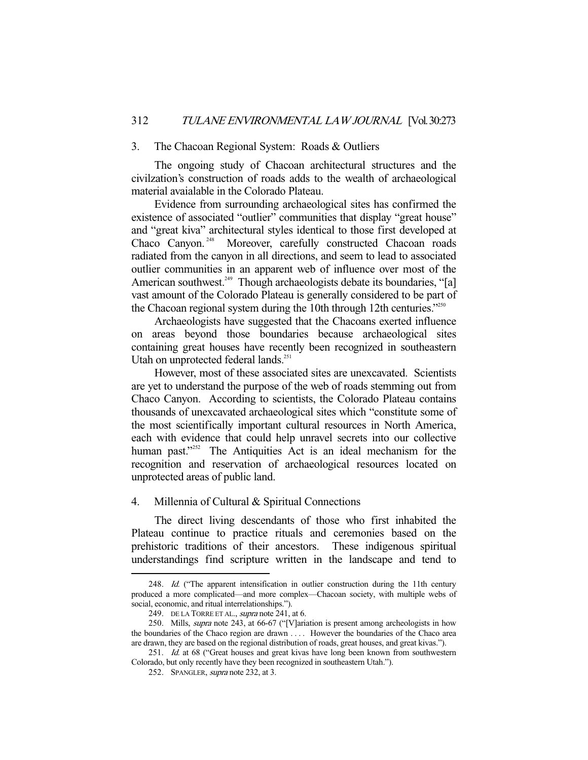### 3. The Chacoan Regional System: Roads & Outliers

The ongoing study of Chacoan architectural structures and the civilzation's construction of roads adds to the wealth of archaeological material avaialable in the Colorado Plateau.

Evidence from surrounding archaeological sites has confirmed the existence of associated "outlier" communities that display "great house" and "great kiva" architectural styles identical to those first developed at Chaco Canyon.[248] Moreover, carefully constructed Chacoan roads radiated from the canyon in all directions, and seem to lead to associated outlier communities in an apparent web of influence over most of the American southwest.[249] Though archaeologists debate its boundaries, "[a] vast amount of the Colorado Plateau is generally considered to be part of the Chacoan regional system during the 10th through 12th centuries."[250]

Archaeologists have suggested that the Chacoans exerted influence on areas beyond those boundaries because archaeological sites containing great houses have recently been recognized in southeastern Utah on unprotected federal lands.[251]

However, most of these associated sites are unexcavated. Scientists are yet to understand the purpose of the web of roads stemming out from Chaco Canyon. According to scientists, the Colorado Plateau contains thousands of unexcavated archaeological sites which "constitute some of the most scientifically important cultural resources in North America, each with evidence that could help unravel secrets into our collective human past."[252] The Antiquities Act is an ideal mechanism for the recognition and reservation of archaeological resources located on unprotected areas of public land.

### 4. Millennia of Cultural & Spiritual Connections

The direct living descendants of those who first inhabited the Plateau continue to practice rituals and ceremonies based on the prehistoric traditions of their ancestors. These indigenous spiritual understandings find scripture written in the landscape and tend to

---

248. *Id.* ("The apparent intensification in outlier construction during the 11th century produced a more complicated—and more complex—Chacoan society, with multiple webs of social, economic, and ritual interrelationships.").

249. DE LA TORRE ET AL., *supra* note 241, at 6.

250. Mills, *supra* note 243, at 66-67 ("[V]ariation is present among archeologists in how the boundaries of the Chaco region are drawn . . . . However the boundaries of the Chaco area are drawn, they are based on the regional distribution of roads, great houses, and great kivas.").

251. *Id.* at 68 ("Great houses and great kivas have long been known from southwestern Colorado, but only recently have they been recognized in southeastern Utah.").

252. SPANGLER, *supra* note 232, at 3.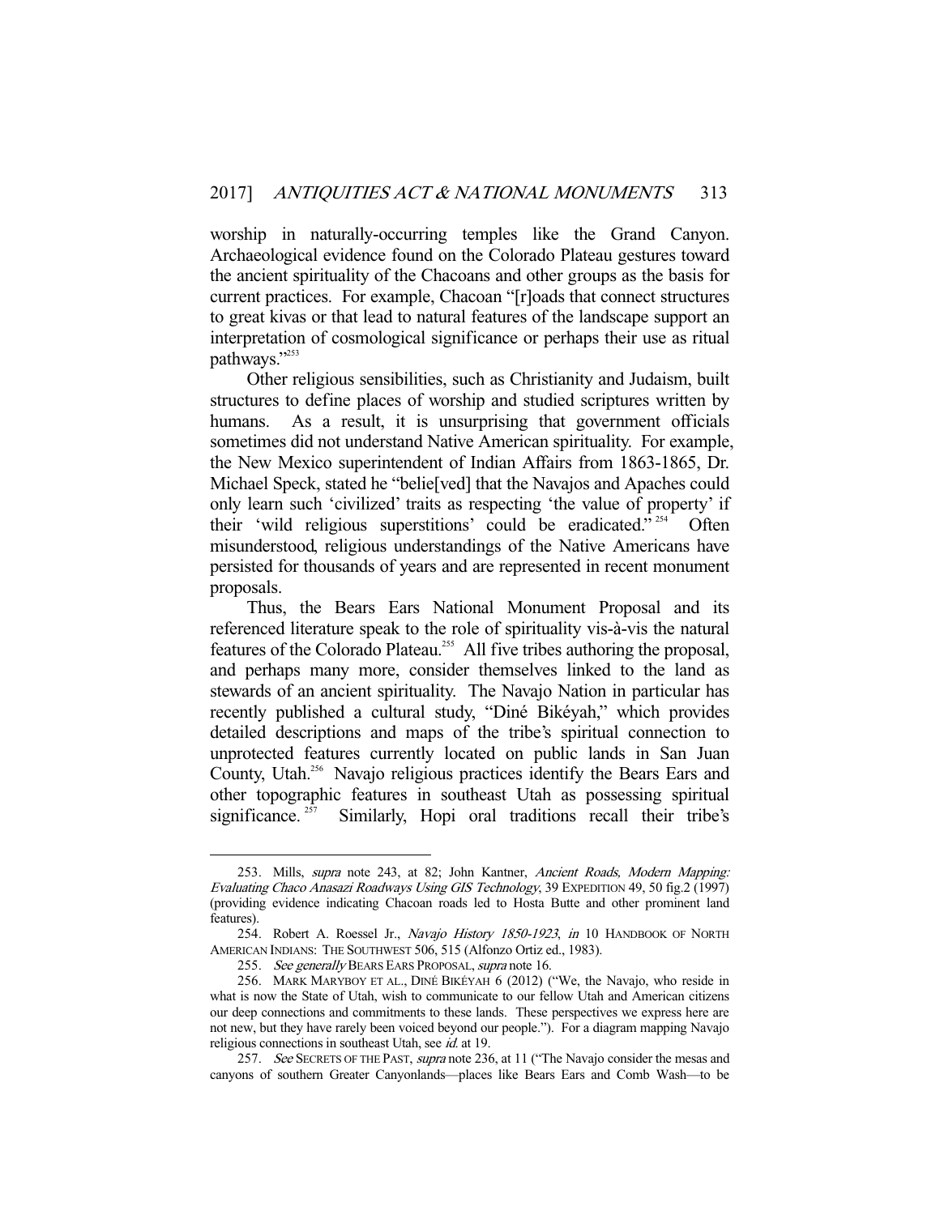worship in naturally-occurring temples like the Grand Canyon. Archaeological evidence found on the Colorado Plateau gestures toward the ancient spirituality of the Chacoans and other groups as the basis for current practices. For example, Chacoan "[r]oads that connect structures to great kivas or that lead to natural features of the landscape support an interpretation of cosmological significance or perhaps their use as ritual pathways."[253]

Other religious sensibilities, such as Christianity and Judaism, built structures to define places of worship and studied scriptures written by humans. As a result, it is unsurprising that government officials sometimes did not understand Native American spirituality. For example, the New Mexico superintendent of Indian Affairs from 1863-1865, Dr. Michael Speck, stated he "belie[ved] that the Navajos and Apaches could only learn such 'civilized' traits as respecting 'the value of property' if their 'wild religious superstitions' could be eradicated."[254] Often misunderstood, religious understandings of the Native Americans have persisted for thousands of years and are represented in recent monument proposals.

Thus, the Bears Ears National Monument Proposal and its referenced literature speak to the role of spirituality vis-à-vis the natural features of the Colorado Plateau.[255] All five tribes authoring the proposal, and perhaps many more, consider themselves linked to the land as stewards of an ancient spirituality. The Navajo Nation in particular has recently published a cultural study, "Diné Bikéyah," which provides detailed descriptions and maps of the tribe's spiritual connection to unprotected features currently located on public lands in San Juan County, Utah.[256] Navajo religious practices identify the Bears Ears and other topographic features in southeast Utah as possessing spiritual significance.[257] Similarly, Hopi oral traditions recall their tribe's

---

253. Mills, *supra* note 243, at 82; John Kantner, *Ancient Roads, Modern Mapping: Evaluating Chaco Anasazi Roadways Using GIS Technology*, 39 EXPEDITION 49, 50 fig.2 (1997) (providing evidence indicating Chacoan roads led to Hosta Butte and other prominent land features).

254. Robert A. Roessel Jr., *Navajo History 1850-1923*, *in* 10 HANDBOOK OF NORTH AMERICAN INDIANS: THE SOUTHWEST 506, 515 (Alfonzo Ortiz ed., 1983).

255. *See generally* BEARS EARS PROPOSAL, *supra* note 16.

256. MARK MARYBOY ET AL., DINÉ BIKÉYAH 6 (2012) ("We, the Navajo, who reside in what is now the State of Utah, wish to communicate to our fellow Utah and American citizens our deep connections and commitments to these lands. These perspectives we express here are not new, but they have rarely been voiced beyond our people."). For a diagram mapping Navajo religious connections in southeast Utah, see *id.* at 19.

257. *See* SECRETS OF THE PAST, *supra* note 236, at 11 ("The Navajo consider the mesas and canyons of southern Greater Canyonlands—places like Bears Ears and Comb Wash—to be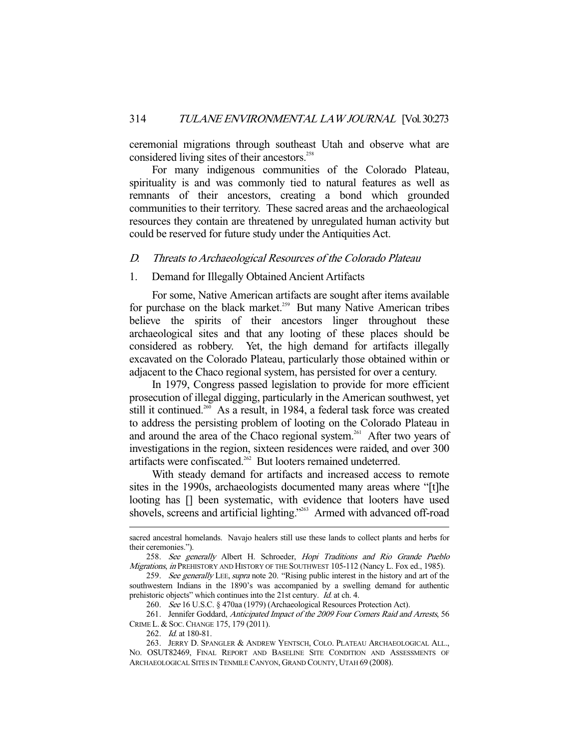ceremonial migrations through southeast Utah and observe what are considered living sites of their ancestors.[258]

For many indigenous communities of the Colorado Plateau, spirituality is and was commonly tied to natural features as well as remnants of their ancestors, creating a bond which grounded communities to their territory. These sacred areas and the archaeological resources they contain are threatened by unregulated human activity but could be reserved for future study under the Antiquities Act.

### *D. Threats to Archaeological Resources of the Colorado Plateau*

#### 1. Demand for Illegally Obtained Ancient Artifacts

For some, Native American artifacts are sought after items available for purchase on the black market.[259] But many Native American tribes believe the spirits of their ancestors linger throughout these archaeological sites and that any looting of these places should be considered as robbery. Yet, the high demand for artifacts illegally excavated on the Colorado Plateau, particularly those obtained within or adjacent to the Chaco regional system, has persisted for over a century.

In 1979, Congress passed legislation to provide for more efficient prosecution of illegal digging, particularly in the American southwest, yet still it continued.[260] As a result, in 1984, a federal task force was created to address the persisting problem of looting on the Colorado Plateau in and around the area of the Chaco regional system.[261] After two years of investigations in the region, sixteen residences were raided, and over 300 artifacts were confiscated.[262] But looters remained undeterred.

With steady demand for artifacts and increased access to remote sites in the 1990s, archaeologists documented many areas where "[t]he looting has [] been systematic, with evidence that looters have used shovels, screens and artificial lighting."[263] Armed with advanced off-road

---

sacred ancestral homelands. Navajo healers still use these lands to collect plants and herbs for their ceremonies.").

258. *See generally* Albert H. Schroeder, *Hopi Traditions and Rio Grande Pueblo Migrations*, *in* PREHISTORY AND HISTORY OF THE SOUTHWEST 105-112 (Nancy L. Fox ed., 1985).

259. *See generally* LEE, *supra* note 20. "Rising public interest in the history and art of the southwestern Indians in the 1890's was accompanied by a swelling demand for authentic prehistoric objects" which continues into the 21st century. *Id.* at ch. 4.

260. *See* 16 U.S.C. § 470aa (1979) (Archaeological Resources Protection Act).

261. Jennifer Goddard, *Anticipated Impact of the 2009 Four Corners Raid and Arrests*, 56 CRIME L. & SOC. CHANGE 175, 179 (2011).

262. *Id.* at 180-81.

263. JERRY D. SPANGLER & ANDREW YENTSCH, COLO. PLATEAU ARCHAEOLOGICAL ALL., NO. OSUT82469, FINAL REPORT AND BASELINE SITE CONDITION AND ASSESSMENTS OF ARCHAEOLOGICAL SITES IN TENMILE CANYON, GRAND COUNTY, UTAH 69 (2008).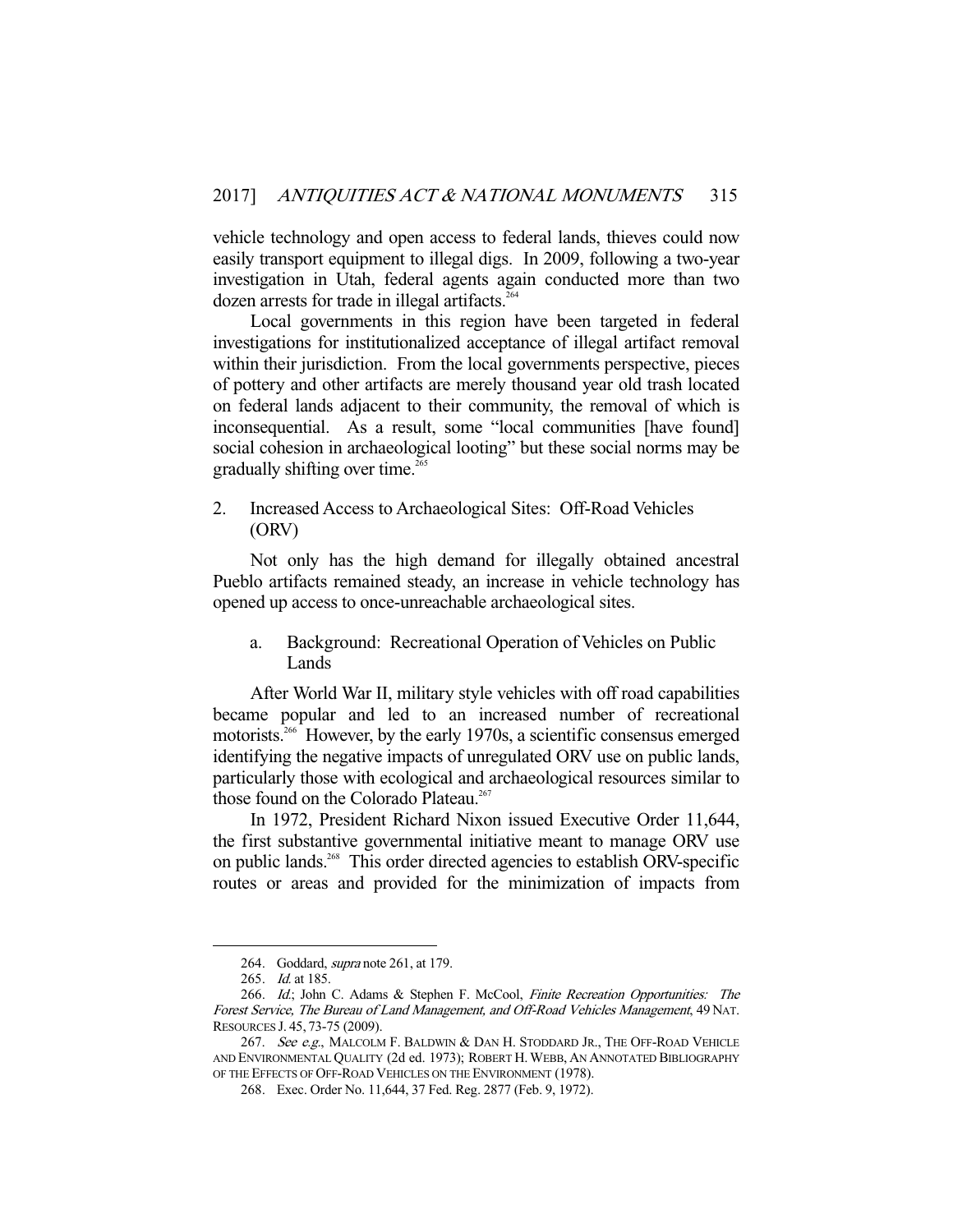vehicle technology and open access to federal lands, thieves could now easily transport equipment to illegal digs. In 2009, following a two-year investigation in Utah, federal agents again conducted more than two dozen arrests for trade in illegal artifacts.[264]

Local governments in this region have been targeted in federal investigations for institutionalized acceptance of illegal artifact removal within their jurisdiction. From the local governments perspective, pieces of pottery and other artifacts are merely thousand year old trash located on federal lands adjacent to their community, the removal of which is inconsequential. As a result, some "local communities [have found] social cohesion in archaeological looting" but these social norms may be gradually shifting over time.[265]

### 2. Increased Access to Archaeological Sites: Off-Road Vehicles (ORV)

Not only has the high demand for illegally obtained ancestral Pueblo artifacts remained steady, an increase in vehicle technology has opened up access to once-unreachable archaeological sites.

#### a. Background: Recreational Operation of Vehicles on Public Lands

After World War II, military style vehicles with off road capabilities became popular and led to an increased number of recreational motorists.[266] However, by the early 1970s, a scientific consensus emerged identifying the negative impacts of unregulated ORV use on public lands, particularly those with ecological and archaeological resources similar to those found on the Colorado Plateau.[267]

In 1972, President Richard Nixon issued Executive Order 11,644, the first substantive governmental initiative meant to manage ORV use on public lands.[268] This order directed agencies to establish ORV-specific routes or areas and provided for the minimization of impacts from

---

264. Goddard, *supra* note 261, at 179.

265. *Id.* at 185.

266. *Id.*; John C. Adams & Stephen F. McCool, *Finite Recreation Opportunities: The Forest Service, The Bureau of Land Management, and Off-Road Vehicles Management*, 49 NAT. RESOURCES J. 45, 73-75 (2009).

267. *See e.g.*, MALCOLM F. BALDWIN & DAN H. STODDARD JR., THE OFF-ROAD VEHICLE AND ENVIRONMENTAL QUALITY (2d ed. 1973); ROBERT H. WEBB, AN ANNOTATED BIBLIOGRAPHY OF THE EFFECTS OF OFF-ROAD VEHICLES ON THE ENVIRONMENT (1978).

268. Exec. Order No. 11,644, 37 Fed. Reg. 2877 (Feb. 9, 1972).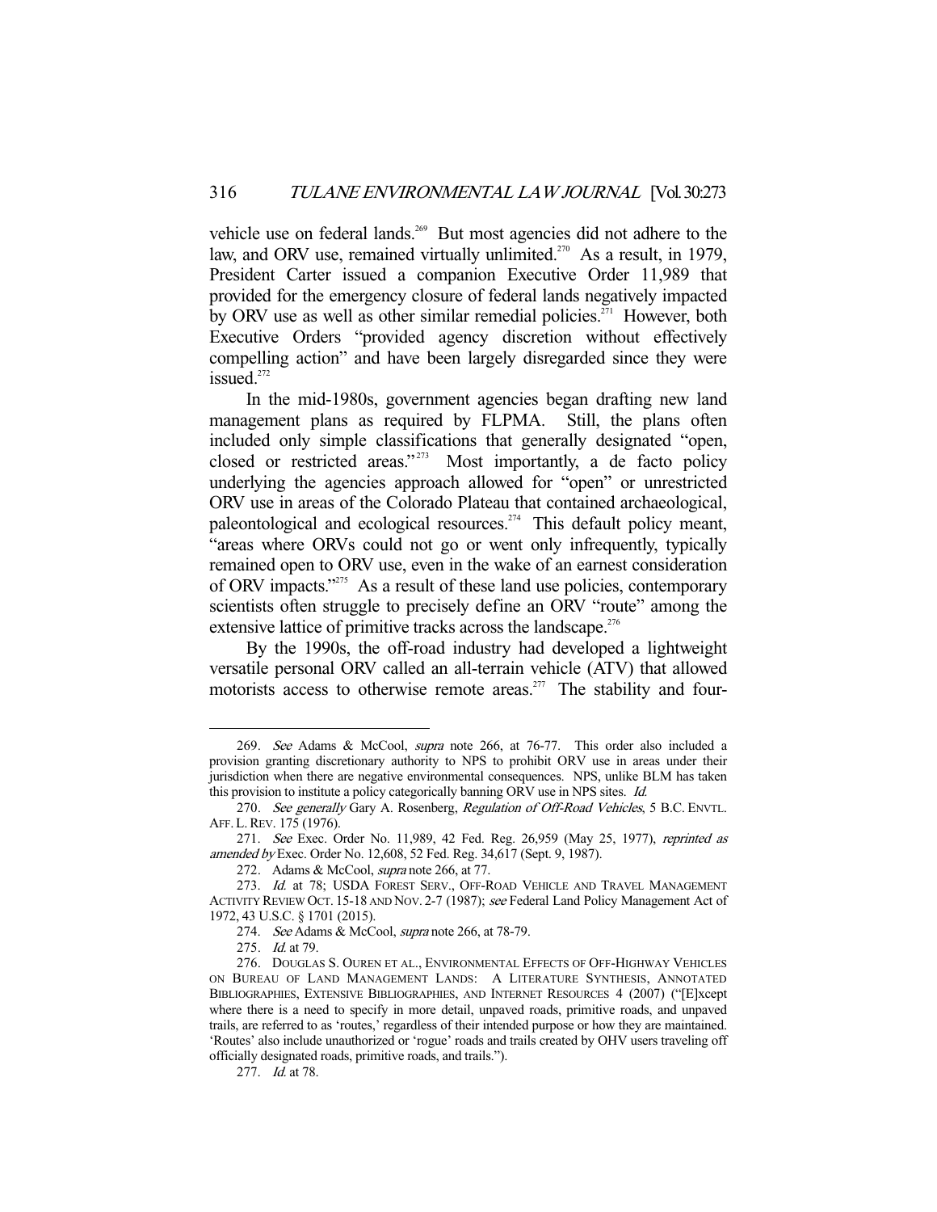vehicle use on federal lands.[269] But most agencies did not adhere to the law, and ORV use, remained virtually unlimited.[270] As a result, in 1979, President Carter issued a companion Executive Order 11,989 that provided for the emergency closure of federal lands negatively impacted by ORV use as well as other similar remedial policies.[271] However, both Executive Orders "provided agency discretion without effectively compelling action" and have been largely disregarded since they were issued.[272]

In the mid-1980s, government agencies began drafting new land management plans as required by FLPMA. Still, the plans often included only simple classifications that generally designated "open, closed or restricted areas."[273] Most importantly, a de facto policy underlying the agencies approach allowed for "open" or unrestricted ORV use in areas of the Colorado Plateau that contained archaeological, paleontological and ecological resources.[274] This default policy meant, "areas where ORVs could not go or went only infrequently, typically remained open to ORV use, even in the wake of an earnest consideration of ORV impacts."[275] As a result of these land use policies, contemporary scientists often struggle to precisely define an ORV "route" among the extensive lattice of primitive tracks across the landscape.[276]

By the 1990s, the off-road industry had developed a lightweight versatile personal ORV called an all-terrain vehicle (ATV) that allowed motorists access to otherwise remote areas.[277] The stability and four-

---

269. *See* Adams & McCool, *supra* note 266, at 76-77. This order also included a provision granting discretionary authority to NPS to prohibit ORV use in areas under their jurisdiction when there are negative environmental consequences. NPS, unlike BLM has taken this provision to institute a policy categorically banning ORV use in NPS sites. *Id.*

270. *See generally* Gary A. Rosenberg, *Regulation of Off-Road Vehicles*, 5 B.C. ENVTL. AFF. L. REV. 175 (1976).

271. *See* Exec. Order No. 11,989, 42 Fed. Reg. 26,959 (May 25, 1977), *reprinted as amended by* Exec. Order No. 12,608, 52 Fed. Reg. 34,617 (Sept. 9, 1987).

272. Adams & McCool, *supra* note 266, at 77.

273. *Id.* at 78; USDA FOREST SERV., OFF-ROAD VEHICLE AND TRAVEL MANAGEMENT ACTIVITY REVIEW OCT. 15-18 AND NOV. 2-7 (1987); *see* Federal Land Policy Management Act of 1972, 43 U.S.C. § 1701 (2015).

274. *See* Adams & McCool, *supra* note 266, at 78-79.

275. *Id.* at 79.

276. DOUGLAS S. OUREN ET AL., ENVIRONMENTAL EFFECTS OF OFF-HIGHWAY VEHICLES ON BUREAU OF LAND MANAGEMENT LANDS: A LITERATURE SYNTHESIS, ANNOTATED BIBLIOGRAPHIES, EXTENSIVE BIBLIOGRAPHIES, AND INTERNET RESOURCES 4 (2007) ("[E]xcept where there is a need to specify in more detail, unpaved roads, primitive roads, and unpaved trails, are referred to as 'routes,' regardless of their intended purpose or how they are maintained. 'Routes' also include unauthorized or 'rogue' roads and trails created by OHV users traveling off officially designated roads, primitive roads, and trails.").

277. *Id.* at 78.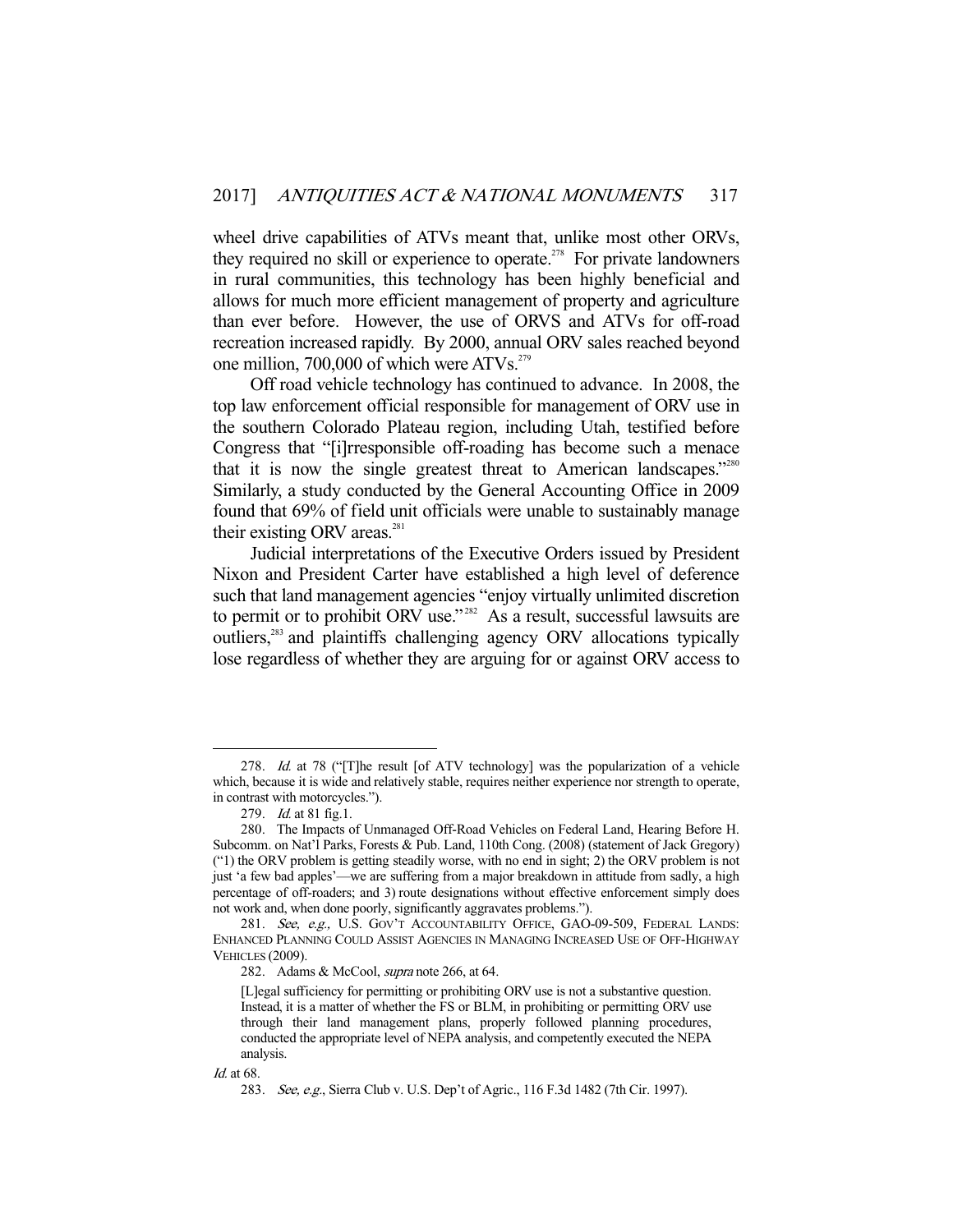wheel drive capabilities of ATVs meant that, unlike most other ORVs, they required no skill or experience to operate.[278] For private landowners in rural communities, this technology has been highly beneficial and allows for much more efficient management of property and agriculture than ever before. However, the use of ORVS and ATVs for off-road recreation increased rapidly. By 2000, annual ORV sales reached beyond one million, 700,000 of which were ATVs.[279]

Off road vehicle technology has continued to advance. In 2008, the top law enforcement official responsible for management of ORV use in the southern Colorado Plateau region, including Utah, testified before Congress that "[i]rresponsible off-roading has become such a menace that it is now the single greatest threat to American landscapes."[280] Similarly, a study conducted by the General Accounting Office in 2009 found that 69% of field unit officials were unable to sustainably manage their existing ORV areas.[281]

Judicial interpretations of the Executive Orders issued by President Nixon and President Carter have established a high level of deference such that land management agencies "enjoy virtually unlimited discretion to permit or to prohibit ORV use."[282] As a result, successful lawsuits are outliers,[283] and plaintiffs challenging agency ORV allocations typically lose regardless of whether they are arguing for or against ORV access to

---

278. *Id.* at 78 ("[T]he result [of ATV technology] was the popularization of a vehicle which, because it is wide and relatively stable, requires neither experience nor strength to operate, in contrast with motorcycles.").

279. *Id.* at 81 fig.1.

280. The Impacts of Unmanaged Off-Road Vehicles on Federal Land, Hearing Before H. Subcomm. on Nat'l Parks, Forests & Pub. Land, 110th Cong. (2008) (statement of Jack Gregory) ("1) the ORV problem is getting steadily worse, with no end in sight; 2) the ORV problem is not just 'a few bad apples'—we are suffering from a major breakdown in attitude from sadly, a high percentage of off-roaders; and 3) route designations without effective enforcement simply does not work and, when done poorly, significantly aggravates problems.").

281. *See, e.g.,* U.S. GOV'T ACCOUNTABILITY OFFICE, GAO-09-509, FEDERAL LANDS: ENHANCED PLANNING COULD ASSIST AGENCIES IN MANAGING INCREASED USE OF OFF-HIGHWAY VEHICLES (2009).

282. Adams & McCool, *supra* note 266, at 64.

> [L]egal sufficiency for permitting or prohibiting ORV use is not a substantive question. Instead, it is a matter of whether the FS or BLM, in prohibiting or permitting ORV use through their land management plans, properly followed planning procedures, conducted the appropriate level of NEPA analysis, and competently executed the NEPA analysis.

*Id.* at 68.

283. *See, e.g.*, Sierra Club v. U.S. Dep't of Agric., 116 F.3d 1482 (7th Cir. 1997).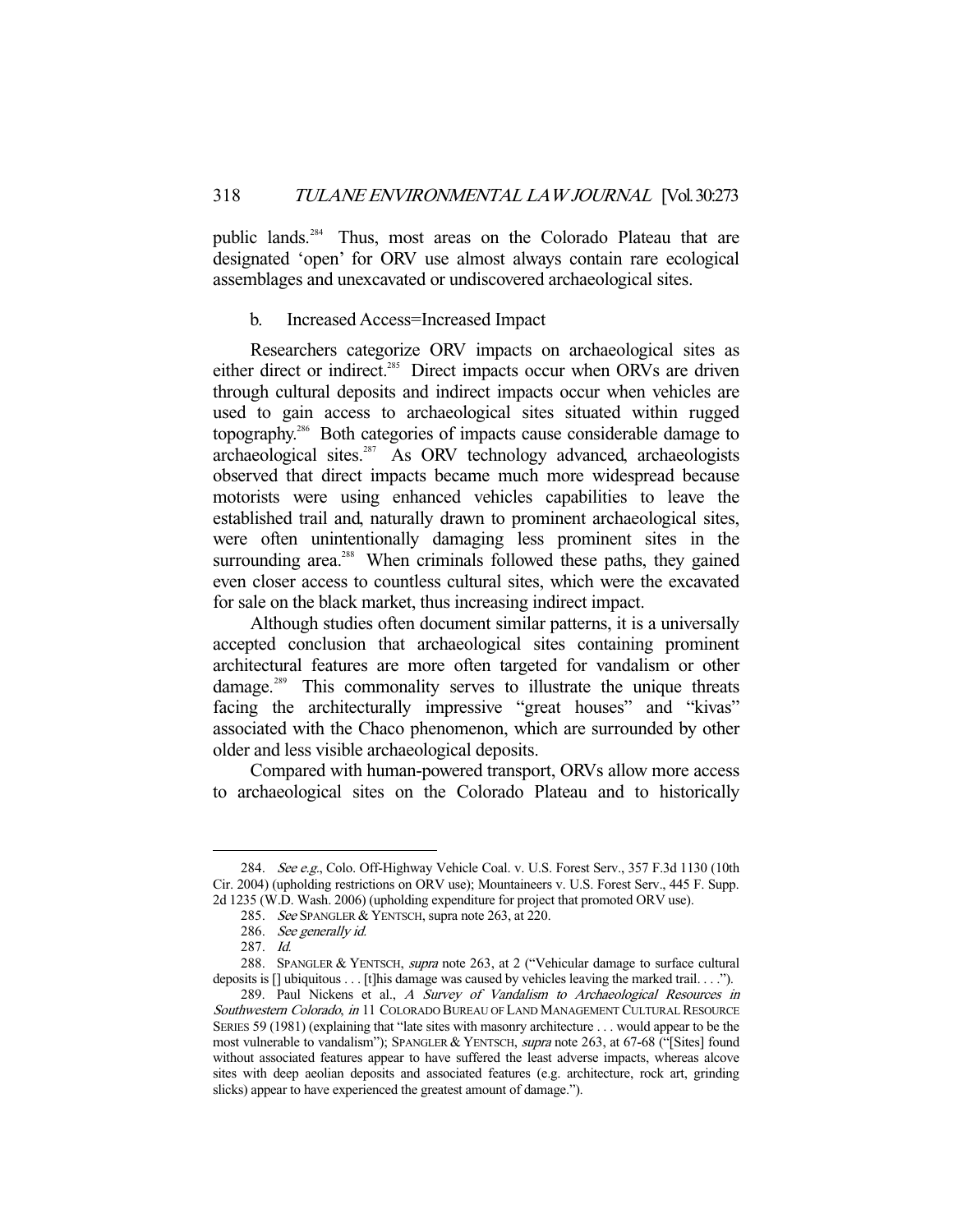public lands.[284] Thus, most areas on the Colorado Plateau that are designated 'open' for ORV use almost always contain rare ecological assemblages and unexcavated or undiscovered archaeological sites.

### b. Increased Access=Increased Impact

Researchers categorize ORV impacts on archaeological sites as either direct or indirect.[285] Direct impacts occur when ORVs are driven through cultural deposits and indirect impacts occur when vehicles are used to gain access to archaeological sites situated within rugged topography.[286] Both categories of impacts cause considerable damage to archaeological sites.[287] As ORV technology advanced, archaeologists observed that direct impacts became much more widespread because motorists were using enhanced vehicles capabilities to leave the established trail and, naturally drawn to prominent archaeological sites, were often unintentionally damaging less prominent sites in the surrounding area.[288] When criminals followed these paths, they gained even closer access to countless cultural sites, which were the excavated for sale on the black market, thus increasing indirect impact.

Although studies often document similar patterns, it is a universally accepted conclusion that archaeological sites containing prominent architectural features are more often targeted for vandalism or other damage.[289] This commonality serves to illustrate the unique threats facing the architecturally impressive "great houses" and "kivas" associated with the Chaco phenomenon, which are surrounded by other older and less visible archaeological deposits.

Compared with human-powered transport, ORVs allow more access to archaeological sites on the Colorado Plateau and to historically

---

284. *See e.g.*, Colo. Off-Highway Vehicle Coal. v. U.S. Forest Serv., 357 F.3d 1130 (10th Cir. 2004) (upholding restrictions on ORV use); Mountaineers v. U.S. Forest Serv., 445 F. Supp. 2d 1235 (W.D. Wash. 2006) (upholding expenditure for project that promoted ORV use).

285. *See* SPANGLER & YENTSCH, supra note 263, at 220.

286. *See generally id.*

287. *Id.*

288. SPANGLER & YENTSCH, *supra* note 263, at 2 ("Vehicular damage to surface cultural deposits is [] ubiquitous . . . [t]his damage was caused by vehicles leaving the marked trail. . . .").

289. Paul Nickens et al., *A Survey of Vandalism to Archaeological Resources in Southwestern Colorado*, *in* 11 COLORADO BUREAU OF LAND MANAGEMENT CULTURAL RESOURCE SERIES 59 (1981) (explaining that "late sites with masonry architecture . . . would appear to be the most vulnerable to vandalism"); SPANGLER & YENTSCH, *supra* note 263, at 67-68 ("[Sites] found without associated features appear to have suffered the least adverse impacts, whereas alcove sites with deep aeolian deposits and associated features (e.g. architecture, rock art, grinding slicks) appear to have experienced the greatest amount of damage.").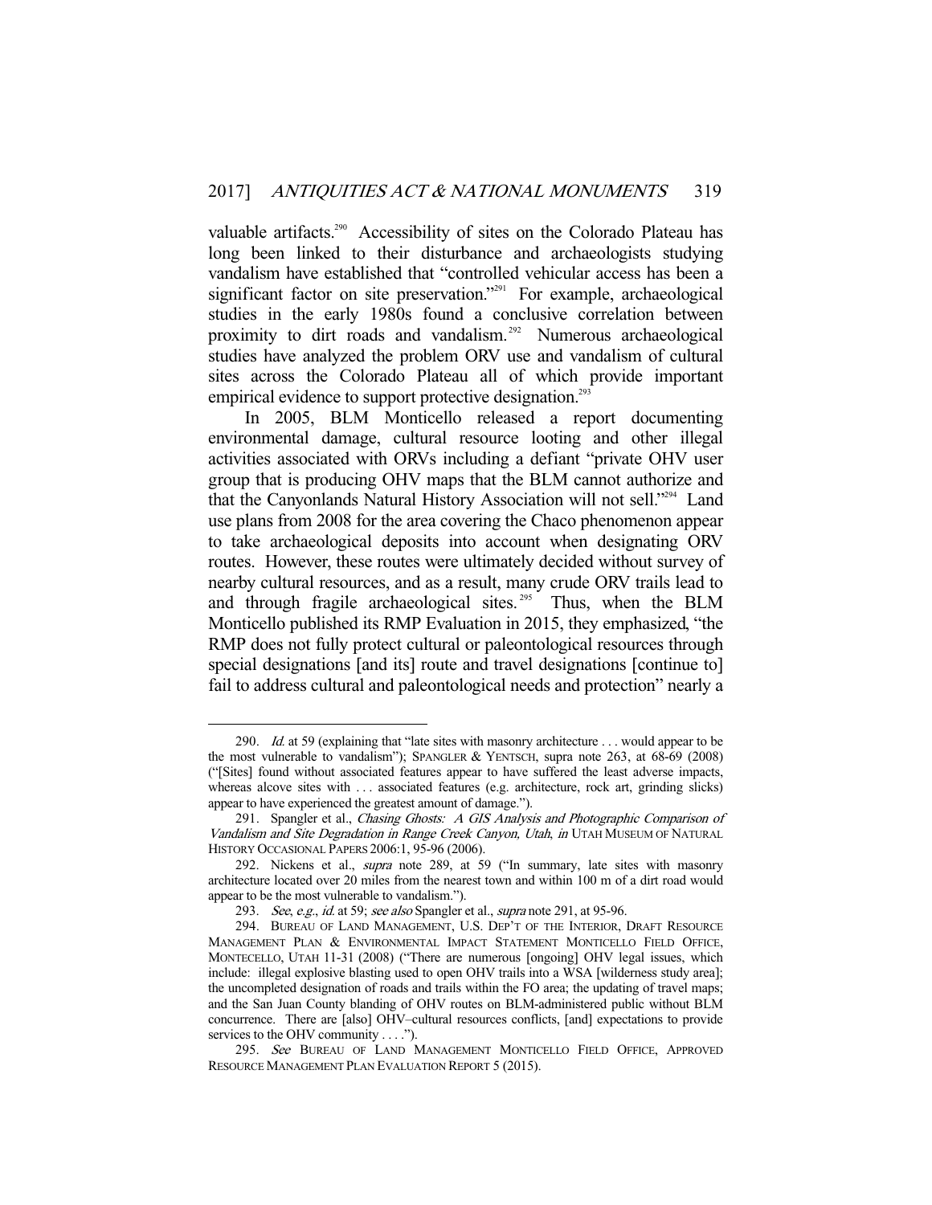valuable artifacts.[290] Accessibility of sites on the Colorado Plateau has long been linked to their disturbance and archaeologists studying vandalism have established that "controlled vehicular access has been a significant factor on site preservation."[291] For example, archaeological studies in the early 1980s found a conclusive correlation between proximity to dirt roads and vandalism.[292] Numerous archaeological studies have analyzed the problem ORV use and vandalism of cultural sites across the Colorado Plateau all of which provide important empirical evidence to support protective designation.[293]

In 2005, BLM Monticello released a report documenting environmental damage, cultural resource looting and other illegal activities associated with ORVs including a defiant "private OHV user group that is producing OHV maps that the BLM cannot authorize and that the Canyonlands Natural History Association will not sell."[294] Land use plans from 2008 for the area covering the Chaco phenomenon appear to take archaeological deposits into account when designating ORV routes. However, these routes were ultimately decided without survey of nearby cultural resources, and as a result, many crude ORV trails lead to and through fragile archaeological sites.[295] Thus, when the BLM Monticello published its RMP Evaluation in 2015, they emphasized, "the RMP does not fully protect cultural or paleontological resources through special designations [and its] route and travel designations [continue to] fail to address cultural and paleontological needs and protection" nearly a

---

290. *Id.* at 59 (explaining that "late sites with masonry architecture . . . would appear to be the most vulnerable to vandalism"); SPANGLER & YENTSCH, supra note 263, at 68-69 (2008) ("[Sites] found without associated features appear to have suffered the least adverse impacts, whereas alcove sites with . . . associated features (e.g. architecture, rock art, grinding slicks) appear to have experienced the greatest amount of damage.").

291. Spangler et al., *Chasing Ghosts: A GIS Analysis and Photographic Comparison of Vandalism and Site Degradation in Range Creek Canyon, Utah*, *in* UTAH MUSEUM OF NATURAL HISTORY OCCASIONAL PAPERS 2006:1, 95-96 (2006).

292. Nickens et al., *supra* note 289, at 59 ("In summary, late sites with masonry architecture located over 20 miles from the nearest town and within 100 m of a dirt road would appear to be the most vulnerable to vandalism.").

293. *See*, *e.g.*, *id.* at 59; *see also* Spangler et al., *supra* note 291, at 95-96.

294. BUREAU OF LAND MANAGEMENT, U.S. DEP'T OF THE INTERIOR, DRAFT RESOURCE MANAGEMENT PLAN & ENVIRONMENTAL IMPACT STATEMENT MONTICELLO FIELD OFFICE, MONTECELLO, UTAH 11-31 (2008) ("There are numerous [ongoing] OHV legal issues, which include: illegal explosive blasting used to open OHV trails into a WSA [wilderness study area]; the uncompleted designation of roads and trails within the FO area; the updating of travel maps; and the San Juan County blanding of OHV routes on BLM-administered public without BLM concurrence. There are [also] OHV–cultural resources conflicts, [and] expectations to provide services to the OHV community . . . .").

295. *See* BUREAU OF LAND MANAGEMENT MONTICELLO FIELD OFFICE, APPROVED RESOURCE MANAGEMENT PLAN EVALUATION REPORT 5 (2015).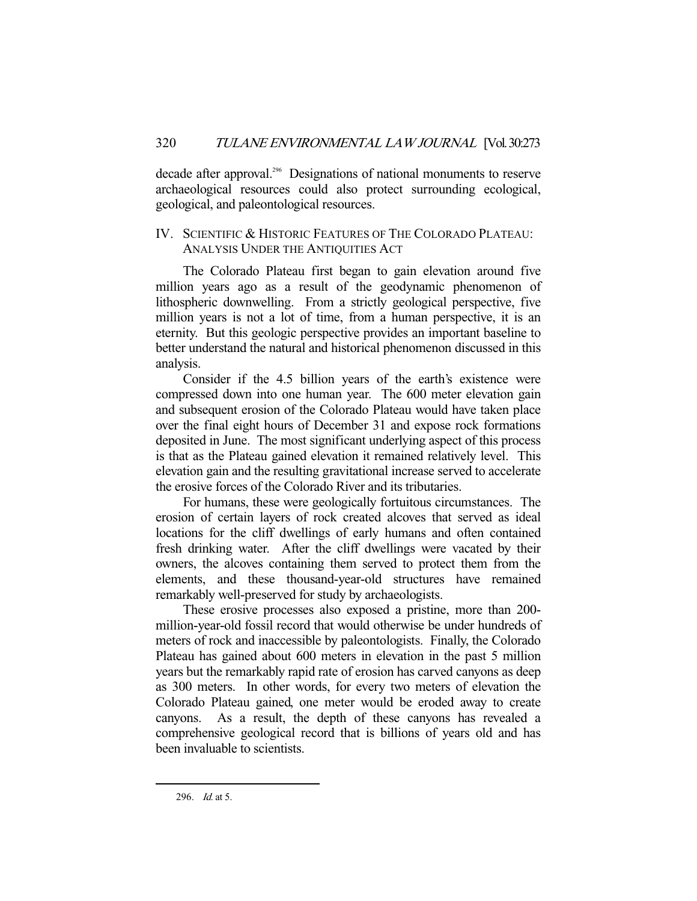decade after approval.[296] Designations of national monuments to reserve archaeological resources could also protect surrounding ecological, geological, and paleontological resources.

## IV. SCIENTIFIC & HISTORIC FEATURES OF THE COLORADO PLATEAU: ANALYSIS UNDER THE ANTIQUITIES ACT

The Colorado Plateau first began to gain elevation around five million years ago as a result of the geodynamic phenomenon of lithospheric downwelling. From a strictly geological perspective, five million years is not a lot of time, from a human perspective, it is an eternity. But this geologic perspective provides an important baseline to better understand the natural and historical phenomenon discussed in this analysis.

Consider if the 4.5 billion years of the earth's existence were compressed down into one human year. The 600 meter elevation gain and subsequent erosion of the Colorado Plateau would have taken place over the final eight hours of December 31 and expose rock formations deposited in June. The most significant underlying aspect of this process is that as the Plateau gained elevation it remained relatively level. This elevation gain and the resulting gravitational increase served to accelerate the erosive forces of the Colorado River and its tributaries.

For humans, these were geologically fortuitous circumstances. The erosion of certain layers of rock created alcoves that served as ideal locations for the cliff dwellings of early humans and often contained fresh drinking water. After the cliff dwellings were vacated by their owners, the alcoves containing them served to protect them from the elements, and these thousand-year-old structures have remained remarkably well-preserved for study by archaeologists.

These erosive processes also exposed a pristine, more than 200-million-year-old fossil record that would otherwise be under hundreds of meters of rock and inaccessible by paleontologists. Finally, the Colorado Plateau has gained about 600 meters in elevation in the past 5 million years but the remarkably rapid rate of erosion has carved canyons as deep as 300 meters. In other words, for every two meters of elevation the Colorado Plateau gained, one meter would be eroded away to create canyons. As a result, the depth of these canyons has revealed a comprehensive geological record that is billions of years old and has been invaluable to scientists.

---

296. *Id.* at 5.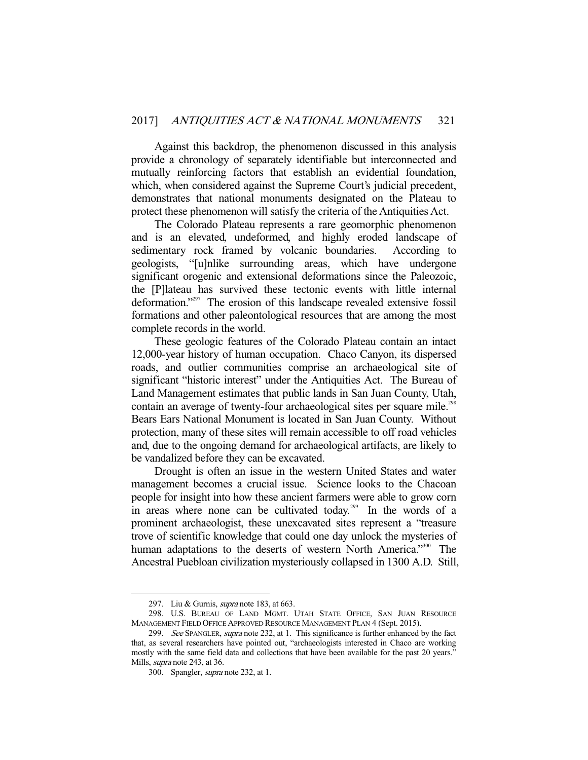Against this backdrop, the phenomenon discussed in this analysis provide a chronology of separately identifiable but interconnected and mutually reinforcing factors that establish an evidential foundation, which, when considered against the Supreme Court's judicial precedent, demonstrates that national monuments designated on the Plateau to protect these phenomenon will satisfy the criteria of the Antiquities Act.

The Colorado Plateau represents a rare geomorphic phenomenon and is an elevated, undeformed, and highly eroded landscape of sedimentary rock framed by volcanic boundaries. According to geologists, "[u]nlike surrounding areas, which have undergone significant orogenic and extensional deformations since the Paleozoic, the [P]lateau has survived these tectonic events with little internal deformation."[297] The erosion of this landscape revealed extensive fossil formations and other paleontological resources that are among the most complete records in the world.

These geologic features of the Colorado Plateau contain an intact 12,000-year history of human occupation. Chaco Canyon, its dispersed roads, and outlier communities comprise an archaeological site of significant "historic interest" under the Antiquities Act. The Bureau of Land Management estimates that public lands in San Juan County, Utah, contain an average of twenty-four archaeological sites per square mile.[298] Bears Ears National Monument is located in San Juan County. Without protection, many of these sites will remain accessible to off road vehicles and, due to the ongoing demand for archaeological artifacts, are likely to be vandalized before they can be excavated.

Drought is often an issue in the western United States and water management becomes a crucial issue. Science looks to the Chacoan people for insight into how these ancient farmers were able to grow corn in areas where none can be cultivated today.[299] In the words of a prominent archaeologist, these unexcavated sites represent a "treasure trove of scientific knowledge that could one day unlock the mysteries of human adaptations to the deserts of western North America."[300] The Ancestral Puebloan civilization mysteriously collapsed in 1300 A.D. Still,

---

297. Liu & Gurnis, *supra* note 183, at 663.

298. U.S. BUREAU OF LAND MGMT. UTAH STATE OFFICE, SAN JUAN RESOURCE MANAGEMENT FIELD OFFICE APPROVED RESOURCE MANAGEMENT PLAN 4 (Sept. 2015).

299. *See* SPANGLER, *supra* note 232, at 1. This significance is further enhanced by the fact that, as several researchers have pointed out, "archaeologists interested in Chaco are working mostly with the same field data and collections that have been available for the past 20 years." Mills, *supra* note 243, at 36.

300. Spangler, *supra* note 232, at 1.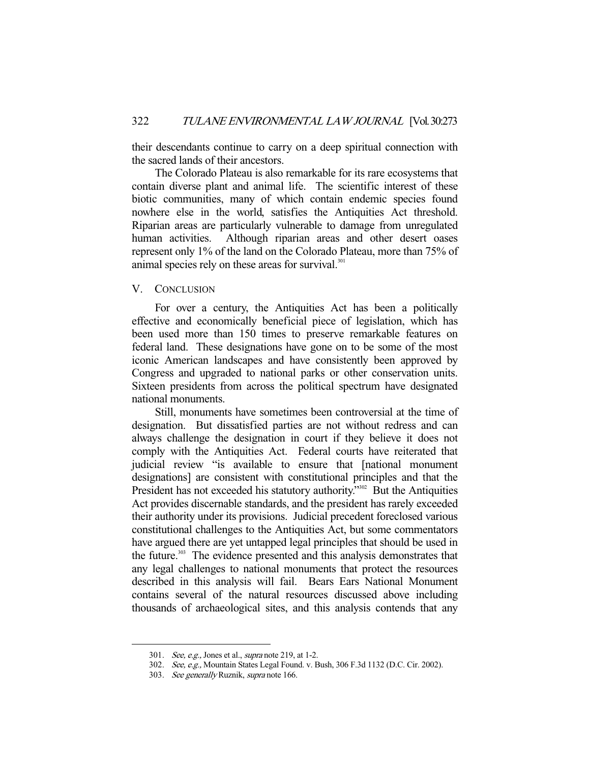their descendants continue to carry on a deep spiritual connection with the sacred lands of their ancestors.

The Colorado Plateau is also remarkable for its rare ecosystems that contain diverse plant and animal life. The scientific interest of these biotic communities, many of which contain endemic species found nowhere else in the world, satisfies the Antiquities Act threshold. Riparian areas are particularly vulnerable to damage from unregulated human activities. Although riparian areas and other desert oases represent only 1% of the land on the Colorado Plateau, more than 75% of animal species rely on these areas for survival.[301]

## V. CONCLUSION

For over a century, the Antiquities Act has been a politically effective and economically beneficial piece of legislation, which has been used more than 150 times to preserve remarkable features on federal land. These designations have gone on to be some of the most iconic American landscapes and have consistently been approved by Congress and upgraded to national parks or other conservation units. Sixteen presidents from across the political spectrum have designated national monuments.

Still, monuments have sometimes been controversial at the time of designation. But dissatisfied parties are not without redress and can always challenge the designation in court if they believe it does not comply with the Antiquities Act. Federal courts have reiterated that judicial review "is available to ensure that [national monument designations] are consistent with constitutional principles and that the President has not exceeded his statutory authority."[302] But the Antiquities Act provides discernable standards, and the president has rarely exceeded their authority under its provisions. Judicial precedent foreclosed various constitutional challenges to the Antiquities Act, but some commentators have argued there are yet untapped legal principles that should be used in the future.[303] The evidence presented and this analysis demonstrates that any legal challenges to national monuments that protect the resources described in this analysis will fail. Bears Ears National Monument contains several of the natural resources discussed above including thousands of archaeological sites, and this analysis contends that any

---

301. *See, e.g.*, Jones et al., *supra* note 219, at 1-2.

302. *See, e.g.*, Mountain States Legal Found. v. Bush, 306 F.3d 1132 (D.C. Cir. 2002).

303. *See generally* Ruznik, *supra* note 166.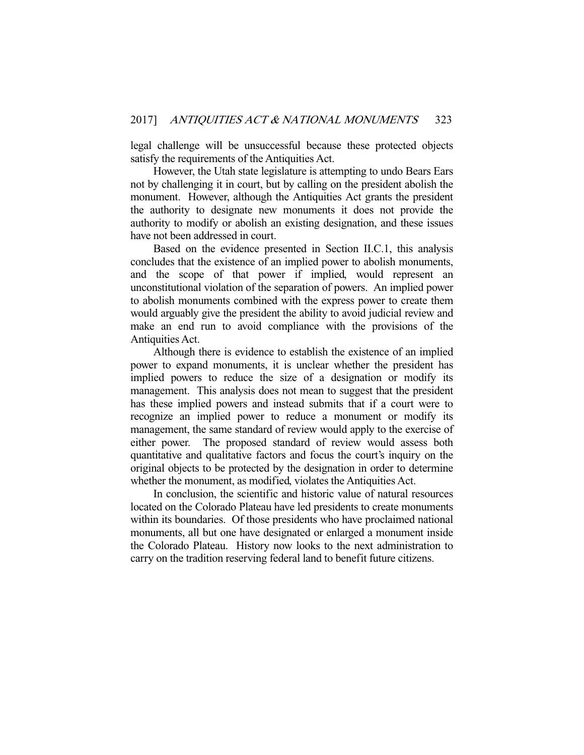legal challenge will be unsuccessful because these protected objects satisfy the requirements of the Antiquities Act.

However, the Utah state legislature is attempting to undo Bears Ears not by challenging it in court, but by calling on the president abolish the monument. However, although the Antiquities Act grants the president the authority to designate new monuments it does not provide the authority to modify or abolish an existing designation, and these issues have not been addressed in court.

Based on the evidence presented in Section II.C.1, this analysis concludes that the existence of an implied power to abolish monuments, and the scope of that power if implied, would represent an unconstitutional violation of the separation of powers. An implied power to abolish monuments combined with the express power to create them would arguably give the president the ability to avoid judicial review and make an end run to avoid compliance with the provisions of the Antiquities Act.

Although there is evidence to establish the existence of an implied power to expand monuments, it is unclear whether the president has implied powers to reduce the size of a designation or modify its management. This analysis does not mean to suggest that the president has these implied powers and instead submits that if a court were to recognize an implied power to reduce a monument or modify its management, the same standard of review would apply to the exercise of either power. The proposed standard of review would assess both quantitative and qualitative factors and focus the court's inquiry on the original objects to be protected by the designation in order to determine whether the monument, as modified, violates the Antiquities Act.

In conclusion, the scientific and historic value of natural resources located on the Colorado Plateau have led presidents to create monuments within its boundaries. Of those presidents who have proclaimed national monuments, all but one have designated or enlarged a monument inside the Colorado Plateau. History now looks to the next administration to carry on the tradition reserving federal land to benefit future citizens.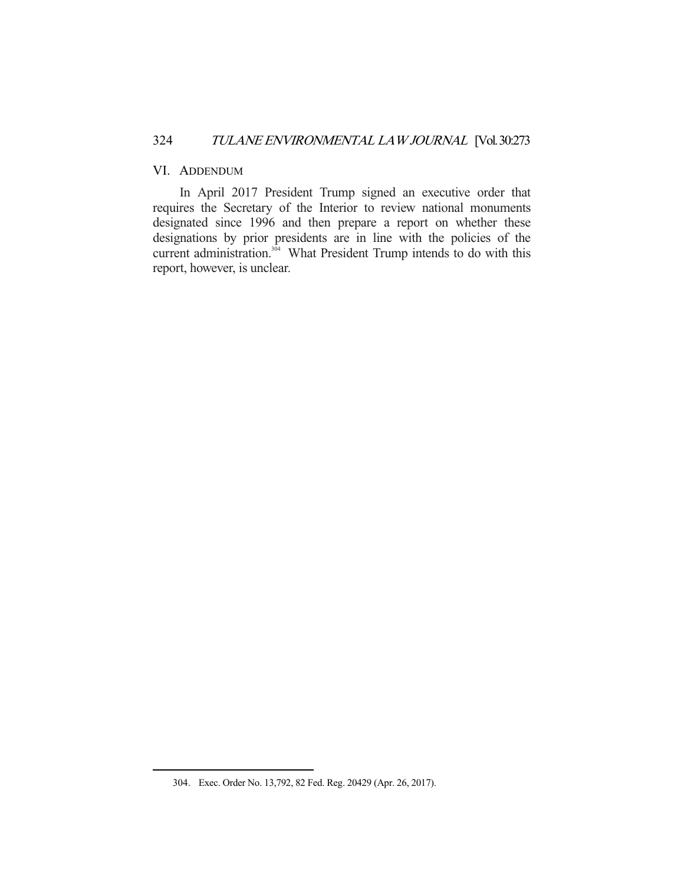## VI. ADDENDUM

In April 2017 President Trump signed an executive order that requires the Secretary of the Interior to review national monuments designated since 1996 and then prepare a report on whether these designations by prior presidents are in line with the policies of the current administration.[304] What President Trump intends to do with this report, however, is unclear.

---

304. Exec. Order No. 13,792, 82 Fed. Reg. 20429 (Apr. 26, 2017).